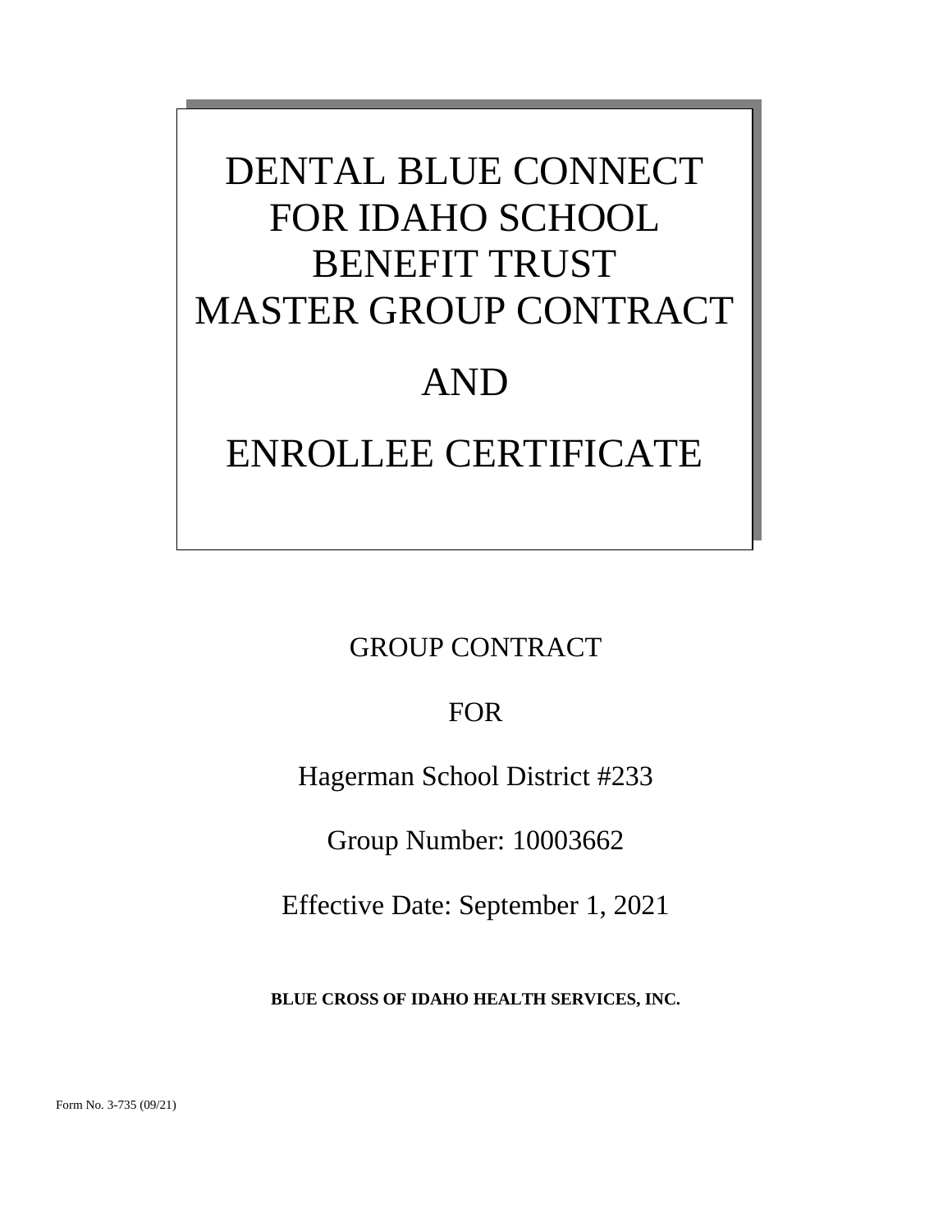# DENTAL BLUE CONNECT FOR IDAHO SCHOOL BENEFIT TRUST MASTER GROUP CONTRACT

# AND

# ENROLLEE CERTIFICATE

GROUP CONTRACT

FOR

Hagerman School District #233

Group Number: 10003662

Effective Date: September 1, 2021

**BLUE CROSS OF IDAHO HEALTH SERVICES, INC.**

Form No. 3-735 (09/21)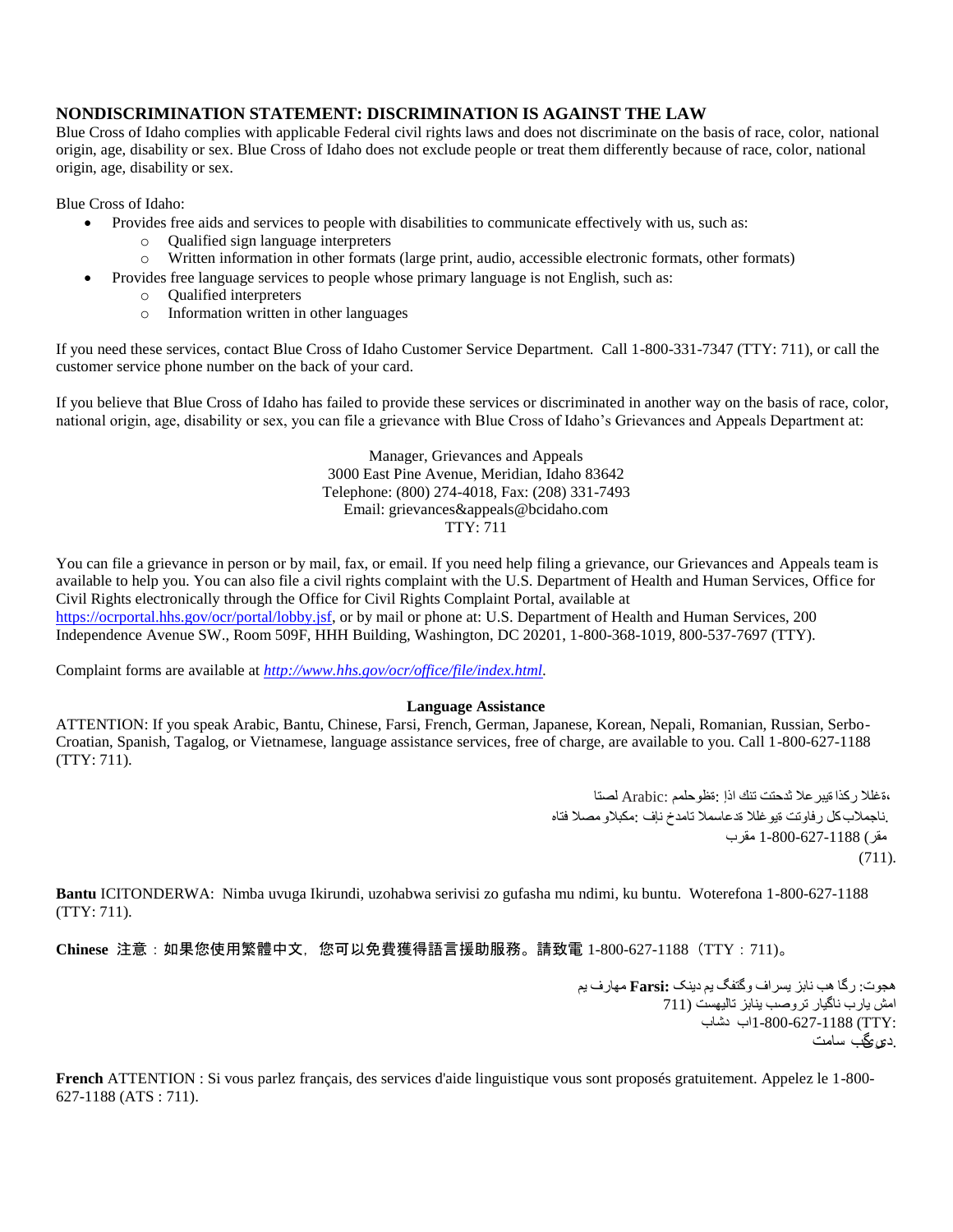## NONDISCRIMINATION STATEMENT: DISCRIMINATION IS AGAINST THE LAW

Blue Cross of Idaho complies with applicable Federal civil rights laws and does not discriminate on the basis of race, color, national origin, age, disability or sex. Blue Cross of Idaho does not exclude people or treat them differently because of race, color, national origin, age, disability or sex.

Blue Cross of Idaho:

- Provides free aids and services to people with disabilities to communicate effectively with us, such as:
  - Qualified sign language interpreters
  - Written information in other formats (large print, audio, accessible electronic formats, other formats)
- Provides free language services to people whose primary language is not English, such as:
  - Qualified interpreters
  - Information written in other languages

If you need these services, contact Blue Cross of Idaho Customer Service Department. Call 1-800-331-7347 (TTY: 711), or call the customer service phone number on the back of your card.

If you believe that Blue Cross of Idaho has failed to provide these services or discriminated in another way on the basis of race, color, national origin, age, disability or sex, you can file a grievance with Blue Cross of Idaho's Grievances and Appeals Department at:

Manager, Grievances and Appeals
3000 East Pine Avenue, Meridian, Idaho 83642
Telephone: (800) 274-4018, Fax: (208) 331-7493
Email: grievances&appeals@bcidaho.com
TTY: 711

You can file a grievance in person or by mail, fax, or email. If you need help filing a grievance, our Grievances and Appeals team is available to help you. You can also file a civil rights complaint with the U.S. Department of Health and Human Services, Office for Civil Rights electronically through the Office for Civil Rights Complaint Portal, available at https://ocrportal.hhs.gov/ocr/portal/lobby.jsf, or by mail or phone at: U.S. Department of Health and Human Services, 200 Independence Avenue SW., Room 509F, HHH Building, Washington, DC 20201, 1-800-368-1019, 800-537-7697 (TTY).

Complaint forms are available at *http://www.hhs.gov/ocr/office/file/index.html*.

**Language Assistance**

ATTENTION: If you speak Arabic, Bantu, Chinese, Farsi, French, German, Japanese, Korean, Nepali, Romanian, Russian, Serbo-Croatian, Spanish, Tagalog, or Vietnamese, language assistance services, free of charge, are available to you. Call 1-800-627-1188 (TTY: 711).

Arabic ملحوظة: إذا كنت تتحدث اذكر اللغة، فإن خدمات المساعدة اللغوية تتوافر لك بالمجان. اتصل برقم 1-800-627-1188 (رقم هاتف الصم والبكم: 711).

**Bantu** ICITONDERWA: Nimba uvuga Ikirundi, uzohabwa serivisi zo gufasha mu ndimi, ku buntu. Woterefona 1-800-627-1188 (TTY: 711).

**Chinese** 注意：如果您使用繁體中文，您可以免費獲得語言援助服務。請致電 1-800-627-1188（TTY：711）。

**Farsi:** توجه: اگر به زبان فارسی گفتگو می کنید، تسهیلات زبانی بصورت رایگان برای شما فراهم می باشد. با 1-800-627-1188 (TTY: 711) تماس بگیرید.

**French** ATTENTION : Si vous parlez français, des services d'aide linguistique vous sont proposés gratuitement. Appelez le 1-800-627-1188 (ATS : 711).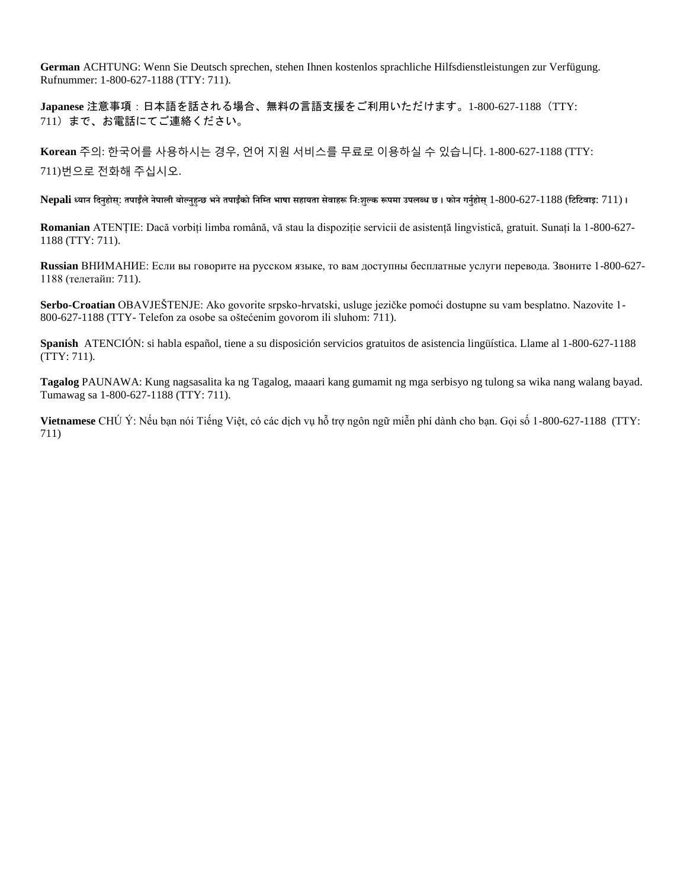**German** ACHTUNG: Wenn Sie Deutsch sprechen, stehen Ihnen kostenlos sprachliche Hilfsdienstleistungen zur Verfügung. Rufnummer: 1-800-627-1188 (TTY: 711).

**Japanese** 注意事項：日本語を話される場合、無料の言語支援をご利用いただけます。1-800-627-1188（TTY: 711）まで、お電話にてご連絡ください。

**Korean** 주의: 한국어를 사용하시는 경우, 언어 지원 서비스를 무료로 이용하실 수 있습니다. 1-800-627-1188 (TTY: 711)번으로 전화해 주십시오.

**Nepali** ध्यान दिनुहोस्: तपाईंले नेपाली बोल्नुहुन्छ भने तपाईंको निम्ति भाषा सहायता सेवाहरू निःशुल्क रूपमा उपलब्ध छ । फोन गर्नुहोस् 1-800-627-1188 (टिटिवाइ: 711) ।

**Romanian** ATENȚIE: Dacă vorbiți limba română, vă stau la dispoziție servicii de asistență lingvistică, gratuit. Sunați la 1-800-627-1188 (TTY: 711).

**Russian** ВНИМАНИЕ: Если вы говорите на русском языке, то вам доступны бесплатные услуги перевода. Звоните 1-800-627-1188 (телетайп: 711).

**Serbo-Croatian** OBAVJEŠTENJE: Ako govorite srpsko-hrvatski, usluge jezičke pomoći dostupne su vam besplatno. Nazovite 1-800-627-1188 (TTY- Telefon za osobe sa oštećenim govorom ili sluhom: 711).

**Spanish** ATENCIÓN: si habla español, tiene a su disposición servicios gratuitos de asistencia lingüística. Llame al 1-800-627-1188 (TTY: 711).

**Tagalog** PAUNAWA: Kung nagsasalita ka ng Tagalog, maaari kang gumamit ng mga serbisyo ng tulong sa wika nang walang bayad. Tumawag sa 1-800-627-1188 (TTY: 711).

**Vietnamese** CHÚ Ý: Nếu bạn nói Tiếng Việt, có các dịch vụ hỗ trợ ngôn ngữ miễn phí dành cho bạn. Gọi số 1-800-627-1188 (TTY: 711)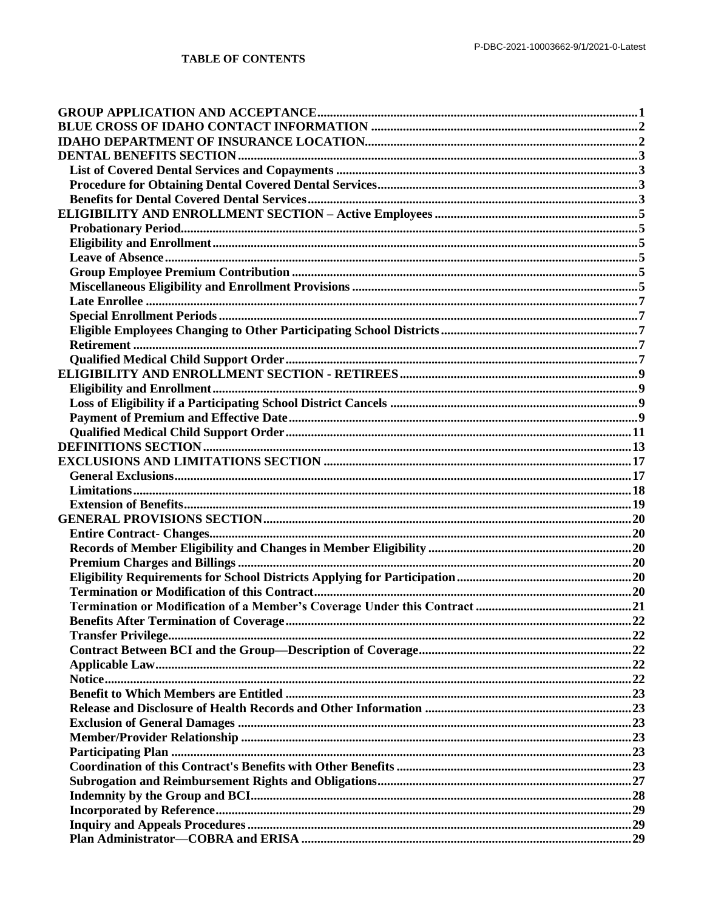P-DBC-2021-10003662-9/1/2021-0-Latest

**TABLE OF CONTENTS**

| | |
|---|---|
| **GROUP APPLICATION AND ACCEPTANCE** | 1 |
| **BLUE CROSS OF IDAHO CONTACT INFORMATION** | 2 |
| **IDAHO DEPARTMENT OF INSURANCE LOCATION** | 2 |
| **DENTAL BENEFITS SECTION** | 3 |
| **List of Covered Dental Services and Copayments** | 3 |
| **Procedure for Obtaining Dental Covered Dental Services** | 3 |
| **Benefits for Dental Covered Dental Services** | 3 |
| **ELIGIBILITY AND ENROLLMENT SECTION – Active Employees** | 5 |
| **Probationary Period** | 5 |
| **Eligibility and Enrollment** | 5 |
| **Leave of Absence** | 5 |
| **Group Employee Premium Contribution** | 5 |
| **Miscellaneous Eligibility and Enrollment Provisions** | 5 |
| **Late Enrollee** | 7 |
| **Special Enrollment Periods** | 7 |
| **Eligible Employees Changing to Other Participating School Districts** | 7 |
| **Retirement** | 7 |
| **Qualified Medical Child Support Order** | 7 |
| **ELIGIBILITY AND ENROLLMENT SECTION - RETIREES** | 9 |
| **Eligibility and Enrollment** | 9 |
| **Loss of Eligibility if a Participating School District Cancels** | 9 |
| **Payment of Premium and Effective Date** | 9 |
| **Qualified Medical Child Support Order** | 11 |
| **DEFINITIONS SECTION** | 13 |
| **EXCLUSIONS AND LIMITATIONS SECTION** | 17 |
| **General Exclusions** | 17 |
| **Limitations** | 18 |
| **Extension of Benefits** | 19 |
| **GENERAL PROVISIONS SECTION** | 20 |
| **Entire Contract- Changes** | 20 |
| **Records of Member Eligibility and Changes in Member Eligibility** | 20 |
| **Premium Charges and Billings** | 20 |
| **Eligibility Requirements for School Districts Applying for Participation** | 20 |
| **Termination or Modification of this Contract** | 20 |
| **Termination or Modification of a Member's Coverage Under this Contract** | 21 |
| **Benefits After Termination of Coverage** | 22 |
| **Transfer Privilege** | 22 |
| **Contract Between BCI and the Group—Description of Coverage** | 22 |
| **Applicable Law** | 22 |
| **Notice** | 22 |
| **Benefit to Which Members are Entitled** | 23 |
| **Release and Disclosure of Health Records and Other Information** | 23 |
| **Exclusion of General Damages** | 23 |
| **Member/Provider Relationship** | 23 |
| **Participating Plan** | 23 |
| **Coordination of this Contract's Benefits with Other Benefits** | 23 |
| **Subrogation and Reimbursement Rights and Obligations** | 27 |
| **Indemnity by the Group and BCI** | 28 |
| **Incorporated by Reference** | 29 |
| **Inquiry and Appeals Procedures** | 29 |
| **Plan Administrator—COBRA and ERISA** | 29 |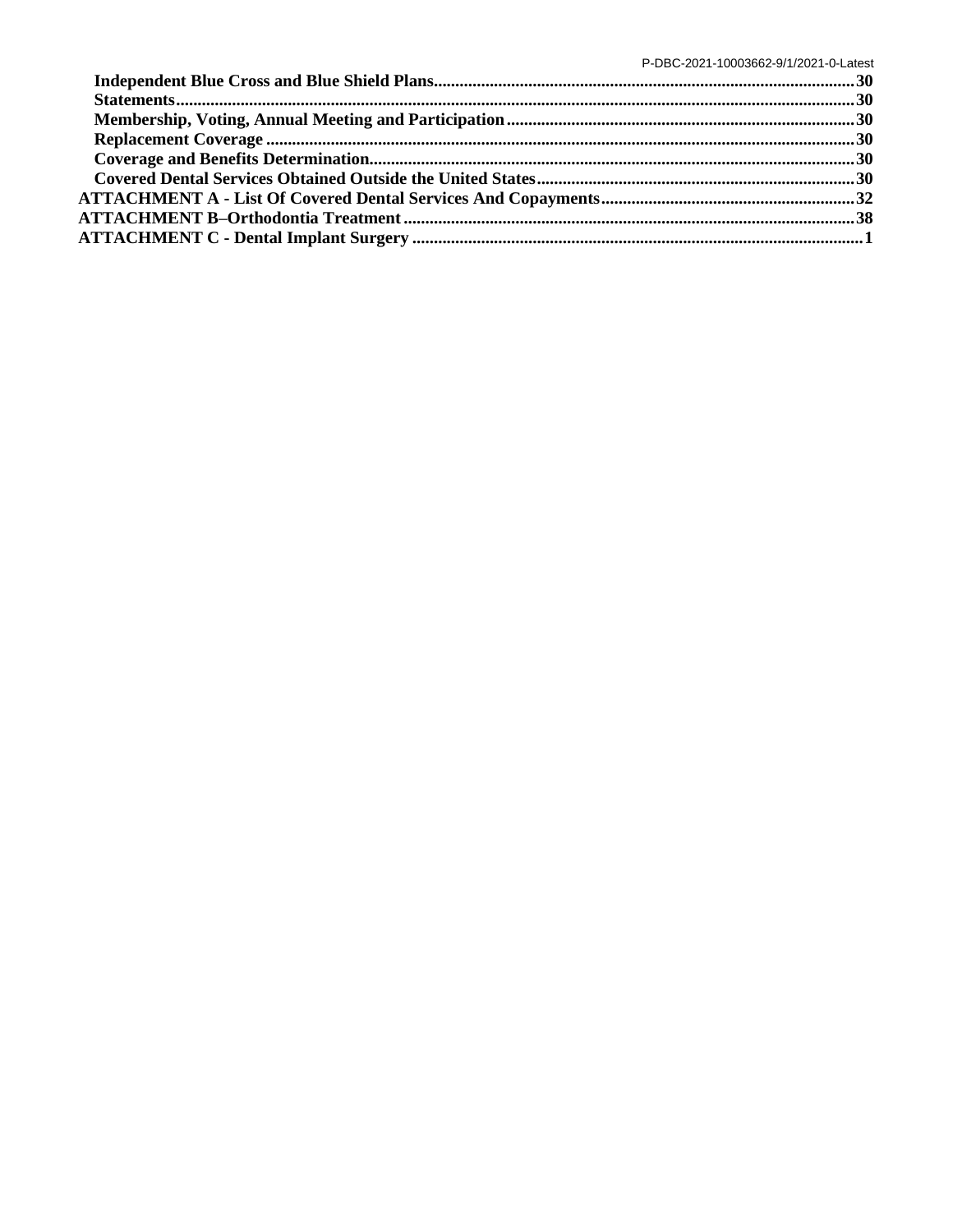**Independent Blue Cross and Blue Shield Plans** ........ 30
**Statements** ........ 30
**Membership, Voting, Annual Meeting and Participation** ........ 30
**Replacement Coverage** ........ 30
**Coverage and Benefits Determination** ........ 30
**Covered Dental Services Obtained Outside the United States** ........ 30

**ATTACHMENT A - List Of Covered Dental Services And Copayments** ........ 32
**ATTACHMENT B–Orthodontia Treatment** ........ 38
**ATTACHMENT C - Dental Implant Surgery** ........ 1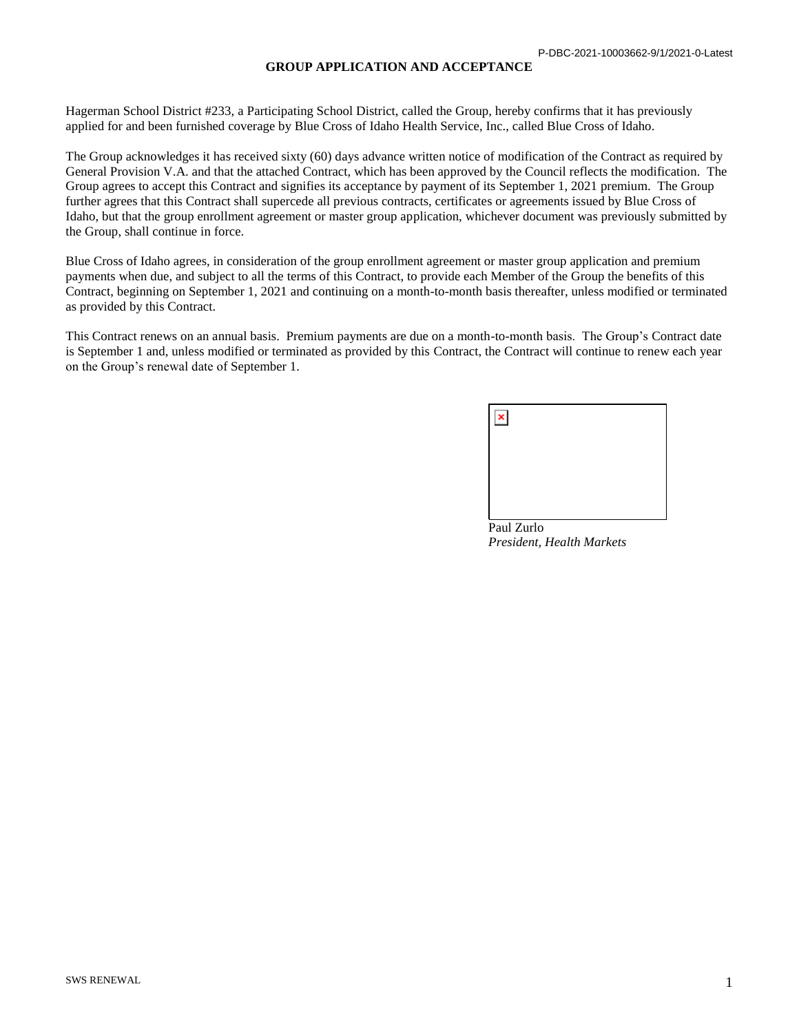# GROUP APPLICATION AND ACCEPTANCE

Hagerman School District #233, a Participating School District, called the Group, hereby confirms that it has previously applied for and been furnished coverage by Blue Cross of Idaho Health Service, Inc., called Blue Cross of Idaho.

The Group acknowledges it has received sixty (60) days advance written notice of modification of the Contract as required by General Provision V.A. and that the attached Contract, which has been approved by the Council reflects the modification. The Group agrees to accept this Contract and signifies its acceptance by payment of its September 1, 2021 premium. The Group further agrees that this Contract shall supercede all previous contracts, certificates or agreements issued by Blue Cross of Idaho, but that the group enrollment agreement or master group application, whichever document was previously submitted by the Group, shall continue in force.

Blue Cross of Idaho agrees, in consideration of the group enrollment agreement or master group application and premium payments when due, and subject to all the terms of this Contract, to provide each Member of the Group the benefits of this Contract, beginning on September 1, 2021 and continuing on a month-to-month basis thereafter, unless modified or terminated as provided by this Contract.

This Contract renews on an annual basis. Premium payments are due on a month-to-month basis. The Group's Contract date is September 1 and, unless modified or terminated as provided by this Contract, the Contract will continue to renew each year on the Group's renewal date of September 1.

Paul Zurlo
*President, Health Markets*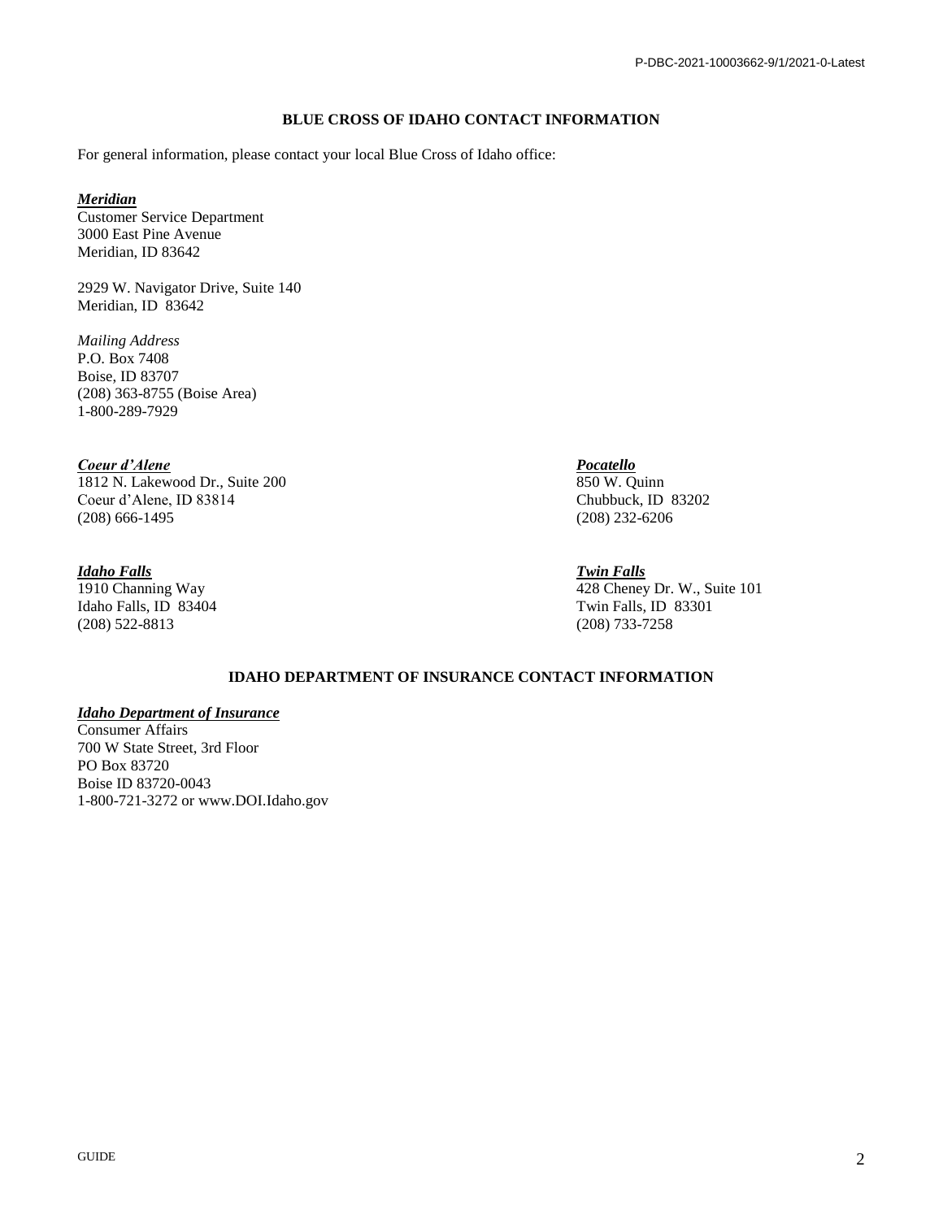## BLUE CROSS OF IDAHO CONTACT INFORMATION

For general information, please contact your local Blue Cross of Idaho office:

***Meridian***
Customer Service Department
3000 East Pine Avenue
Meridian, ID 83642

2929 W. Navigator Drive, Suite 140
Meridian, ID 83642

*Mailing Address*
P.O. Box 7408
Boise, ID 83707
(208) 363-8755 (Boise Area)
1-800-289-7929

***Coeur d'Alene***
1812 N. Lakewood Dr., Suite 200
Coeur d'Alene, ID 83814
(208) 666-1495

***Pocatello***
850 W. Quinn
Chubbuck, ID 83202
(208) 232-6206

***Idaho Falls***
1910 Channing Way
Idaho Falls, ID 83404
(208) 522-8813

***Twin Falls***
428 Cheney Dr. W., Suite 101
Twin Falls, ID 83301
(208) 733-7258

## IDAHO DEPARTMENT OF INSURANCE CONTACT INFORMATION

***Idaho Department of Insurance***
Consumer Affairs
700 W State Street, 3rd Floor
PO Box 83720
Boise ID 83720-0043
1-800-721-3272 or www.DOI.Idaho.gov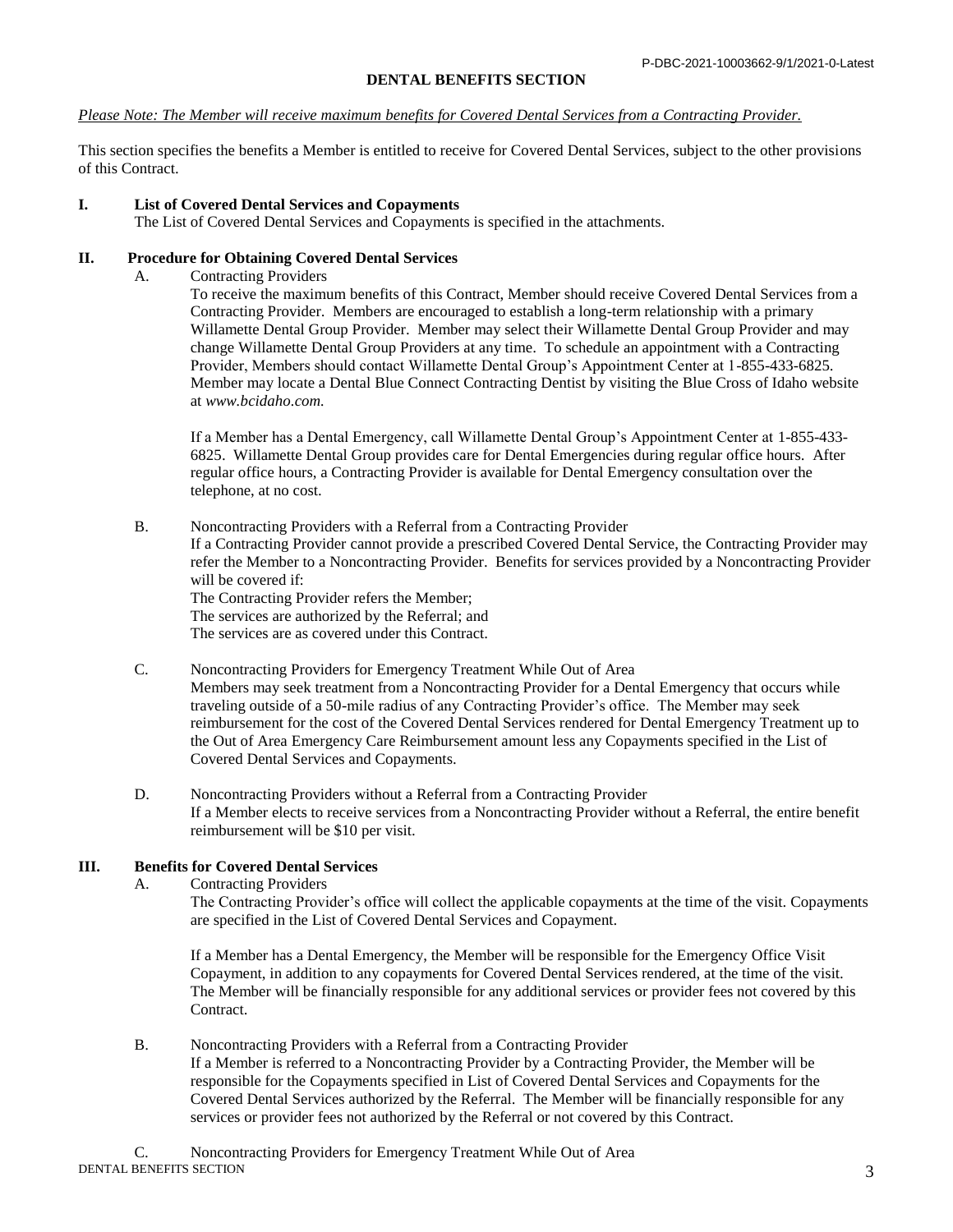## DENTAL BENEFITS SECTION

*Please Note: The Member will receive maximum benefits for Covered Dental Services from a Contracting Provider.*

This section specifies the benefits a Member is entitled to receive for Covered Dental Services, subject to the other provisions of this Contract.

### I. List of Covered Dental Services and Copayments

The List of Covered Dental Services and Copayments is specified in the attachments.

### II. Procedure for Obtaining Covered Dental Services

A. Contracting Providers

To receive the maximum benefits of this Contract, Member should receive Covered Dental Services from a Contracting Provider. Members are encouraged to establish a long-term relationship with a primary Willamette Dental Group Provider. Member may select their Willamette Dental Group Provider and may change Willamette Dental Group Providers at any time. To schedule an appointment with a Contracting Provider, Members should contact Willamette Dental Group's Appointment Center at 1-855-433-6825. Member may locate a Dental Blue Connect Contracting Dentist by visiting the Blue Cross of Idaho website at *www.bcidaho.com.*

If a Member has a Dental Emergency, call Willamette Dental Group's Appointment Center at 1-855-433-6825. Willamette Dental Group provides care for Dental Emergencies during regular office hours. After regular office hours, a Contracting Provider is available for Dental Emergency consultation over the telephone, at no cost.

B. Noncontracting Providers with a Referral from a Contracting Provider

If a Contracting Provider cannot provide a prescribed Covered Dental Service, the Contracting Provider may refer the Member to a Noncontracting Provider. Benefits for services provided by a Noncontracting Provider will be covered if:

The Contracting Provider refers the Member;

The services are authorized by the Referral; and

The services are as covered under this Contract.

C. Noncontracting Providers for Emergency Treatment While Out of Area

Members may seek treatment from a Noncontracting Provider for a Dental Emergency that occurs while traveling outside of a 50-mile radius of any Contracting Provider's office. The Member may seek reimbursement for the cost of the Covered Dental Services rendered for Dental Emergency Treatment up to the Out of Area Emergency Care Reimbursement amount less any Copayments specified in the List of Covered Dental Services and Copayments.

D. Noncontracting Providers without a Referral from a Contracting Provider

If a Member elects to receive services from a Noncontracting Provider without a Referral, the entire benefit reimbursement will be $10 per visit.

### III. Benefits for Covered Dental Services

A. Contracting Providers

The Contracting Provider's office will collect the applicable copayments at the time of the visit. Copayments are specified in the List of Covered Dental Services and Copayment.

If a Member has a Dental Emergency, the Member will be responsible for the Emergency Office Visit Copayment, in addition to any copayments for Covered Dental Services rendered, at the time of the visit. The Member will be financially responsible for any additional services or provider fees not covered by this Contract.

B. Noncontracting Providers with a Referral from a Contracting Provider

If a Member is referred to a Noncontracting Provider by a Contracting Provider, the Member will be responsible for the Copayments specified in List of Covered Dental Services and Copayments for the Covered Dental Services authorized by the Referral. The Member will be financially responsible for any services or provider fees not authorized by the Referral or not covered by this Contract.

C. Noncontracting Providers for Emergency Treatment While Out of Area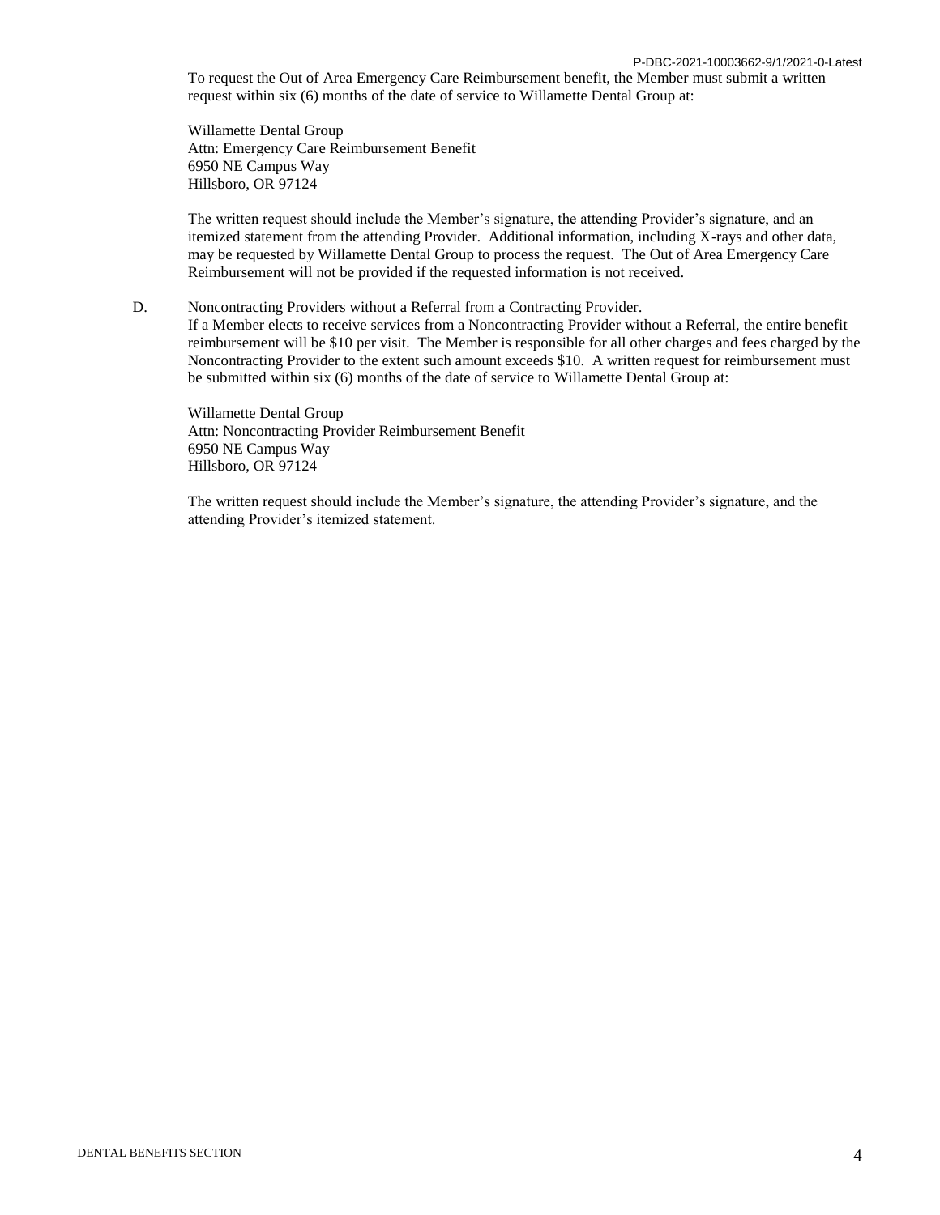To request the Out of Area Emergency Care Reimbursement benefit, the Member must submit a written request within six (6) months of the date of service to Willamette Dental Group at:

Willamette Dental Group
Attn: Emergency Care Reimbursement Benefit
6950 NE Campus Way
Hillsboro, OR 97124

The written request should include the Member's signature, the attending Provider's signature, and an itemized statement from the attending Provider. Additional information, including X-rays and other data, may be requested by Willamette Dental Group to process the request. The Out of Area Emergency Care Reimbursement will not be provided if the requested information is not received.

D. Noncontracting Providers without a Referral from a Contracting Provider.
If a Member elects to receive services from a Noncontracting Provider without a Referral, the entire benefit reimbursement will be $10 per visit. The Member is responsible for all other charges and fees charged by the Noncontracting Provider to the extent such amount exceeds $10. A written request for reimbursement must be submitted within six (6) months of the date of service to Willamette Dental Group at:

Willamette Dental Group
Attn: Noncontracting Provider Reimbursement Benefit
6950 NE Campus Way
Hillsboro, OR 97124

The written request should include the Member's signature, the attending Provider's signature, and the attending Provider's itemized statement.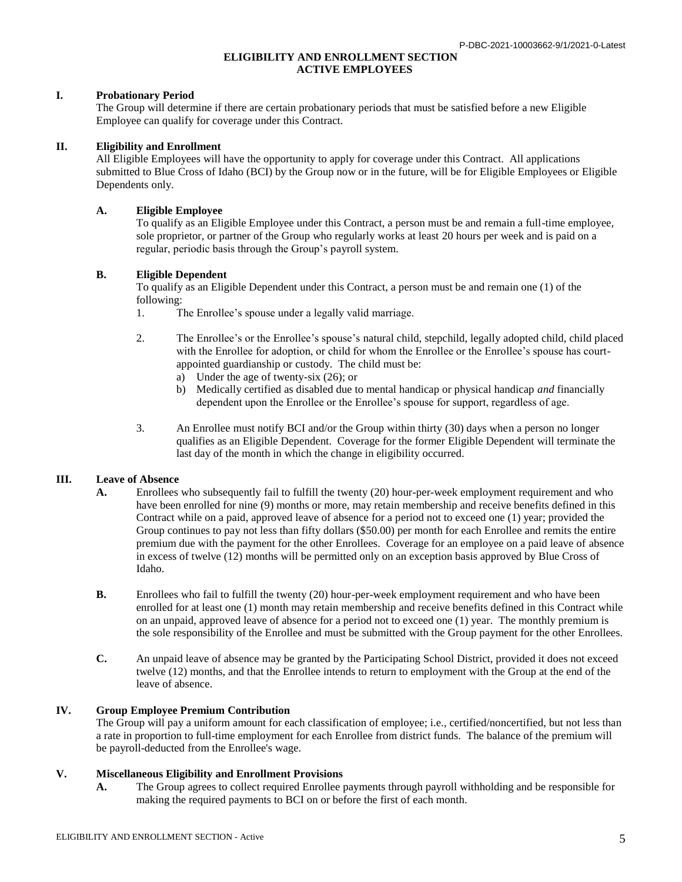# ELIGIBILITY AND ENROLLMENT SECTION
## ACTIVE EMPLOYEES

### I. Probationary Period

The Group will determine if there are certain probationary periods that must be satisfied before a new Eligible Employee can qualify for coverage under this Contract.

### II. Eligibility and Enrollment

All Eligible Employees will have the opportunity to apply for coverage under this Contract. All applications submitted to Blue Cross of Idaho (BCI) by the Group now or in the future, will be for Eligible Employees or Eligible Dependents only.

#### A. Eligible Employee

To qualify as an Eligible Employee under this Contract, a person must be and remain a full-time employee, sole proprietor, or partner of the Group who regularly works at least 20 hours per week and is paid on a regular, periodic basis through the Group's payroll system.

#### B. Eligible Dependent

To qualify as an Eligible Dependent under this Contract, a person must be and remain one (1) of the following:

1. The Enrollee's spouse under a legally valid marriage.
2. The Enrollee's or the Enrollee's spouse's natural child, stepchild, legally adopted child, child placed with the Enrollee for adoption, or child for whom the Enrollee or the Enrollee's spouse has court-appointed guardianship or custody. The child must be:
   a) Under the age of twenty-six (26); or
   b) Medically certified as disabled due to mental handicap or physical handicap *and* financially dependent upon the Enrollee or the Enrollee's spouse for support, regardless of age.
3. An Enrollee must notify BCI and/or the Group within thirty (30) days when a person no longer qualifies as an Eligible Dependent. Coverage for the former Eligible Dependent will terminate the last day of the month in which the change in eligibility occurred.

### III. Leave of Absence

**A.** Enrollees who subsequently fail to fulfill the twenty (20) hour-per-week employment requirement and who have been enrolled for nine (9) months or more, may retain membership and receive benefits defined in this Contract while on a paid, approved leave of absence for a period not to exceed one (1) year; provided the Group continues to pay not less than fifty dollars ($50.00) per month for each Enrollee and remits the entire premium due with the payment for the other Enrollees. Coverage for an employee on a paid leave of absence in excess of twelve (12) months will be permitted only on an exception basis approved by Blue Cross of Idaho.

**B.** Enrollees who fail to fulfill the twenty (20) hour-per-week employment requirement and who have been enrolled for at least one (1) month may retain membership and receive benefits defined in this Contract while on an unpaid, approved leave of absence for a period not to exceed one (1) year. The monthly premium is the sole responsibility of the Enrollee and must be submitted with the Group payment for the other Enrollees.

**C.** An unpaid leave of absence may be granted by the Participating School District, provided it does not exceed twelve (12) months, and that the Enrollee intends to return to employment with the Group at the end of the leave of absence.

### IV. Group Employee Premium Contribution

The Group will pay a uniform amount for each classification of employee; i.e., certified/noncertified, but not less than a rate in proportion to full-time employment for each Enrollee from district funds. The balance of the premium will be payroll-deducted from the Enrollee's wage.

### V. Miscellaneous Eligibility and Enrollment Provisions

**A.** The Group agrees to collect required Enrollee payments through payroll withholding and be responsible for making the required payments to BCI on or before the first of each month.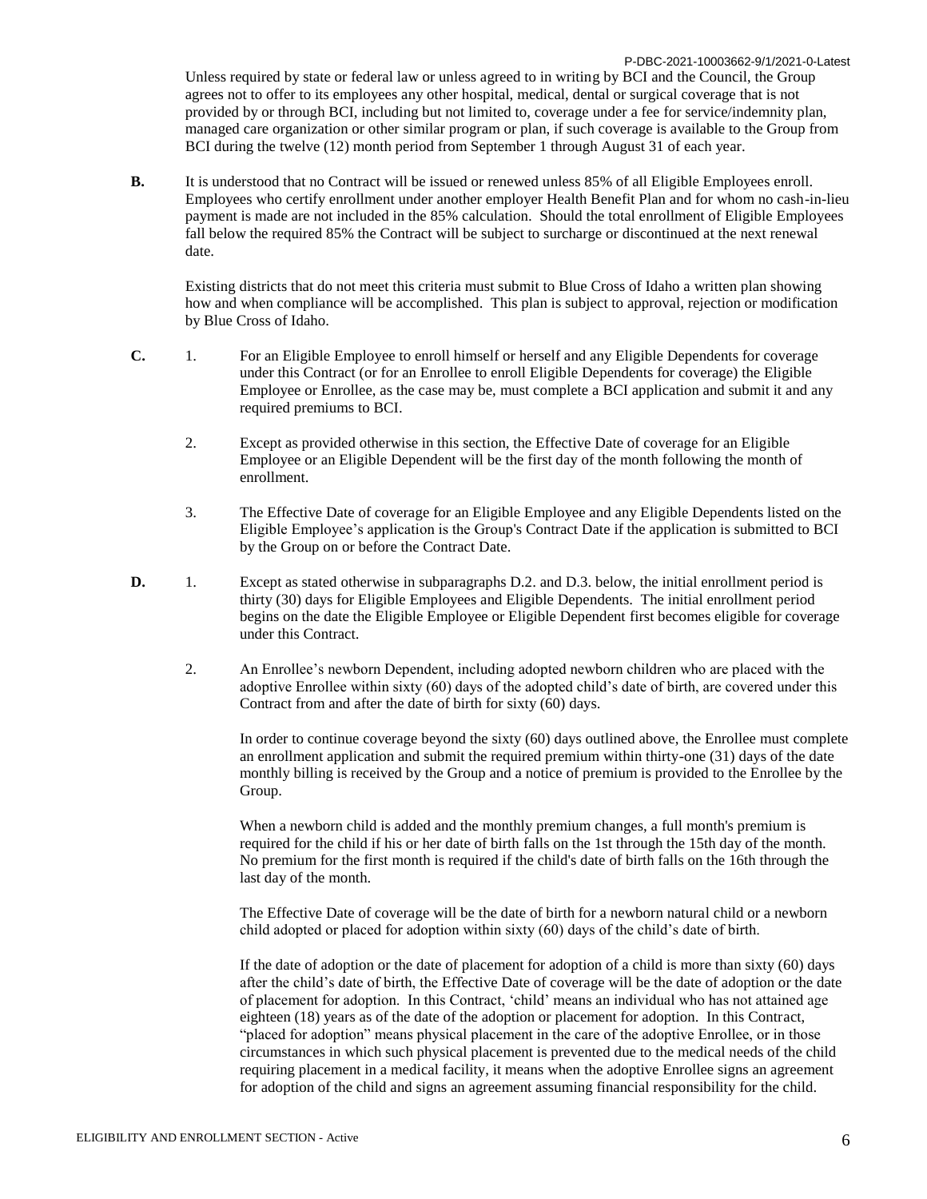Unless required by state or federal law or unless agreed to in writing by BCI and the Council, the Group agrees not to offer to its employees any other hospital, medical, dental or surgical coverage that is not provided by or through BCI, including but not limited to, coverage under a fee for service/indemnity plan, managed care organization or other similar program or plan, if such coverage is available to the Group from BCI during the twelve (12) month period from September 1 through August 31 of each year.

**B.** It is understood that no Contract will be issued or renewed unless 85% of all Eligible Employees enroll. Employees who certify enrollment under another employer Health Benefit Plan and for whom no cash-in-lieu payment is made are not included in the 85% calculation. Should the total enrollment of Eligible Employees fall below the required 85% the Contract will be subject to surcharge or discontinued at the next renewal date.

Existing districts that do not meet this criteria must submit to Blue Cross of Idaho a written plan showing how and when compliance will be accomplished. This plan is subject to approval, rejection or modification by Blue Cross of Idaho.

**C.**

1. For an Eligible Employee to enroll himself or herself and any Eligible Dependents for coverage under this Contract (or for an Enrollee to enroll Eligible Dependents for coverage) the Eligible Employee or Enrollee, as the case may be, must complete a BCI application and submit it and any required premiums to BCI.

2. Except as provided otherwise in this section, the Effective Date of coverage for an Eligible Employee or an Eligible Dependent will be the first day of the month following the month of enrollment.

3. The Effective Date of coverage for an Eligible Employee and any Eligible Dependents listed on the Eligible Employee's application is the Group's Contract Date if the application is submitted to BCI by the Group on or before the Contract Date.

**D.**

1. Except as stated otherwise in subparagraphs D.2. and D.3. below, the initial enrollment period is thirty (30) days for Eligible Employees and Eligible Dependents. The initial enrollment period begins on the date the Eligible Employee or Eligible Dependent first becomes eligible for coverage under this Contract.

2. An Enrollee's newborn Dependent, including adopted newborn children who are placed with the adoptive Enrollee within sixty (60) days of the adopted child's date of birth, are covered under this Contract from and after the date of birth for sixty (60) days.

   In order to continue coverage beyond the sixty (60) days outlined above, the Enrollee must complete an enrollment application and submit the required premium within thirty-one (31) days of the date monthly billing is received by the Group and a notice of premium is provided to the Enrollee by the Group.

   When a newborn child is added and the monthly premium changes, a full month's premium is required for the child if his or her date of birth falls on the 1st through the 15th day of the month. No premium for the first month is required if the child's date of birth falls on the 16th through the last day of the month.

   The Effective Date of coverage will be the date of birth for a newborn natural child or a newborn child adopted or placed for adoption within sixty (60) days of the child's date of birth.

   If the date of adoption or the date of placement for adoption of a child is more than sixty (60) days after the child's date of birth, the Effective Date of coverage will be the date of adoption or the date of placement for adoption. In this Contract, 'child' means an individual who has not attained age eighteen (18) years as of the date of the adoption or placement for adoption. In this Contract, "placed for adoption" means physical placement in the care of the adoptive Enrollee, or in those circumstances in which such physical placement is prevented due to the medical needs of the child requiring placement in a medical facility, it means when the adoptive Enrollee signs an agreement for adoption of the child and signs an agreement assuming financial responsibility for the child.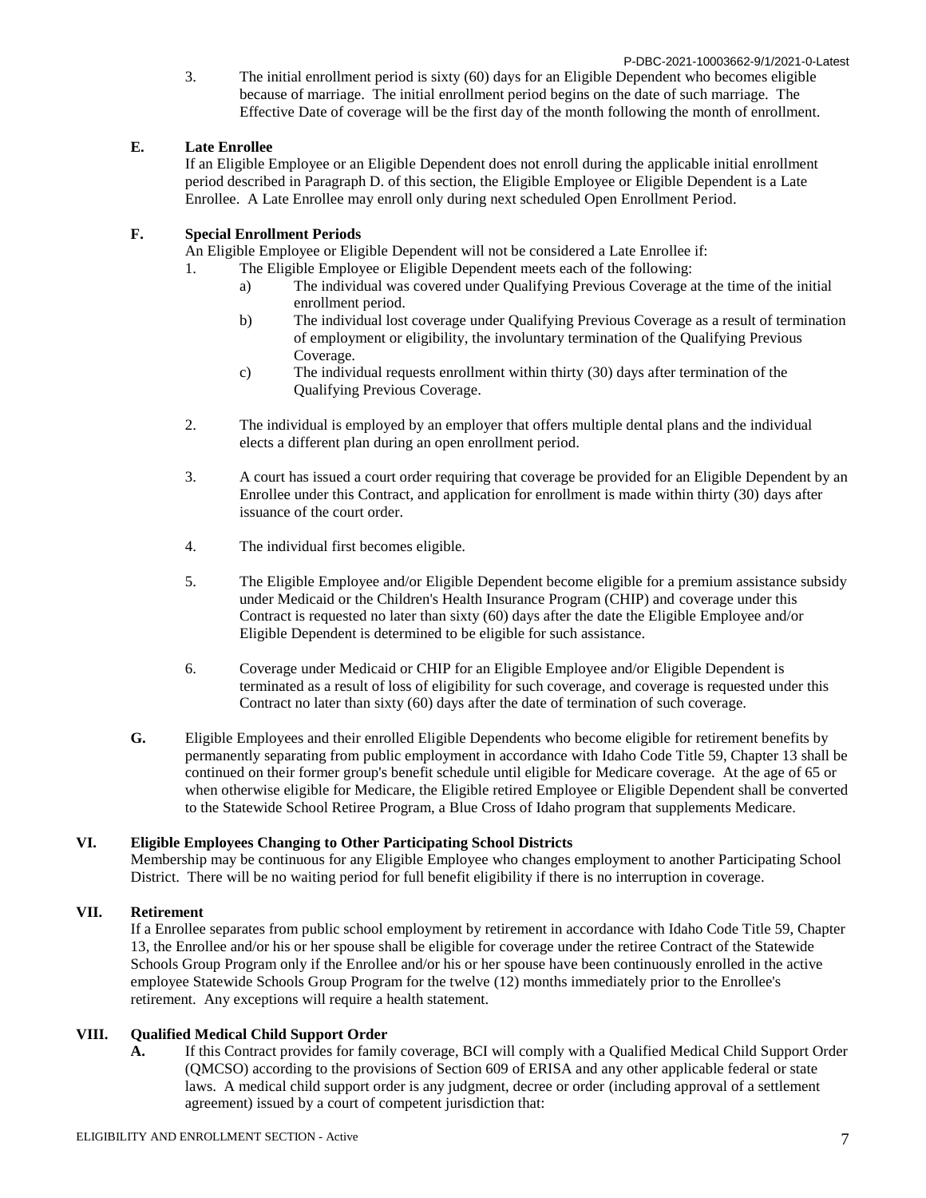3. The initial enrollment period is sixty (60) days for an Eligible Dependent who becomes eligible because of marriage. The initial enrollment period begins on the date of such marriage. The Effective Date of coverage will be the first day of the month following the month of enrollment.

**E. Late Enrollee**

If an Eligible Employee or an Eligible Dependent does not enroll during the applicable initial enrollment period described in Paragraph D. of this section, the Eligible Employee or Eligible Dependent is a Late Enrollee. A Late Enrollee may enroll only during next scheduled Open Enrollment Period.

**F. Special Enrollment Periods**

An Eligible Employee or Eligible Dependent will not be considered a Late Enrollee if:

1. The Eligible Employee or Eligible Dependent meets each of the following:
   a) The individual was covered under Qualifying Previous Coverage at the time of the initial enrollment period.
   b) The individual lost coverage under Qualifying Previous Coverage as a result of termination of employment or eligibility, the involuntary termination of the Qualifying Previous Coverage.
   c) The individual requests enrollment within thirty (30) days after termination of the Qualifying Previous Coverage.

2. The individual is employed by an employer that offers multiple dental plans and the individual elects a different plan during an open enrollment period.

3. A court has issued a court order requiring that coverage be provided for an Eligible Dependent by an Enrollee under this Contract, and application for enrollment is made within thirty (30) days after issuance of the court order.

4. The individual first becomes eligible.

5. The Eligible Employee and/or Eligible Dependent become eligible for a premium assistance subsidy under Medicaid or the Children's Health Insurance Program (CHIP) and coverage under this Contract is requested no later than sixty (60) days after the date the Eligible Employee and/or Eligible Dependent is determined to be eligible for such assistance.

6. Coverage under Medicaid or CHIP for an Eligible Employee and/or Eligible Dependent is terminated as a result of loss of eligibility for such coverage, and coverage is requested under this Contract no later than sixty (60) days after the date of termination of such coverage.

**G.** Eligible Employees and their enrolled Eligible Dependents who become eligible for retirement benefits by permanently separating from public employment in accordance with Idaho Code Title 59, Chapter 13 shall be continued on their former group's benefit schedule until eligible for Medicare coverage. At the age of 65 or when otherwise eligible for Medicare, the Eligible retired Employee or Eligible Dependent shall be converted to the Statewide School Retiree Program, a Blue Cross of Idaho program that supplements Medicare.

## VI. Eligible Employees Changing to Other Participating School Districts

Membership may be continuous for any Eligible Employee who changes employment to another Participating School District. There will be no waiting period for full benefit eligibility if there is no interruption in coverage.

## VII. Retirement

If a Enrollee separates from public school employment by retirement in accordance with Idaho Code Title 59, Chapter 13, the Enrollee and/or his or her spouse shall be eligible for coverage under the retiree Contract of the Statewide Schools Group Program only if the Enrollee and/or his or her spouse have been continuously enrolled in the active employee Statewide Schools Group Program for the twelve (12) months immediately prior to the Enrollee's retirement. Any exceptions will require a health statement.

## VIII. Qualified Medical Child Support Order

**A.** If this Contract provides for family coverage, BCI will comply with a Qualified Medical Child Support Order (QMCSO) according to the provisions of Section 609 of ERISA and any other applicable federal or state laws. A medical child support order is any judgment, decree or order (including approval of a settlement agreement) issued by a court of competent jurisdiction that: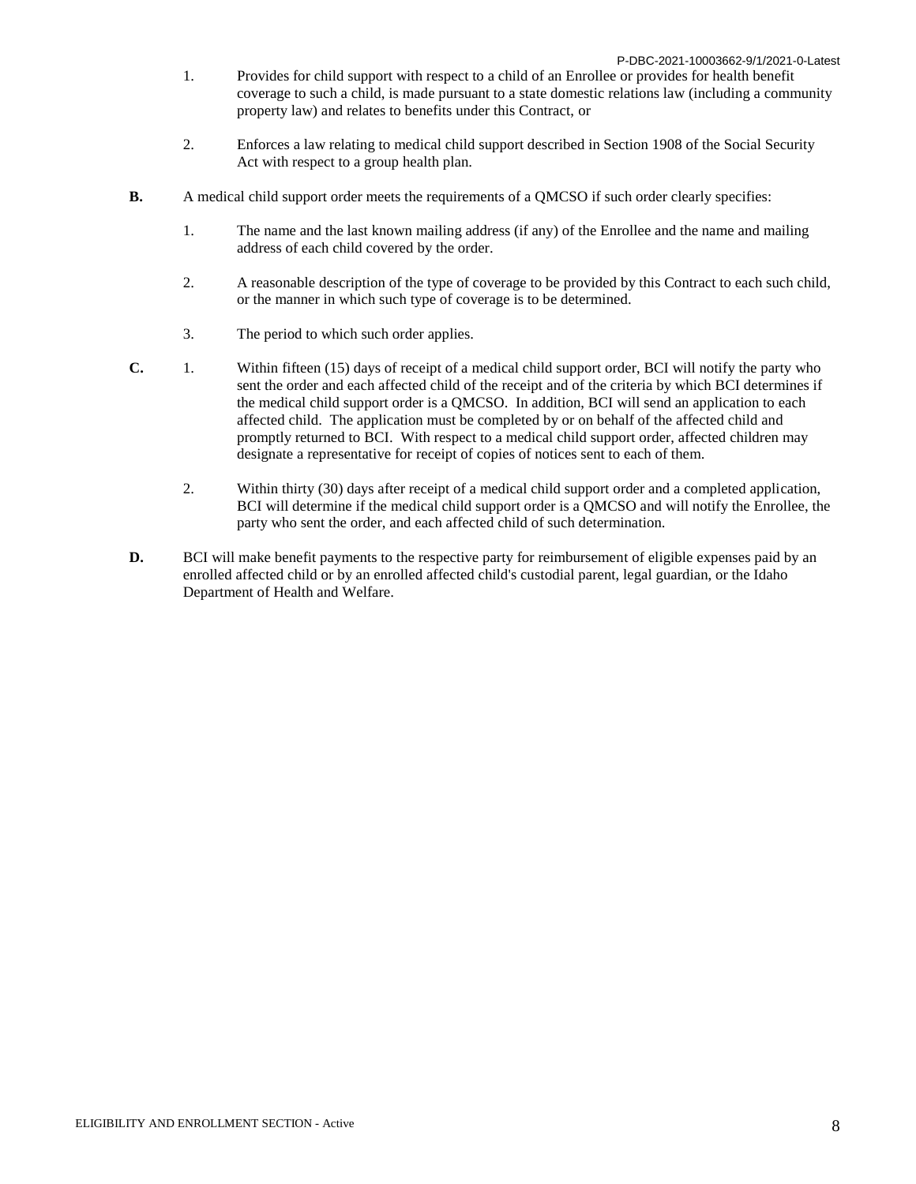1. Provides for child support with respect to a child of an Enrollee or provides for health benefit coverage to such a child, is made pursuant to a state domestic relations law (including a community property law) and relates to benefits under this Contract, or

2. Enforces a law relating to medical child support described in Section 1908 of the Social Security Act with respect to a group health plan.

**B.** A medical child support order meets the requirements of a QMCSO if such order clearly specifies:

1. The name and the last known mailing address (if any) of the Enrollee and the name and mailing address of each child covered by the order.

2. A reasonable description of the type of coverage to be provided by this Contract to each such child, or the manner in which such type of coverage is to be determined.

3. The period to which such order applies.

**C.**

1. Within fifteen (15) days of receipt of a medical child support order, BCI will notify the party who sent the order and each affected child of the receipt and of the criteria by which BCI determines if the medical child support order is a QMCSO. In addition, BCI will send an application to each affected child. The application must be completed by or on behalf of the affected child and promptly returned to BCI. With respect to a medical child support order, affected children may designate a representative for receipt of copies of notices sent to each of them.

2. Within thirty (30) days after receipt of a medical child support order and a completed application, BCI will determine if the medical child support order is a QMCSO and will notify the Enrollee, the party who sent the order, and each affected child of such determination.

**D.** BCI will make benefit payments to the respective party for reimbursement of eligible expenses paid by an enrolled affected child or by an enrolled affected child's custodial parent, legal guardian, or the Idaho Department of Health and Welfare.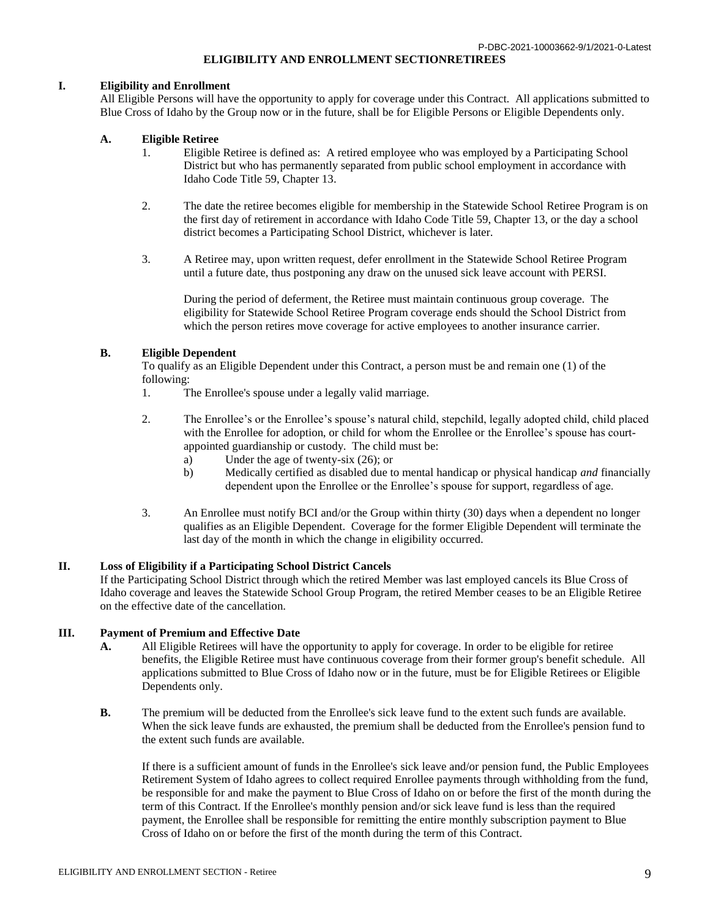## ELIGIBILITY AND ENROLLMENT SECTIONRETIREES

### I. Eligibility and Enrollment

All Eligible Persons will have the opportunity to apply for coverage under this Contract. All applications submitted to Blue Cross of Idaho by the Group now or in the future, shall be for Eligible Persons or Eligible Dependents only.

**A. Eligible Retiree**

1. Eligible Retiree is defined as: A retired employee who was employed by a Participating School District but who has permanently separated from public school employment in accordance with Idaho Code Title 59, Chapter 13.

2. The date the retiree becomes eligible for membership in the Statewide School Retiree Program is on the first day of retirement in accordance with Idaho Code Title 59, Chapter 13, or the day a school district becomes a Participating School District, whichever is later.

3. A Retiree may, upon written request, defer enrollment in the Statewide School Retiree Program until a future date, thus postponing any draw on the unused sick leave account with PERSI.

   During the period of deferment, the Retiree must maintain continuous group coverage. The eligibility for Statewide School Retiree Program coverage ends should the School District from which the person retires move coverage for active employees to another insurance carrier.

**B. Eligible Dependent**

To qualify as an Eligible Dependent under this Contract, a person must be and remain one (1) of the following:

1. The Enrollee's spouse under a legally valid marriage.

2. The Enrollee's or the Enrollee's spouse's natural child, stepchild, legally adopted child, child placed with the Enrollee for adoption, or child for whom the Enrollee or the Enrollee's spouse has court-appointed guardianship or custody. The child must be:
   a) Under the age of twenty-six (26); or
   b) Medically certified as disabled due to mental handicap or physical handicap *and* financially dependent upon the Enrollee or the Enrollee's spouse for support, regardless of age.

3. An Enrollee must notify BCI and/or the Group within thirty (30) days when a dependent no longer qualifies as an Eligible Dependent. Coverage for the former Eligible Dependent will terminate the last day of the month in which the change in eligibility occurred.

### II. Loss of Eligibility if a Participating School District Cancels

If the Participating School District through which the retired Member was last employed cancels its Blue Cross of Idaho coverage and leaves the Statewide School Group Program, the retired Member ceases to be an Eligible Retiree on the effective date of the cancellation.

### III. Payment of Premium and Effective Date

**A.** All Eligible Retirees will have the opportunity to apply for coverage. In order to be eligible for retiree benefits, the Eligible Retiree must have continuous coverage from their former group's benefit schedule. All applications submitted to Blue Cross of Idaho now or in the future, must be for Eligible Retirees or Eligible Dependents only.

**B.** The premium will be deducted from the Enrollee's sick leave fund to the extent such funds are available. When the sick leave funds are exhausted, the premium shall be deducted from the Enrollee's pension fund to the extent such funds are available.

If there is a sufficient amount of funds in the Enrollee's sick leave and/or pension fund, the Public Employees Retirement System of Idaho agrees to collect required Enrollee payments through withholding from the fund, be responsible for and make the payment to Blue Cross of Idaho on or before the first of the month during the term of this Contract. If the Enrollee's monthly pension and/or sick leave fund is less than the required payment, the Enrollee shall be responsible for remitting the entire monthly subscription payment to Blue Cross of Idaho on or before the first of the month during the term of this Contract.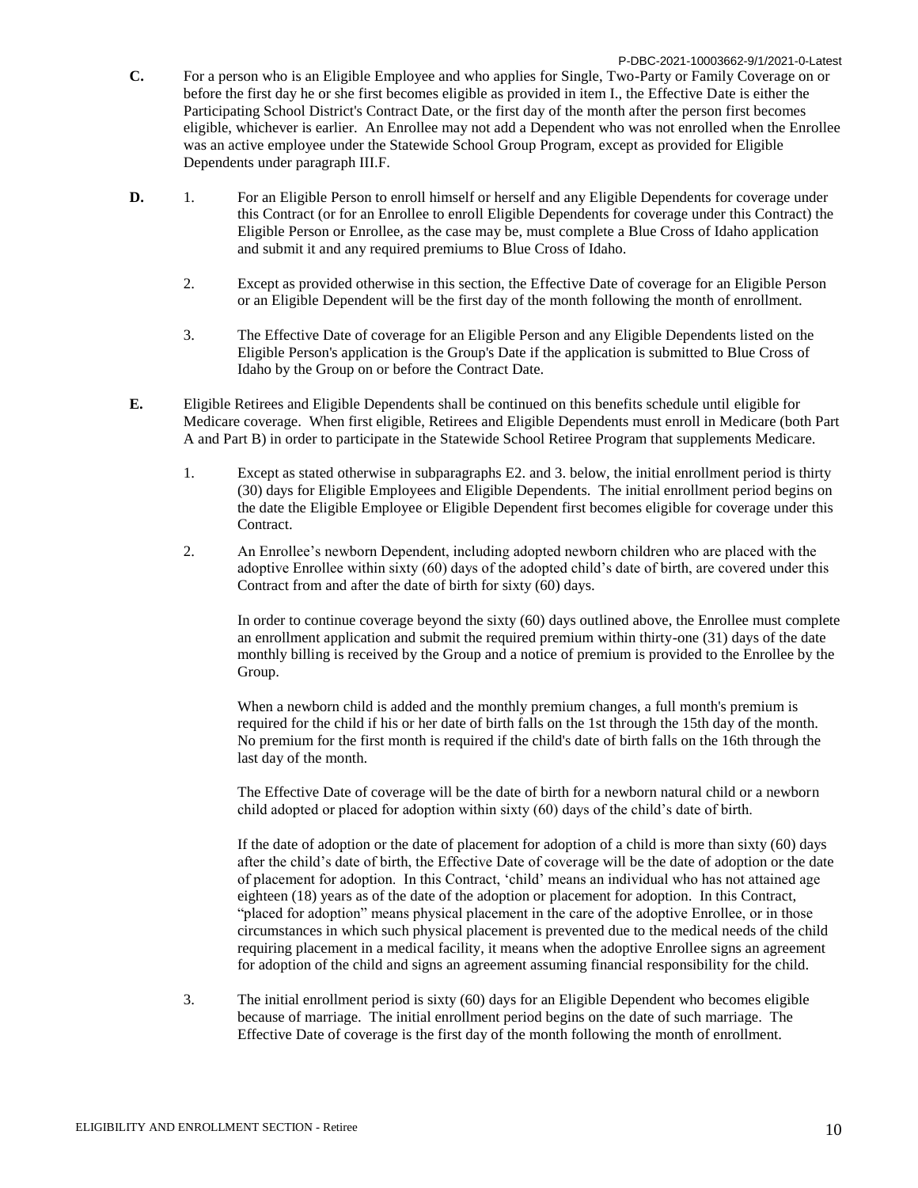**C.** For a person who is an Eligible Employee and who applies for Single, Two-Party or Family Coverage on or before the first day he or she first becomes eligible as provided in item I., the Effective Date is either the Participating School District's Contract Date, or the first day of the month after the person first becomes eligible, whichever is earlier. An Enrollee may not add a Dependent who was not enrolled when the Enrollee was an active employee under the Statewide School Group Program, except as provided for Eligible Dependents under paragraph III.F.

**D.**

1. For an Eligible Person to enroll himself or herself and any Eligible Dependents for coverage under this Contract (or for an Enrollee to enroll Eligible Dependents for coverage under this Contract) the Eligible Person or Enrollee, as the case may be, must complete a Blue Cross of Idaho application and submit it and any required premiums to Blue Cross of Idaho.

2. Except as provided otherwise in this section, the Effective Date of coverage for an Eligible Person or an Eligible Dependent will be the first day of the month following the month of enrollment.

3. The Effective Date of coverage for an Eligible Person and any Eligible Dependents listed on the Eligible Person's application is the Group's Date if the application is submitted to Blue Cross of Idaho by the Group on or before the Contract Date.

**E.** Eligible Retirees and Eligible Dependents shall be continued on this benefits schedule until eligible for Medicare coverage. When first eligible, Retirees and Eligible Dependents must enroll in Medicare (both Part A and Part B) in order to participate in the Statewide School Retiree Program that supplements Medicare.

1. Except as stated otherwise in subparagraphs E2. and 3. below, the initial enrollment period is thirty (30) days for Eligible Employees and Eligible Dependents. The initial enrollment period begins on the date the Eligible Employee or Eligible Dependent first becomes eligible for coverage under this Contract.

2. An Enrollee's newborn Dependent, including adopted newborn children who are placed with the adoptive Enrollee within sixty (60) days of the adopted child's date of birth, are covered under this Contract from and after the date of birth for sixty (60) days.

   In order to continue coverage beyond the sixty (60) days outlined above, the Enrollee must complete an enrollment application and submit the required premium within thirty-one (31) days of the date monthly billing is received by the Group and a notice of premium is provided to the Enrollee by the Group.

   When a newborn child is added and the monthly premium changes, a full month's premium is required for the child if his or her date of birth falls on the 1st through the 15th day of the month. No premium for the first month is required if the child's date of birth falls on the 16th through the last day of the month.

   The Effective Date of coverage will be the date of birth for a newborn natural child or a newborn child adopted or placed for adoption within sixty (60) days of the child's date of birth.

   If the date of adoption or the date of placement for adoption of a child is more than sixty (60) days after the child's date of birth, the Effective Date of coverage will be the date of adoption or the date of placement for adoption. In this Contract, 'child' means an individual who has not attained age eighteen (18) years as of the date of the adoption or placement for adoption. In this Contract, "placed for adoption" means physical placement in the care of the adoptive Enrollee, or in those circumstances in which such physical placement is prevented due to the medical needs of the child requiring placement in a medical facility, it means when the adoptive Enrollee signs an agreement for adoption of the child and signs an agreement assuming financial responsibility for the child.

3. The initial enrollment period is sixty (60) days for an Eligible Dependent who becomes eligible because of marriage. The initial enrollment period begins on the date of such marriage. The Effective Date of coverage is the first day of the month following the month of enrollment.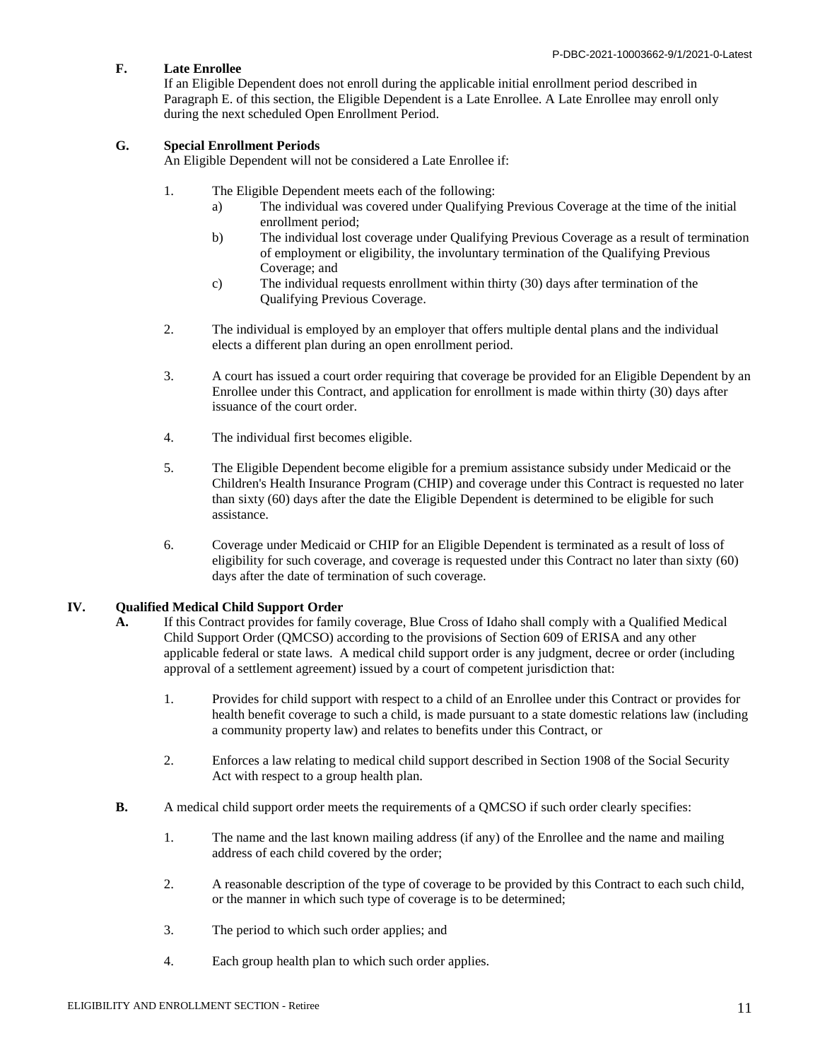### F. Late Enrollee

If an Eligible Dependent does not enroll during the applicable initial enrollment period described in Paragraph E. of this section, the Eligible Dependent is a Late Enrollee. A Late Enrollee may enroll only during the next scheduled Open Enrollment Period.

### G. Special Enrollment Periods

An Eligible Dependent will not be considered a Late Enrollee if:

1. The Eligible Dependent meets each of the following:
   a) The individual was covered under Qualifying Previous Coverage at the time of the initial enrollment period;
   b) The individual lost coverage under Qualifying Previous Coverage as a result of termination of employment or eligibility, the involuntary termination of the Qualifying Previous Coverage; and
   c) The individual requests enrollment within thirty (30) days after termination of the Qualifying Previous Coverage.

2. The individual is employed by an employer that offers multiple dental plans and the individual elects a different plan during an open enrollment period.

3. A court has issued a court order requiring that coverage be provided for an Eligible Dependent by an Enrollee under this Contract, and application for enrollment is made within thirty (30) days after issuance of the court order.

4. The individual first becomes eligible.

5. The Eligible Dependent become eligible for a premium assistance subsidy under Medicaid or the Children's Health Insurance Program (CHIP) and coverage under this Contract is requested no later than sixty (60) days after the date the Eligible Dependent is determined to be eligible for such assistance.

6. Coverage under Medicaid or CHIP for an Eligible Dependent is terminated as a result of loss of eligibility for such coverage, and coverage is requested under this Contract no later than sixty (60) days after the date of termination of such coverage.

## IV. Qualified Medical Child Support Order

**A.** If this Contract provides for family coverage, Blue Cross of Idaho shall comply with a Qualified Medical Child Support Order (QMCSO) according to the provisions of Section 609 of ERISA and any other applicable federal or state laws. A medical child support order is any judgment, decree or order (including approval of a settlement agreement) issued by a court of competent jurisdiction that:

1. Provides for child support with respect to a child of an Enrollee under this Contract or provides for health benefit coverage to such a child, is made pursuant to a state domestic relations law (including a community property law) and relates to benefits under this Contract, or

2. Enforces a law relating to medical child support described in Section 1908 of the Social Security Act with respect to a group health plan.

**B.** A medical child support order meets the requirements of a QMCSO if such order clearly specifies:

1. The name and the last known mailing address (if any) of the Enrollee and the name and mailing address of each child covered by the order;

2. A reasonable description of the type of coverage to be provided by this Contract to each such child, or the manner in which such type of coverage is to be determined;

3. The period to which such order applies; and

4. Each group health plan to which such order applies.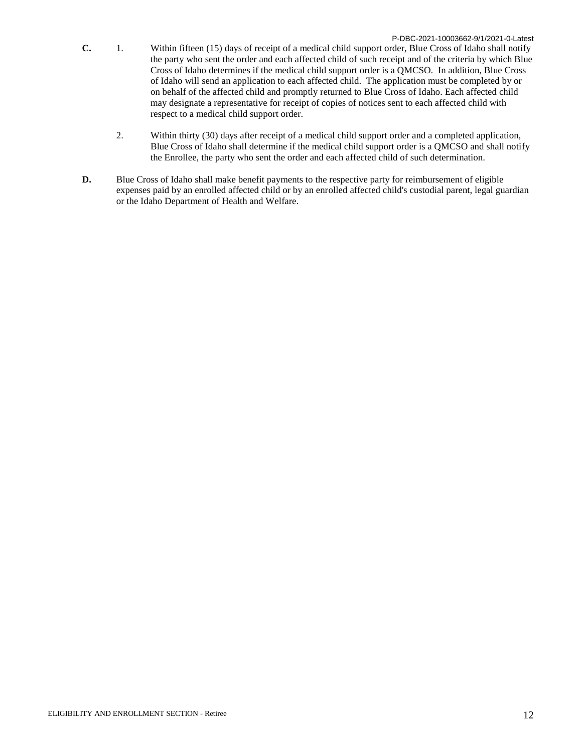**C.** 1. Within fifteen (15) days of receipt of a medical child support order, Blue Cross of Idaho shall notify the party who sent the order and each affected child of such receipt and of the criteria by which Blue Cross of Idaho determines if the medical child support order is a QMCSO. In addition, Blue Cross of Idaho will send an application to each affected child. The application must be completed by or on behalf of the affected child and promptly returned to Blue Cross of Idaho. Each affected child may designate a representative for receipt of copies of notices sent to each affected child with respect to a medical child support order.

2. Within thirty (30) days after receipt of a medical child support order and a completed application, Blue Cross of Idaho shall determine if the medical child support order is a QMCSO and shall notify the Enrollee, the party who sent the order and each affected child of such determination.

**D.** Blue Cross of Idaho shall make benefit payments to the respective party for reimbursement of eligible expenses paid by an enrolled affected child or by an enrolled affected child's custodial parent, legal guardian or the Idaho Department of Health and Welfare.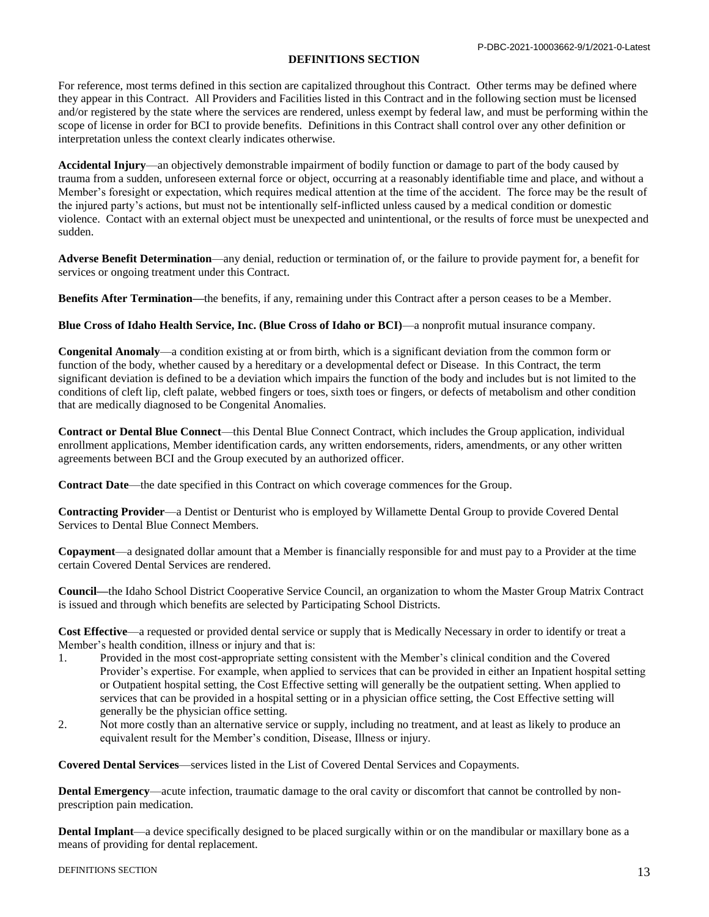## DEFINITIONS SECTION

For reference, most terms defined in this section are capitalized throughout this Contract. Other terms may be defined where they appear in this Contract. All Providers and Facilities listed in this Contract and in the following section must be licensed and/or registered by the state where the services are rendered, unless exempt by federal law, and must be performing within the scope of license in order for BCI to provide benefits. Definitions in this Contract shall control over any other definition or interpretation unless the context clearly indicates otherwise.

**Accidental Injury**—an objectively demonstrable impairment of bodily function or damage to part of the body caused by trauma from a sudden, unforeseen external force or object, occurring at a reasonably identifiable time and place, and without a Member's foresight or expectation, which requires medical attention at the time of the accident. The force may be the result of the injured party's actions, but must not be intentionally self-inflicted unless caused by a medical condition or domestic violence. Contact with an external object must be unexpected and unintentional, or the results of force must be unexpected and sudden.

**Adverse Benefit Determination**—any denial, reduction or termination of, or the failure to provide payment for, a benefit for services or ongoing treatment under this Contract.

**Benefits After Termination—**the benefits, if any, remaining under this Contract after a person ceases to be a Member.

**Blue Cross of Idaho Health Service, Inc. (Blue Cross of Idaho or BCI)**—a nonprofit mutual insurance company.

**Congenital Anomaly**—a condition existing at or from birth, which is a significant deviation from the common form or function of the body, whether caused by a hereditary or a developmental defect or Disease. In this Contract, the term significant deviation is defined to be a deviation which impairs the function of the body and includes but is not limited to the conditions of cleft lip, cleft palate, webbed fingers or toes, sixth toes or fingers, or defects of metabolism and other condition that are medically diagnosed to be Congenital Anomalies.

**Contract or Dental Blue Connect**—this Dental Blue Connect Contract, which includes the Group application, individual enrollment applications, Member identification cards, any written endorsements, riders, amendments, or any other written agreements between BCI and the Group executed by an authorized officer.

**Contract Date**—the date specified in this Contract on which coverage commences for the Group.

**Contracting Provider**—a Dentist or Denturist who is employed by Willamette Dental Group to provide Covered Dental Services to Dental Blue Connect Members.

**Copayment**—a designated dollar amount that a Member is financially responsible for and must pay to a Provider at the time certain Covered Dental Services are rendered.

**Council—**the Idaho School District Cooperative Service Council, an organization to whom the Master Group Matrix Contract is issued and through which benefits are selected by Participating School Districts.

**Cost Effective**—a requested or provided dental service or supply that is Medically Necessary in order to identify or treat a Member's health condition, illness or injury and that is:

1. Provided in the most cost-appropriate setting consistent with the Member's clinical condition and the Covered Provider's expertise. For example, when applied to services that can be provided in either an Inpatient hospital setting or Outpatient hospital setting, the Cost Effective setting will generally be the outpatient setting. When applied to services that can be provided in a hospital setting or in a physician office setting, the Cost Effective setting will generally be the physician office setting.
2. Not more costly than an alternative service or supply, including no treatment, and at least as likely to produce an equivalent result for the Member's condition, Disease, Illness or injury.

**Covered Dental Services**—services listed in the List of Covered Dental Services and Copayments.

**Dental Emergency**—acute infection, traumatic damage to the oral cavity or discomfort that cannot be controlled by non-prescription pain medication.

**Dental Implant**—a device specifically designed to be placed surgically within or on the mandibular or maxillary bone as a means of providing for dental replacement.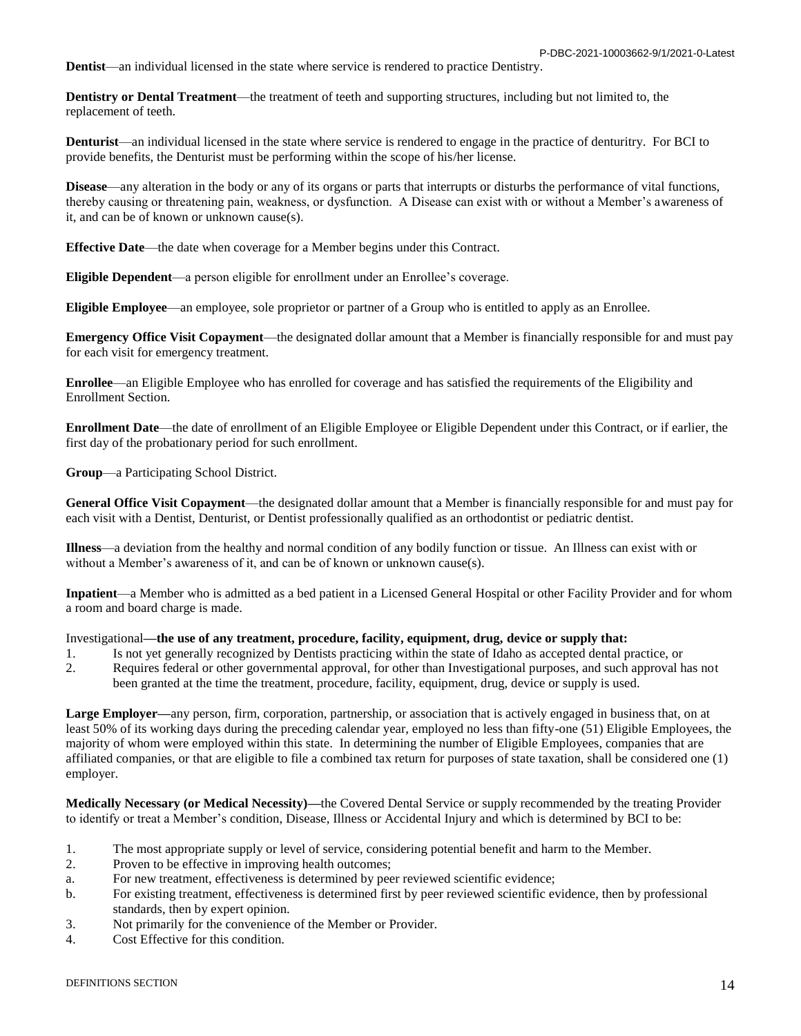**Dentist**—an individual licensed in the state where service is rendered to practice Dentistry.

**Dentistry or Dental Treatment**—the treatment of teeth and supporting structures, including but not limited to, the replacement of teeth.

**Denturist**—an individual licensed in the state where service is rendered to engage in the practice of denturitry. For BCI to provide benefits, the Denturist must be performing within the scope of his/her license.

**Disease**—any alteration in the body or any of its organs or parts that interrupts or disturbs the performance of vital functions, thereby causing or threatening pain, weakness, or dysfunction. A Disease can exist with or without a Member's awareness of it, and can be of known or unknown cause(s).

**Effective Date**—the date when coverage for a Member begins under this Contract.

**Eligible Dependent**—a person eligible for enrollment under an Enrollee's coverage.

**Eligible Employee**—an employee, sole proprietor or partner of a Group who is entitled to apply as an Enrollee.

**Emergency Office Visit Copayment**—the designated dollar amount that a Member is financially responsible for and must pay for each visit for emergency treatment.

**Enrollee**—an Eligible Employee who has enrolled for coverage and has satisfied the requirements of the Eligibility and Enrollment Section.

**Enrollment Date**—the date of enrollment of an Eligible Employee or Eligible Dependent under this Contract, or if earlier, the first day of the probationary period for such enrollment.

**Group**—a Participating School District.

**General Office Visit Copayment**—the designated dollar amount that a Member is financially responsible for and must pay for each visit with a Dentist, Denturist, or Dentist professionally qualified as an orthodontist or pediatric dentist.

**Illness**—a deviation from the healthy and normal condition of any bodily function or tissue. An Illness can exist with or without a Member's awareness of it, and can be of known or unknown cause(s).

**Inpatient**—a Member who is admitted as a bed patient in a Licensed General Hospital or other Facility Provider and for whom a room and board charge is made.

Investigational**—the use of any treatment, procedure, facility, equipment, drug, device or supply that:**

1. Is not yet generally recognized by Dentists practicing within the state of Idaho as accepted dental practice, or
2. Requires federal or other governmental approval, for other than Investigational purposes, and such approval has not been granted at the time the treatment, procedure, facility, equipment, drug, device or supply is used.

**Large Employer—**any person, firm, corporation, partnership, or association that is actively engaged in business that, on at least 50% of its working days during the preceding calendar year, employed no less than fifty-one (51) Eligible Employees, the majority of whom were employed within this state. In determining the number of Eligible Employees, companies that are affiliated companies, or that are eligible to file a combined tax return for purposes of state taxation, shall be considered one (1) employer.

**Medically Necessary (or Medical Necessity)—**the Covered Dental Service or supply recommended by the treating Provider to identify or treat a Member's condition, Disease, Illness or Accidental Injury and which is determined by BCI to be:

1. The most appropriate supply or level of service, considering potential benefit and harm to the Member.
2. Proven to be effective in improving health outcomes;
   a. For new treatment, effectiveness is determined by peer reviewed scientific evidence;
   b. For existing treatment, effectiveness is determined first by peer reviewed scientific evidence, then by professional standards, then by expert opinion.
3. Not primarily for the convenience of the Member or Provider.
4. Cost Effective for this condition.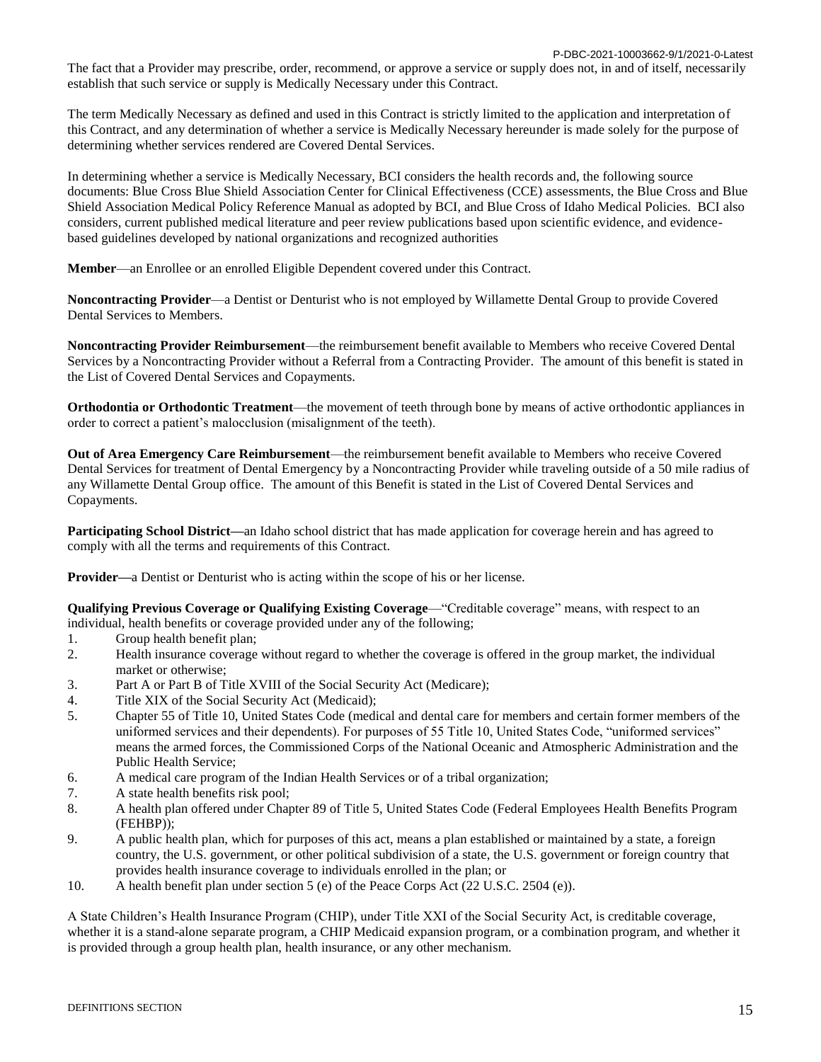The fact that a Provider may prescribe, order, recommend, or approve a service or supply does not, in and of itself, necessarily establish that such service or supply is Medically Necessary under this Contract.

The term Medically Necessary as defined and used in this Contract is strictly limited to the application and interpretation of this Contract, and any determination of whether a service is Medically Necessary hereunder is made solely for the purpose of determining whether services rendered are Covered Dental Services.

In determining whether a service is Medically Necessary, BCI considers the health records and, the following source documents: Blue Cross Blue Shield Association Center for Clinical Effectiveness (CCE) assessments, the Blue Cross and Blue Shield Association Medical Policy Reference Manual as adopted by BCI, and Blue Cross of Idaho Medical Policies. BCI also considers, current published medical literature and peer review publications based upon scientific evidence, and evidence-based guidelines developed by national organizations and recognized authorities

**Member**—an Enrollee or an enrolled Eligible Dependent covered under this Contract.

**Noncontracting Provider**—a Dentist or Denturist who is not employed by Willamette Dental Group to provide Covered Dental Services to Members.

**Noncontracting Provider Reimbursement**—the reimbursement benefit available to Members who receive Covered Dental Services by a Noncontracting Provider without a Referral from a Contracting Provider. The amount of this benefit is stated in the List of Covered Dental Services and Copayments.

**Orthodontia or Orthodontic Treatment**—the movement of teeth through bone by means of active orthodontic appliances in order to correct a patient's malocclusion (misalignment of the teeth).

**Out of Area Emergency Care Reimbursement**—the reimbursement benefit available to Members who receive Covered Dental Services for treatment of Dental Emergency by a Noncontracting Provider while traveling outside of a 50 mile radius of any Willamette Dental Group office. The amount of this Benefit is stated in the List of Covered Dental Services and Copayments.

**Participating School District—**an Idaho school district that has made application for coverage herein and has agreed to comply with all the terms and requirements of this Contract.

**Provider—**a Dentist or Denturist who is acting within the scope of his or her license.

**Qualifying Previous Coverage or Qualifying Existing Coverage**—"Creditable coverage" means, with respect to an individual, health benefits or coverage provided under any of the following;

1. Group health benefit plan;
2. Health insurance coverage without regard to whether the coverage is offered in the group market, the individual market or otherwise;
3. Part A or Part B of Title XVIII of the Social Security Act (Medicare);
4. Title XIX of the Social Security Act (Medicaid);
5. Chapter 55 of Title 10, United States Code (medical and dental care for members and certain former members of the uniformed services and their dependents). For purposes of 55 Title 10, United States Code, "uniformed services" means the armed forces, the Commissioned Corps of the National Oceanic and Atmospheric Administration and the Public Health Service;
6. A medical care program of the Indian Health Services or of a tribal organization;
7. A state health benefits risk pool;
8. A health plan offered under Chapter 89 of Title 5, United States Code (Federal Employees Health Benefits Program (FEHBP));
9. A public health plan, which for purposes of this act, means a plan established or maintained by a state, a foreign country, the U.S. government, or other political subdivision of a state, the U.S. government or foreign country that provides health insurance coverage to individuals enrolled in the plan; or
10. A health benefit plan under section 5 (e) of the Peace Corps Act (22 U.S.C. 2504 (e)).

A State Children's Health Insurance Program (CHIP), under Title XXI of the Social Security Act, is creditable coverage, whether it is a stand-alone separate program, a CHIP Medicaid expansion program, or a combination program, and whether it is provided through a group health plan, health insurance, or any other mechanism.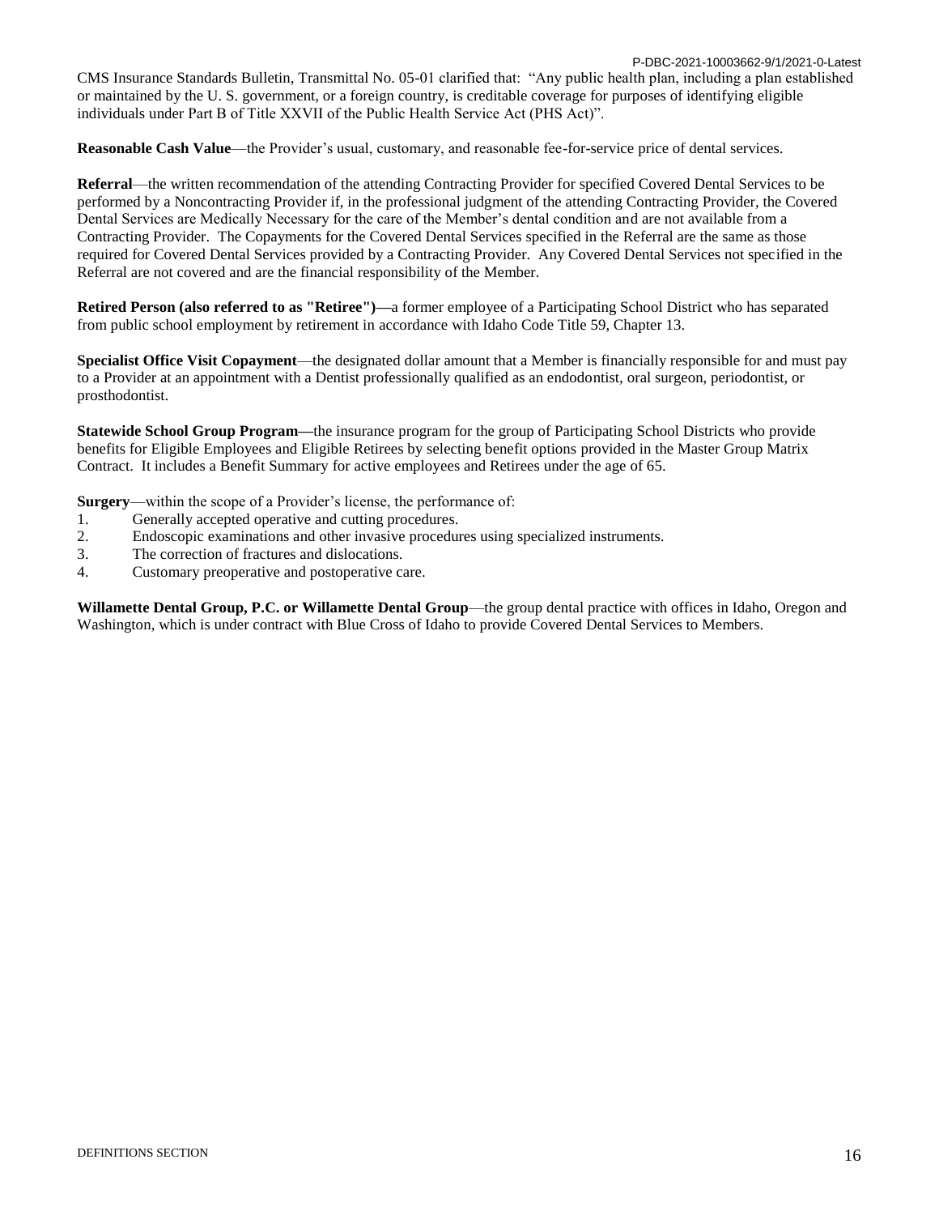CMS Insurance Standards Bulletin, Transmittal No. 05-01 clarified that: "Any public health plan, including a plan established or maintained by the U. S. government, or a foreign country, is creditable coverage for purposes of identifying eligible individuals under Part B of Title XXVII of the Public Health Service Act (PHS Act)".

**Reasonable Cash Value**—the Provider's usual, customary, and reasonable fee-for-service price of dental services.

**Referral**—the written recommendation of the attending Contracting Provider for specified Covered Dental Services to be performed by a Noncontracting Provider if, in the professional judgment of the attending Contracting Provider, the Covered Dental Services are Medically Necessary for the care of the Member's dental condition and are not available from a Contracting Provider. The Copayments for the Covered Dental Services specified in the Referral are the same as those required for Covered Dental Services provided by a Contracting Provider. Any Covered Dental Services not specified in the Referral are not covered and are the financial responsibility of the Member.

**Retired Person (also referred to as "Retiree")**—a former employee of a Participating School District who has separated from public school employment by retirement in accordance with Idaho Code Title 59, Chapter 13.

**Specialist Office Visit Copayment**—the designated dollar amount that a Member is financially responsible for and must pay to a Provider at an appointment with a Dentist professionally qualified as an endodontist, oral surgeon, periodontist, or prosthodontist.

**Statewide School Group Program**—the insurance program for the group of Participating School Districts who provide benefits for Eligible Employees and Eligible Retirees by selecting benefit options provided in the Master Group Matrix Contract. It includes a Benefit Summary for active employees and Retirees under the age of 65.

**Surgery**—within the scope of a Provider's license, the performance of:

1. Generally accepted operative and cutting procedures.
2. Endoscopic examinations and other invasive procedures using specialized instruments.
3. The correction of fractures and dislocations.
4. Customary preoperative and postoperative care.

**Willamette Dental Group, P.C. or Willamette Dental Group**—the group dental practice with offices in Idaho, Oregon and Washington, which is under contract with Blue Cross of Idaho to provide Covered Dental Services to Members.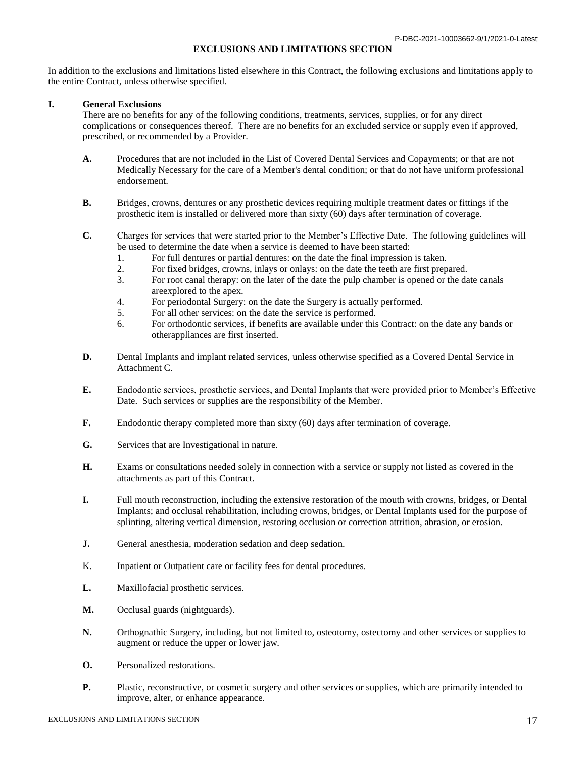# EXCLUSIONS AND LIMITATIONS SECTION

In addition to the exclusions and limitations listed elsewhere in this Contract, the following exclusions and limitations apply to the entire Contract, unless otherwise specified.

## I. General Exclusions

There are no benefits for any of the following conditions, treatments, services, supplies, or for any direct complications or consequences thereof. There are no benefits for an excluded service or supply even if approved, prescribed, or recommended by a Provider.

**A.** Procedures that are not included in the List of Covered Dental Services and Copayments; or that are not Medically Necessary for the care of a Member's dental condition; or that do not have uniform professional endorsement.

**B.** Bridges, crowns, dentures or any prosthetic devices requiring multiple treatment dates or fittings if the prosthetic item is installed or delivered more than sixty (60) days after termination of coverage.

**C.** Charges for services that were started prior to the Member's Effective Date. The following guidelines will be used to determine the date when a service is deemed to have been started:

1. For full dentures or partial dentures: on the date the final impression is taken.
2. For fixed bridges, crowns, inlays or onlays: on the date the teeth are first prepared.
3. For root canal therapy: on the later of the date the pulp chamber is opened or the date canals areexplored to the apex.
4. For periodontal Surgery: on the date the Surgery is actually performed.
5. For all other services: on the date the service is performed.
6. For orthodontic services, if benefits are available under this Contract: on the date any bands or otherappliances are first inserted.

**D.** Dental Implants and implant related services, unless otherwise specified as a Covered Dental Service in Attachment C.

**E.** Endodontic services, prosthetic services, and Dental Implants that were provided prior to Member's Effective Date. Such services or supplies are the responsibility of the Member.

**F.** Endodontic therapy completed more than sixty (60) days after termination of coverage.

**G.** Services that are Investigational in nature.

**H.** Exams or consultations needed solely in connection with a service or supply not listed as covered in the attachments as part of this Contract.

**I.** Full mouth reconstruction, including the extensive restoration of the mouth with crowns, bridges, or Dental Implants; and occlusal rehabilitation, including crowns, bridges, or Dental Implants used for the purpose of splinting, altering vertical dimension, restoring occlusion or correction attrition, abrasion, or erosion.

**J.** General anesthesia, moderation sedation and deep sedation.

K. Inpatient or Outpatient care or facility fees for dental procedures.

**L.** Maxillofacial prosthetic services.

**M.** Occlusal guards (nightguards).

**N.** Orthognathic Surgery, including, but not limited to, osteotomy, ostectomy and other services or supplies to augment or reduce the upper or lower jaw.

**O.** Personalized restorations.

**P.** Plastic, reconstructive, or cosmetic surgery and other services or supplies, which are primarily intended to improve, alter, or enhance appearance.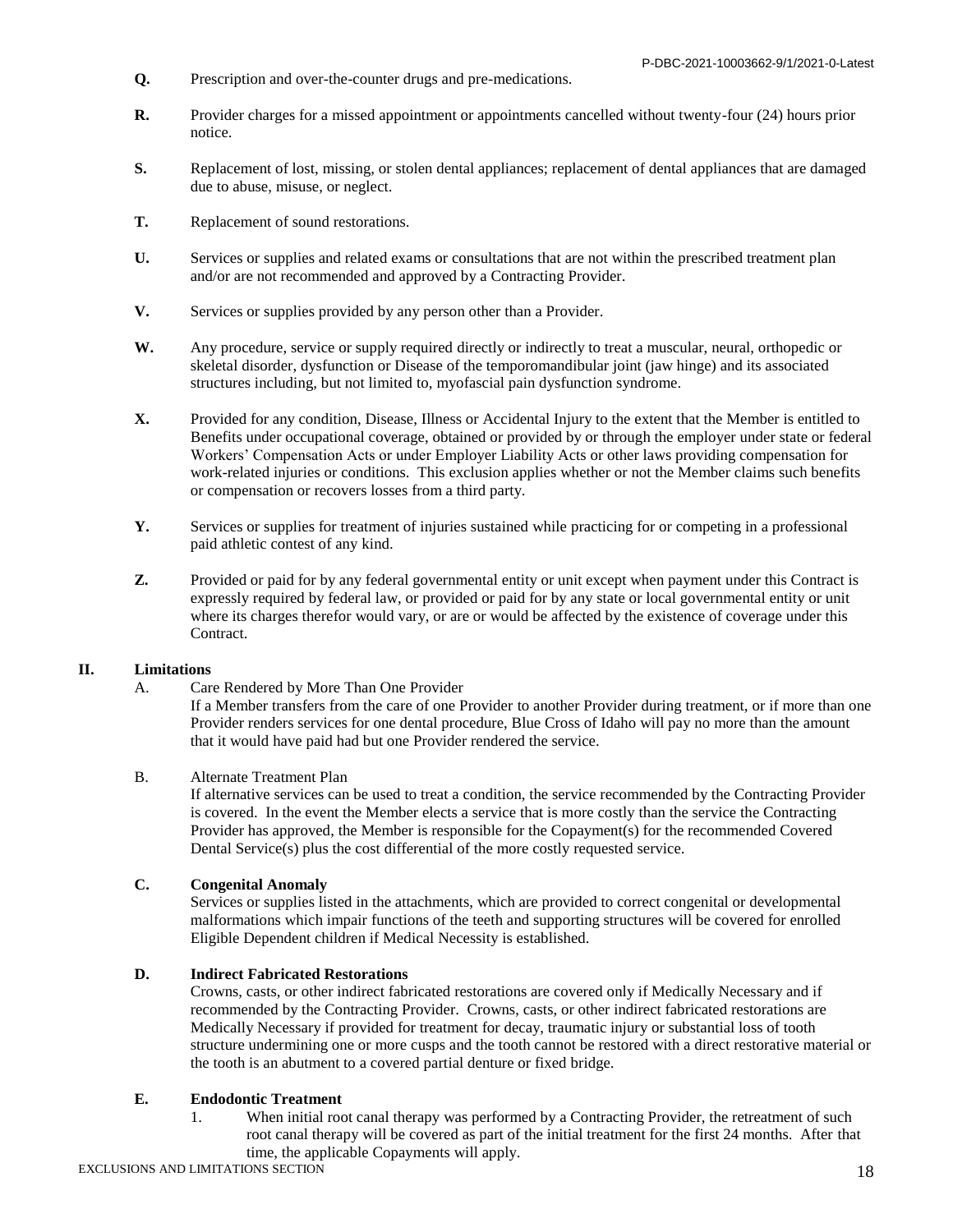**Q.** Prescription and over-the-counter drugs and pre-medications.

**R.** Provider charges for a missed appointment or appointments cancelled without twenty-four (24) hours prior notice.

**S.** Replacement of lost, missing, or stolen dental appliances; replacement of dental appliances that are damaged due to abuse, misuse, or neglect.

**T.** Replacement of sound restorations.

**U.** Services or supplies and related exams or consultations that are not within the prescribed treatment plan and/or are not recommended and approved by a Contracting Provider.

**V.** Services or supplies provided by any person other than a Provider.

**W.** Any procedure, service or supply required directly or indirectly to treat a muscular, neural, orthopedic or skeletal disorder, dysfunction or Disease of the temporomandibular joint (jaw hinge) and its associated structures including, but not limited to, myofascial pain dysfunction syndrome.

**X.** Provided for any condition, Disease, Illness or Accidental Injury to the extent that the Member is entitled to Benefits under occupational coverage, obtained or provided by or through the employer under state or federal Workers' Compensation Acts or under Employer Liability Acts or other laws providing compensation for work-related injuries or conditions. This exclusion applies whether or not the Member claims such benefits or compensation or recovers losses from a third party.

**Y.** Services or supplies for treatment of injuries sustained while practicing for or competing in a professional paid athletic contest of any kind.

**Z.** Provided or paid for by any federal governmental entity or unit except when payment under this Contract is expressly required by federal law, or provided or paid for by any state or local governmental entity or unit where its charges therefor would vary, or are or would be affected by the existence of coverage under this Contract.

## II. Limitations

A. Care Rendered by More Than One Provider

If a Member transfers from the care of one Provider to another Provider during treatment, or if more than one Provider renders services for one dental procedure, Blue Cross of Idaho will pay no more than the amount that it would have paid had but one Provider rendered the service.

B. Alternate Treatment Plan

If alternative services can be used to treat a condition, the service recommended by the Contracting Provider is covered. In the event the Member elects a service that is more costly than the service the Contracting Provider has approved, the Member is responsible for the Copayment(s) for the recommended Covered Dental Service(s) plus the cost differential of the more costly requested service.

**C. Congenital Anomaly**

Services or supplies listed in the attachments, which are provided to correct congenital or developmental malformations which impair functions of the teeth and supporting structures will be covered for enrolled Eligible Dependent children if Medical Necessity is established.

**D. Indirect Fabricated Restorations**

Crowns, casts, or other indirect fabricated restorations are covered only if Medically Necessary and if recommended by the Contracting Provider. Crowns, casts, or other indirect fabricated restorations are Medically Necessary if provided for treatment for decay, traumatic injury or substantial loss of tooth structure undermining one or more cusps and the tooth cannot be restored with a direct restorative material or the tooth is an abutment to a covered partial denture or fixed bridge.

**E. Endodontic Treatment**

1. When initial root canal therapy was performed by a Contracting Provider, the retreatment of such root canal therapy will be covered as part of the initial treatment for the first 24 months. After that time, the applicable Copayments will apply.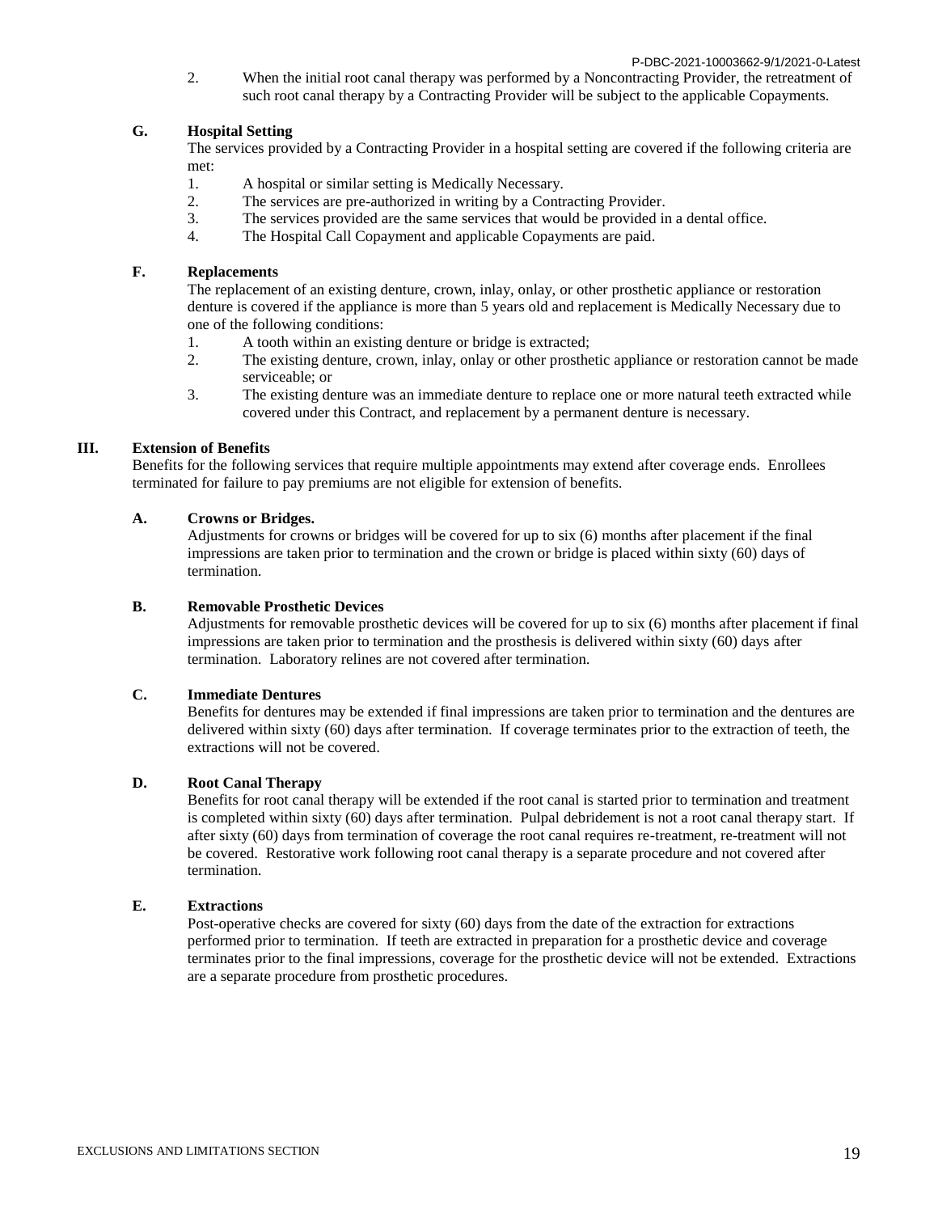2. When the initial root canal therapy was performed by a Noncontracting Provider, the retreatment of such root canal therapy by a Contracting Provider will be subject to the applicable Copayments.

### G. Hospital Setting

The services provided by a Contracting Provider in a hospital setting are covered if the following criteria are met:

1. A hospital or similar setting is Medically Necessary.
2. The services are pre-authorized in writing by a Contracting Provider.
3. The services provided are the same services that would be provided in a dental office.
4. The Hospital Call Copayment and applicable Copayments are paid.

### F. Replacements

The replacement of an existing denture, crown, inlay, onlay, or other prosthetic appliance or restoration denture is covered if the appliance is more than 5 years old and replacement is Medically Necessary due to one of the following conditions:

1. A tooth within an existing denture or bridge is extracted;
2. The existing denture, crown, inlay, onlay or other prosthetic appliance or restoration cannot be made serviceable; or
3. The existing denture was an immediate denture to replace one or more natural teeth extracted while covered under this Contract, and replacement by a permanent denture is necessary.

## III. Extension of Benefits

Benefits for the following services that require multiple appointments may extend after coverage ends. Enrollees terminated for failure to pay premiums are not eligible for extension of benefits.

### A. Crowns or Bridges.

Adjustments for crowns or bridges will be covered for up to six (6) months after placement if the final impressions are taken prior to termination and the crown or bridge is placed within sixty (60) days of termination.

### B. Removable Prosthetic Devices

Adjustments for removable prosthetic devices will be covered for up to six (6) months after placement if final impressions are taken prior to termination and the prosthesis is delivered within sixty (60) days after termination. Laboratory relines are not covered after termination.

### C. Immediate Dentures

Benefits for dentures may be extended if final impressions are taken prior to termination and the dentures are delivered within sixty (60) days after termination. If coverage terminates prior to the extraction of teeth, the extractions will not be covered.

### D. Root Canal Therapy

Benefits for root canal therapy will be extended if the root canal is started prior to termination and treatment is completed within sixty (60) days after termination. Pulpal debridement is not a root canal therapy start. If after sixty (60) days from termination of coverage the root canal requires re-treatment, re-treatment will not be covered. Restorative work following root canal therapy is a separate procedure and not covered after termination.

### E. Extractions

Post-operative checks are covered for sixty (60) days from the date of the extraction for extractions performed prior to termination. If teeth are extracted in preparation for a prosthetic device and coverage terminates prior to the final impressions, coverage for the prosthetic device will not be extended. Extractions are a separate procedure from prosthetic procedures.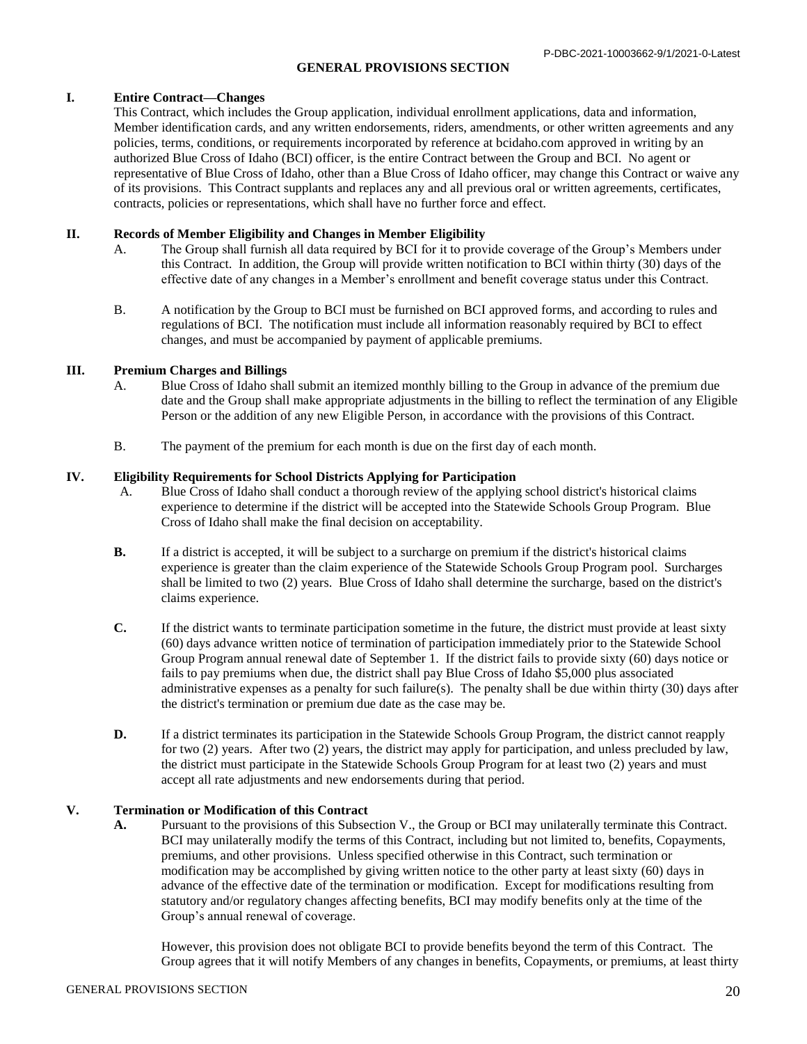## GENERAL PROVISIONS SECTION

### I. Entire Contract—Changes

This Contract, which includes the Group application, individual enrollment applications, data and information, Member identification cards, and any written endorsements, riders, amendments, or other written agreements and any policies, terms, conditions, or requirements incorporated by reference at bcidaho.com approved in writing by an authorized Blue Cross of Idaho (BCI) officer, is the entire Contract between the Group and BCI. No agent or representative of Blue Cross of Idaho, other than a Blue Cross of Idaho officer, may change this Contract or waive any of its provisions. This Contract supplants and replaces any and all previous oral or written agreements, certificates, contracts, policies or representations, which shall have no further force and effect.

### II. Records of Member Eligibility and Changes in Member Eligibility

A. The Group shall furnish all data required by BCI for it to provide coverage of the Group's Members under this Contract. In addition, the Group will provide written notification to BCI within thirty (30) days of the effective date of any changes in a Member's enrollment and benefit coverage status under this Contract.

B. A notification by the Group to BCI must be furnished on BCI approved forms, and according to rules and regulations of BCI. The notification must include all information reasonably required by BCI to effect changes, and must be accompanied by payment of applicable premiums.

### III. Premium Charges and Billings

A. Blue Cross of Idaho shall submit an itemized monthly billing to the Group in advance of the premium due date and the Group shall make appropriate adjustments in the billing to reflect the termination of any Eligible Person or the addition of any new Eligible Person, in accordance with the provisions of this Contract.

B. The payment of the premium for each month is due on the first day of each month.

### IV. Eligibility Requirements for School Districts Applying for Participation

A. Blue Cross of Idaho shall conduct a thorough review of the applying school district's historical claims experience to determine if the district will be accepted into the Statewide Schools Group Program. Blue Cross of Idaho shall make the final decision on acceptability.

**B.** If a district is accepted, it will be subject to a surcharge on premium if the district's historical claims experience is greater than the claim experience of the Statewide Schools Group Program pool. Surcharges shall be limited to two (2) years. Blue Cross of Idaho shall determine the surcharge, based on the district's claims experience.

**C.** If the district wants to terminate participation sometime in the future, the district must provide at least sixty (60) days advance written notice of termination of participation immediately prior to the Statewide School Group Program annual renewal date of September 1. If the district fails to provide sixty (60) days notice or fails to pay premiums when due, the district shall pay Blue Cross of Idaho $5,000 plus associated administrative expenses as a penalty for such failure(s). The penalty shall be due within thirty (30) days after the district's termination or premium due date as the case may be.

**D.** If a district terminates its participation in the Statewide Schools Group Program, the district cannot reapply for two (2) years. After two (2) years, the district may apply for participation, and unless precluded by law, the district must participate in the Statewide Schools Group Program for at least two (2) years and must accept all rate adjustments and new endorsements during that period.

### V. Termination or Modification of this Contract

**A.** Pursuant to the provisions of this Subsection V., the Group or BCI may unilaterally terminate this Contract. BCI may unilaterally modify the terms of this Contract, including but not limited to, benefits, Copayments, premiums, and other provisions. Unless specified otherwise in this Contract, such termination or modification may be accomplished by giving written notice to the other party at least sixty (60) days in advance of the effective date of the termination or modification. Except for modifications resulting from statutory and/or regulatory changes affecting benefits, BCI may modify benefits only at the time of the Group's annual renewal of coverage.

However, this provision does not obligate BCI to provide benefits beyond the term of this Contract. The Group agrees that it will notify Members of any changes in benefits, Copayments, or premiums, at least thirty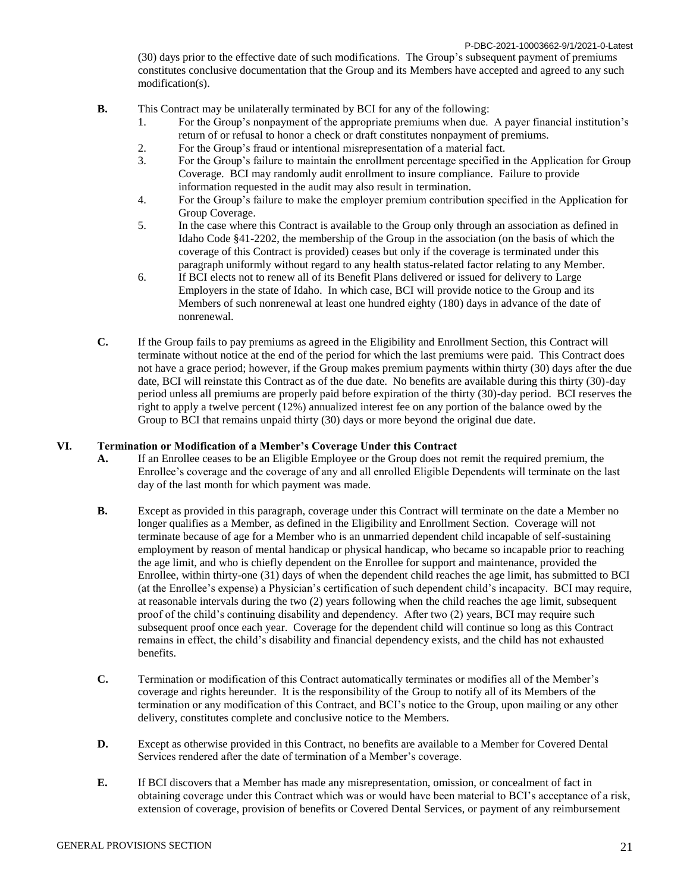(30) days prior to the effective date of such modifications. The Group's subsequent payment of premiums constitutes conclusive documentation that the Group and its Members have accepted and agreed to any such modification(s).

**B.** This Contract may be unilaterally terminated by BCI for any of the following:

1. For the Group's nonpayment of the appropriate premiums when due. A payer financial institution's return of or refusal to honor a check or draft constitutes nonpayment of premiums.
2. For the Group's fraud or intentional misrepresentation of a material fact.
3. For the Group's failure to maintain the enrollment percentage specified in the Application for Group Coverage. BCI may randomly audit enrollment to insure compliance. Failure to provide information requested in the audit may also result in termination.
4. For the Group's failure to make the employer premium contribution specified in the Application for Group Coverage.
5. In the case where this Contract is available to the Group only through an association as defined in Idaho Code §41-2202, the membership of the Group in the association (on the basis of which the coverage of this Contract is provided) ceases but only if the coverage is terminated under this paragraph uniformly without regard to any health status-related factor relating to any Member.
6. If BCI elects not to renew all of its Benefit Plans delivered or issued for delivery to Large Employers in the state of Idaho. In which case, BCI will provide notice to the Group and its Members of such nonrenewal at least one hundred eighty (180) days in advance of the date of nonrenewal.

**C.** If the Group fails to pay premiums as agreed in the Eligibility and Enrollment Section, this Contract will terminate without notice at the end of the period for which the last premiums were paid. This Contract does not have a grace period; however, if the Group makes premium payments within thirty (30) days after the due date, BCI will reinstate this Contract as of the due date. No benefits are available during this thirty (30)-day period unless all premiums are properly paid before expiration of the thirty (30)-day period. BCI reserves the right to apply a twelve percent (12%) annualized interest fee on any portion of the balance owed by the Group to BCI that remains unpaid thirty (30) days or more beyond the original due date.

## VI. Termination or Modification of a Member's Coverage Under this Contract

**A.** If an Enrollee ceases to be an Eligible Employee or the Group does not remit the required premium, the Enrollee's coverage and the coverage of any and all enrolled Eligible Dependents will terminate on the last day of the last month for which payment was made.

**B.** Except as provided in this paragraph, coverage under this Contract will terminate on the date a Member no longer qualifies as a Member, as defined in the Eligibility and Enrollment Section. Coverage will not terminate because of age for a Member who is an unmarried dependent child incapable of self-sustaining employment by reason of mental handicap or physical handicap, who became so incapable prior to reaching the age limit, and who is chiefly dependent on the Enrollee for support and maintenance, provided the Enrollee, within thirty-one (31) days of when the dependent child reaches the age limit, has submitted to BCI (at the Enrollee's expense) a Physician's certification of such dependent child's incapacity. BCI may require, at reasonable intervals during the two (2) years following when the child reaches the age limit, subsequent proof of the child's continuing disability and dependency. After two (2) years, BCI may require such subsequent proof once each year. Coverage for the dependent child will continue so long as this Contract remains in effect, the child's disability and financial dependency exists, and the child has not exhausted benefits.

**C.** Termination or modification of this Contract automatically terminates or modifies all of the Member's coverage and rights hereunder. It is the responsibility of the Group to notify all of its Members of the termination or any modification of this Contract, and BCI's notice to the Group, upon mailing or any other delivery, constitutes complete and conclusive notice to the Members.

**D.** Except as otherwise provided in this Contract, no benefits are available to a Member for Covered Dental Services rendered after the date of termination of a Member's coverage.

**E.** If BCI discovers that a Member has made any misrepresentation, omission, or concealment of fact in obtaining coverage under this Contract which was or would have been material to BCI's acceptance of a risk, extension of coverage, provision of benefits or Covered Dental Services, or payment of any reimbursement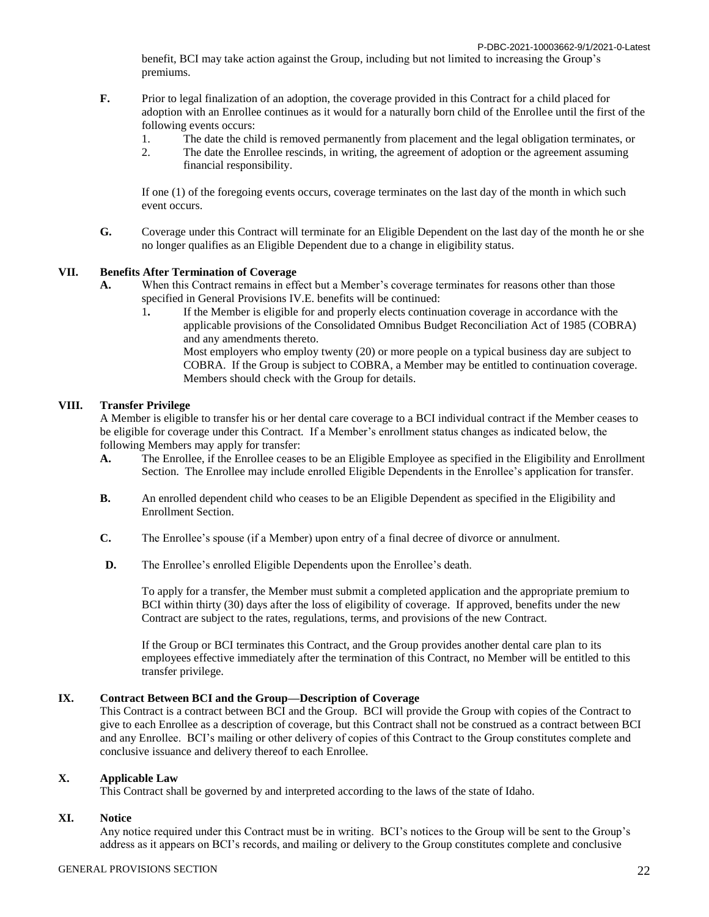benefit, BCI may take action against the Group, including but not limited to increasing the Group's premiums.

**F.** Prior to legal finalization of an adoption, the coverage provided in this Contract for a child placed for adoption with an Enrollee continues as it would for a naturally born child of the Enrollee until the first of the following events occurs:

1. The date the child is removed permanently from placement and the legal obligation terminates, or
2. The date the Enrollee rescinds, in writing, the agreement of adoption or the agreement assuming financial responsibility.

If one (1) of the foregoing events occurs, coverage terminates on the last day of the month in which such event occurs.

**G.** Coverage under this Contract will terminate for an Eligible Dependent on the last day of the month he or she no longer qualifies as an Eligible Dependent due to a change in eligibility status.

## VII. Benefits After Termination of Coverage

**A.** When this Contract remains in effect but a Member's coverage terminates for reasons other than those specified in General Provisions IV.E. benefits will be continued:

1. If the Member is eligible for and properly elects continuation coverage in accordance with the applicable provisions of the Consolidated Omnibus Budget Reconciliation Act of 1985 (COBRA) and any amendments thereto.
   Most employers who employ twenty (20) or more people on a typical business day are subject to COBRA. If the Group is subject to COBRA, a Member may be entitled to continuation coverage. Members should check with the Group for details.

## VIII. Transfer Privilege

A Member is eligible to transfer his or her dental care coverage to a BCI individual contract if the Member ceases to be eligible for coverage under this Contract. If a Member's enrollment status changes as indicated below, the following Members may apply for transfer:

**A.** The Enrollee, if the Enrollee ceases to be an Eligible Employee as specified in the Eligibility and Enrollment Section. The Enrollee may include enrolled Eligible Dependents in the Enrollee's application for transfer.

**B.** An enrolled dependent child who ceases to be an Eligible Dependent as specified in the Eligibility and Enrollment Section.

**C.** The Enrollee's spouse (if a Member) upon entry of a final decree of divorce or annulment.

**D.** The Enrollee's enrolled Eligible Dependents upon the Enrollee's death.

To apply for a transfer, the Member must submit a completed application and the appropriate premium to BCI within thirty (30) days after the loss of eligibility of coverage. If approved, benefits under the new Contract are subject to the rates, regulations, terms, and provisions of the new Contract.

If the Group or BCI terminates this Contract, and the Group provides another dental care plan to its employees effective immediately after the termination of this Contract, no Member will be entitled to this transfer privilege.

## IX. Contract Between BCI and the Group—Description of Coverage

This Contract is a contract between BCI and the Group. BCI will provide the Group with copies of the Contract to give to each Enrollee as a description of coverage, but this Contract shall not be construed as a contract between BCI and any Enrollee. BCI's mailing or other delivery of copies of this Contract to the Group constitutes complete and conclusive issuance and delivery thereof to each Enrollee.

## X. Applicable Law

This Contract shall be governed by and interpreted according to the laws of the state of Idaho.

## XI. Notice

Any notice required under this Contract must be in writing. BCI's notices to the Group will be sent to the Group's address as it appears on BCI's records, and mailing or delivery to the Group constitutes complete and conclusive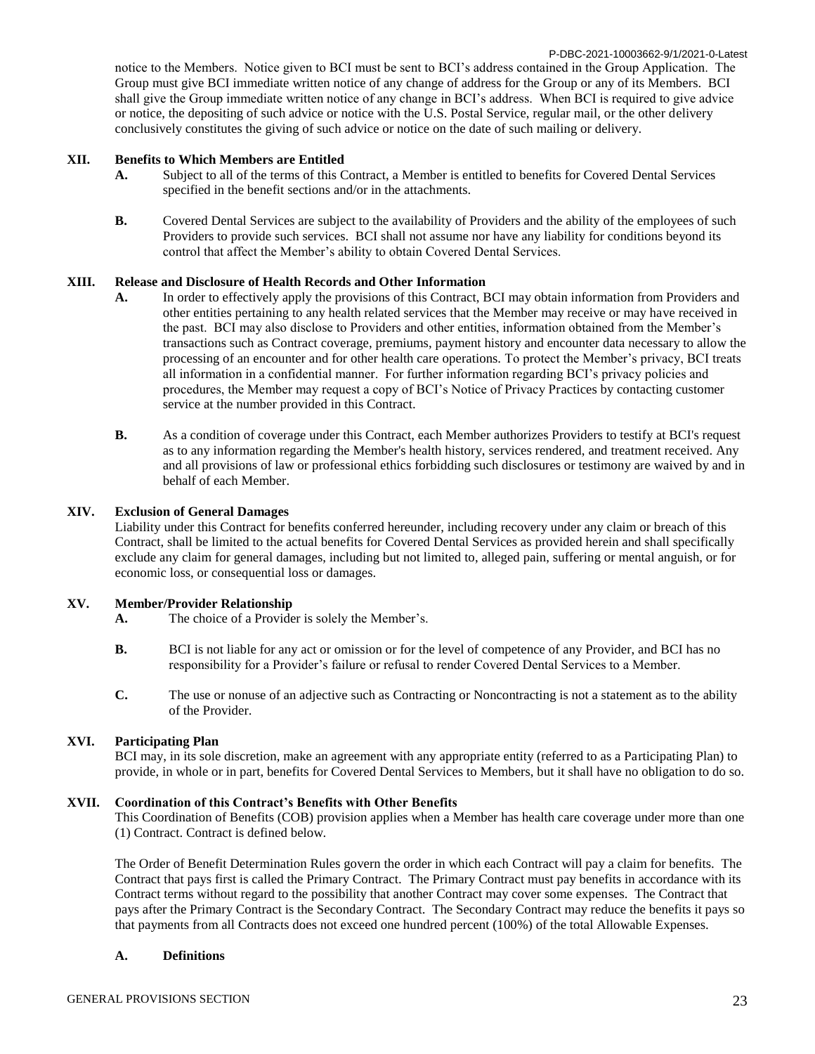notice to the Members. Notice given to BCI must be sent to BCI's address contained in the Group Application. The Group must give BCI immediate written notice of any change of address for the Group or any of its Members. BCI shall give the Group immediate written notice of any change in BCI's address. When BCI is required to give advice or notice, the depositing of such advice or notice with the U.S. Postal Service, regular mail, or the other delivery conclusively constitutes the giving of such advice or notice on the date of such mailing or delivery.

## XII. Benefits to Which Members are Entitled

**A.** Subject to all of the terms of this Contract, a Member is entitled to benefits for Covered Dental Services specified in the benefit sections and/or in the attachments.

**B.** Covered Dental Services are subject to the availability of Providers and the ability of the employees of such Providers to provide such services. BCI shall not assume nor have any liability for conditions beyond its control that affect the Member's ability to obtain Covered Dental Services.

## XIII. Release and Disclosure of Health Records and Other Information

**A.** In order to effectively apply the provisions of this Contract, BCI may obtain information from Providers and other entities pertaining to any health related services that the Member may receive or may have received in the past. BCI may also disclose to Providers and other entities, information obtained from the Member's transactions such as Contract coverage, premiums, payment history and encounter data necessary to allow the processing of an encounter and for other health care operations. To protect the Member's privacy, BCI treats all information in a confidential manner. For further information regarding BCI's privacy policies and procedures, the Member may request a copy of BCI's Notice of Privacy Practices by contacting customer service at the number provided in this Contract.

**B.** As a condition of coverage under this Contract, each Member authorizes Providers to testify at BCI's request as to any information regarding the Member's health history, services rendered, and treatment received. Any and all provisions of law or professional ethics forbidding such disclosures or testimony are waived by and in behalf of each Member.

## XIV. Exclusion of General Damages

Liability under this Contract for benefits conferred hereunder, including recovery under any claim or breach of this Contract, shall be limited to the actual benefits for Covered Dental Services as provided herein and shall specifically exclude any claim for general damages, including but not limited to, alleged pain, suffering or mental anguish, or for economic loss, or consequential loss or damages.

## XV. Member/Provider Relationship

**A.** The choice of a Provider is solely the Member's.

**B.** BCI is not liable for any act or omission or for the level of competence of any Provider, and BCI has no responsibility for a Provider's failure or refusal to render Covered Dental Services to a Member.

**C.** The use or nonuse of an adjective such as Contracting or Noncontracting is not a statement as to the ability of the Provider.

## XVI. Participating Plan

BCI may, in its sole discretion, make an agreement with any appropriate entity (referred to as a Participating Plan) to provide, in whole or in part, benefits for Covered Dental Services to Members, but it shall have no obligation to do so.

## XVII. Coordination of this Contract's Benefits with Other Benefits

This Coordination of Benefits (COB) provision applies when a Member has health care coverage under more than one (1) Contract. Contract is defined below.

The Order of Benefit Determination Rules govern the order in which each Contract will pay a claim for benefits. The Contract that pays first is called the Primary Contract. The Primary Contract must pay benefits in accordance with its Contract terms without regard to the possibility that another Contract may cover some expenses. The Contract that pays after the Primary Contract is the Secondary Contract. The Secondary Contract may reduce the benefits it pays so that payments from all Contracts does not exceed one hundred percent (100%) of the total Allowable Expenses.

### A. Definitions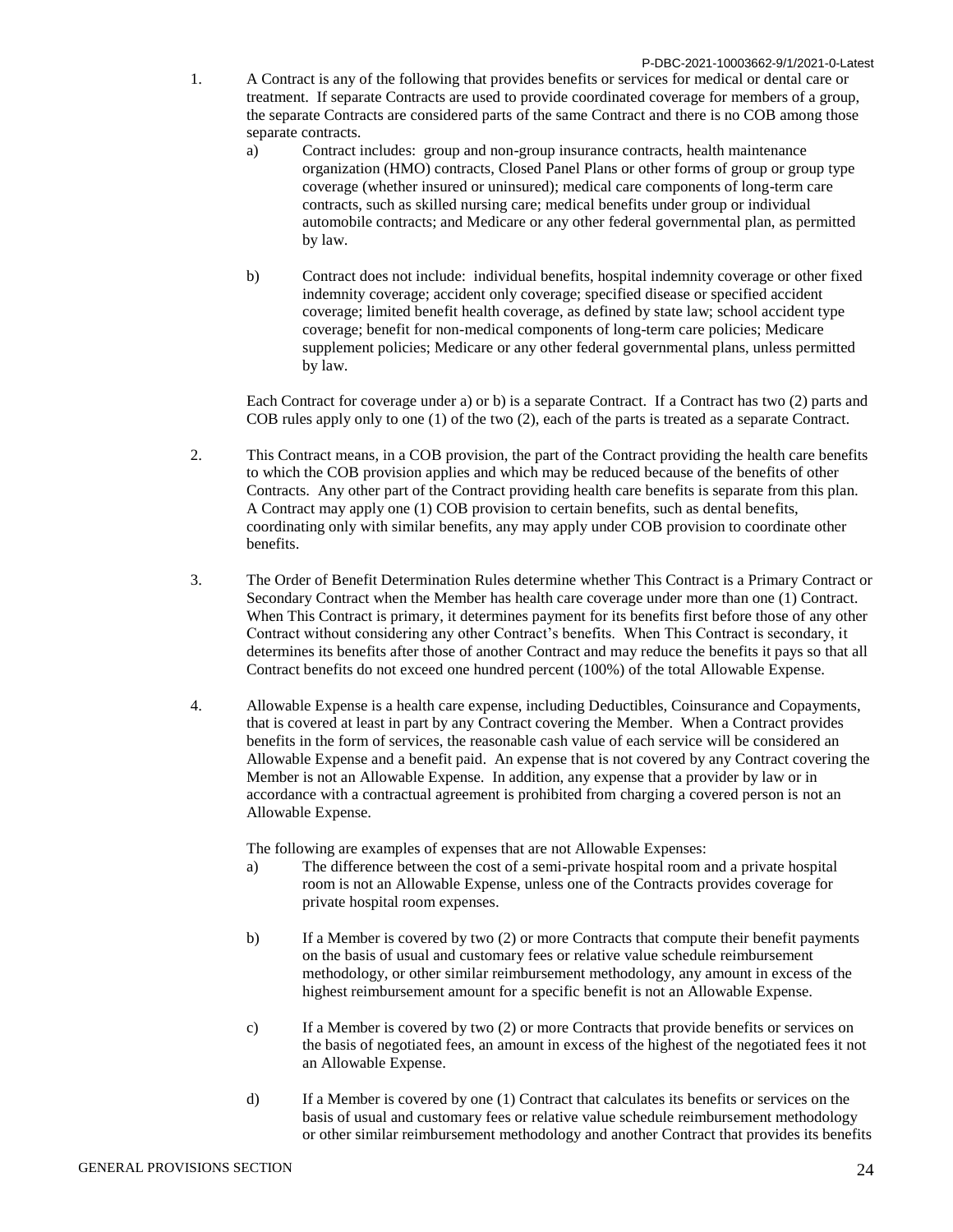1. A Contract is any of the following that provides benefits or services for medical or dental care or treatment. If separate Contracts are used to provide coordinated coverage for members of a group, the separate Contracts are considered parts of the same Contract and there is no COB among those separate contracts.
   a) Contract includes: group and non-group insurance contracts, health maintenance organization (HMO) contracts, Closed Panel Plans or other forms of group or group type coverage (whether insured or uninsured); medical care components of long-term care contracts, such as skilled nursing care; medical benefits under group or individual automobile contracts; and Medicare or any other federal governmental plan, as permitted by law.

   b) Contract does not include: individual benefits, hospital indemnity coverage or other fixed indemnity coverage; accident only coverage; specified disease or specified accident coverage; limited benefit health coverage, as defined by state law; school accident type coverage; benefit for non-medical components of long-term care policies; Medicare supplement policies; Medicare or any other federal governmental plans, unless permitted by law.

   Each Contract for coverage under a) or b) is a separate Contract. If a Contract has two (2) parts and COB rules apply only to one (1) of the two (2), each of the parts is treated as a separate Contract.

2. This Contract means, in a COB provision, the part of the Contract providing the health care benefits to which the COB provision applies and which may be reduced because of the benefits of other Contracts. Any other part of the Contract providing health care benefits is separate from this plan. A Contract may apply one (1) COB provision to certain benefits, such as dental benefits, coordinating only with similar benefits, any may apply under COB provision to coordinate other benefits.

3. The Order of Benefit Determination Rules determine whether This Contract is a Primary Contract or Secondary Contract when the Member has health care coverage under more than one (1) Contract. When This Contract is primary, it determines payment for its benefits first before those of any other Contract without considering any other Contract's benefits. When This Contract is secondary, it determines its benefits after those of another Contract and may reduce the benefits it pays so that all Contract benefits do not exceed one hundred percent (100%) of the total Allowable Expense.

4. Allowable Expense is a health care expense, including Deductibles, Coinsurance and Copayments, that is covered at least in part by any Contract covering the Member. When a Contract provides benefits in the form of services, the reasonable cash value of each service will be considered an Allowable Expense and a benefit paid. An expense that is not covered by any Contract covering the Member is not an Allowable Expense. In addition, any expense that a provider by law or in accordance with a contractual agreement is prohibited from charging a covered person is not an Allowable Expense.

   The following are examples of expenses that are not Allowable Expenses:
   a) The difference between the cost of a semi-private hospital room and a private hospital room is not an Allowable Expense, unless one of the Contracts provides coverage for private hospital room expenses.

   b) If a Member is covered by two (2) or more Contracts that compute their benefit payments on the basis of usual and customary fees or relative value schedule reimbursement methodology, or other similar reimbursement methodology, any amount in excess of the highest reimbursement amount for a specific benefit is not an Allowable Expense.

   c) If a Member is covered by two (2) or more Contracts that provide benefits or services on the basis of negotiated fees, an amount in excess of the highest of the negotiated fees it not an Allowable Expense.

   d) If a Member is covered by one (1) Contract that calculates its benefits or services on the basis of usual and customary fees or relative value schedule reimbursement methodology or other similar reimbursement methodology and another Contract that provides its benefits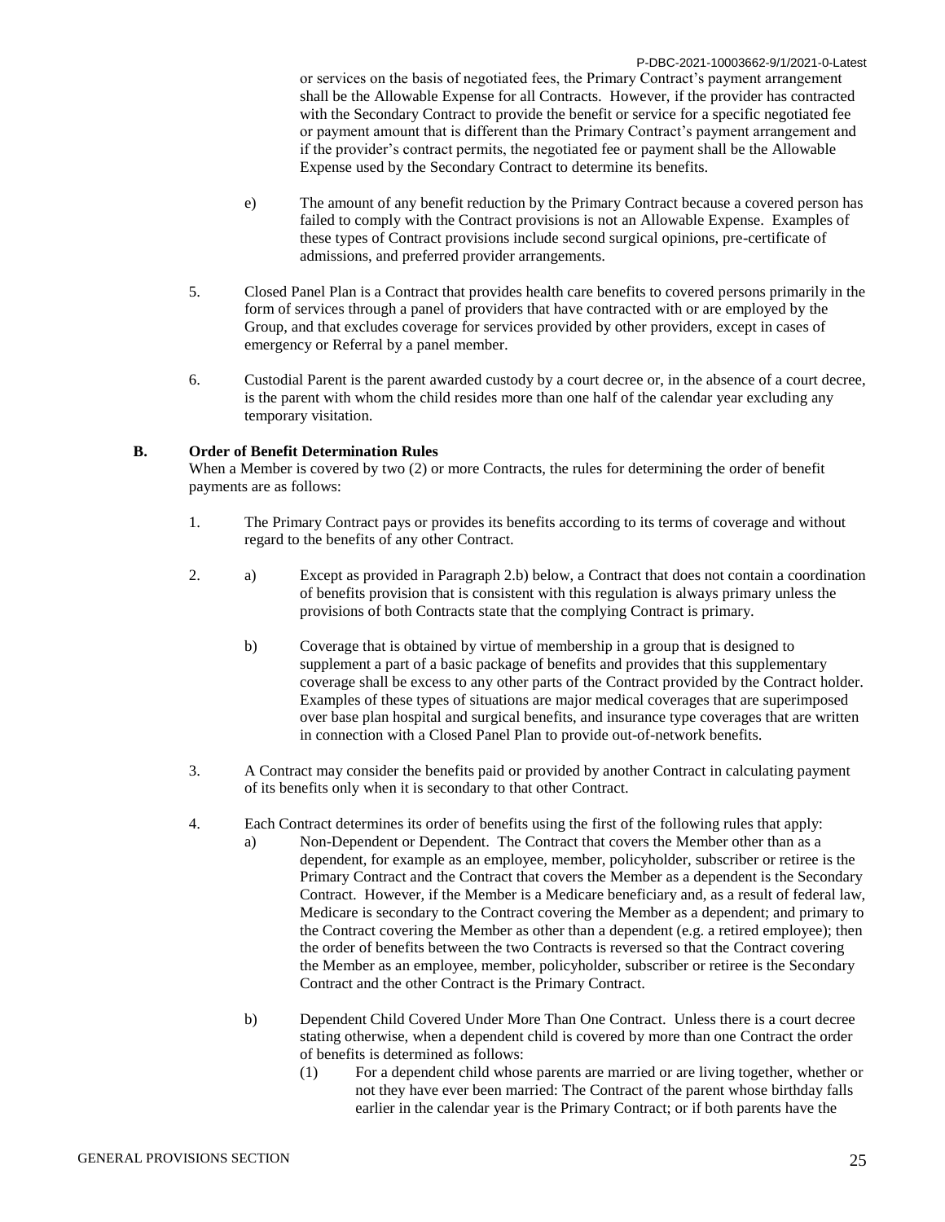or services on the basis of negotiated fees, the Primary Contract's payment arrangement shall be the Allowable Expense for all Contracts. However, if the provider has contracted with the Secondary Contract to provide the benefit or service for a specific negotiated fee or payment amount that is different than the Primary Contract's payment arrangement and if the provider's contract permits, the negotiated fee or payment shall be the Allowable Expense used by the Secondary Contract to determine its benefits.

e) The amount of any benefit reduction by the Primary Contract because a covered person has failed to comply with the Contract provisions is not an Allowable Expense. Examples of these types of Contract provisions include second surgical opinions, pre-certificate of admissions, and preferred provider arrangements.

5. Closed Panel Plan is a Contract that provides health care benefits to covered persons primarily in the form of services through a panel of providers that have contracted with or are employed by the Group, and that excludes coverage for services provided by other providers, except in cases of emergency or Referral by a panel member.

6. Custodial Parent is the parent awarded custody by a court decree or, in the absence of a court decree, is the parent with whom the child resides more than one half of the calendar year excluding any temporary visitation.

**B. Order of Benefit Determination Rules**

When a Member is covered by two (2) or more Contracts, the rules for determining the order of benefit payments are as follows:

1. The Primary Contract pays or provides its benefits according to its terms of coverage and without regard to the benefits of any other Contract.

2. a) Except as provided in Paragraph 2.b) below, a Contract that does not contain a coordination of benefits provision that is consistent with this regulation is always primary unless the provisions of both Contracts state that the complying Contract is primary.

   b) Coverage that is obtained by virtue of membership in a group that is designed to supplement a part of a basic package of benefits and provides that this supplementary coverage shall be excess to any other parts of the Contract provided by the Contract holder. Examples of these types of situations are major medical coverages that are superimposed over base plan hospital and surgical benefits, and insurance type coverages that are written in connection with a Closed Panel Plan to provide out-of-network benefits.

3. A Contract may consider the benefits paid or provided by another Contract in calculating payment of its benefits only when it is secondary to that other Contract.

4. Each Contract determines its order of benefits using the first of the following rules that apply:

   a) Non-Dependent or Dependent. The Contract that covers the Member other than as a dependent, for example as an employee, member, policyholder, subscriber or retiree is the Primary Contract and the Contract that covers the Member as a dependent is the Secondary Contract. However, if the Member is a Medicare beneficiary and, as a result of federal law, Medicare is secondary to the Contract covering the Member as a dependent; and primary to the Contract covering the Member as other than a dependent (e.g. a retired employee); then the order of benefits between the two Contracts is reversed so that the Contract covering the Member as an employee, member, policyholder, subscriber or retiree is the Secondary Contract and the other Contract is the Primary Contract.

   b) Dependent Child Covered Under More Than One Contract. Unless there is a court decree stating otherwise, when a dependent child is covered by more than one Contract the order of benefits is determined as follows:

      (1) For a dependent child whose parents are married or are living together, whether or not they have ever been married: The Contract of the parent whose birthday falls earlier in the calendar year is the Primary Contract; or if both parents have the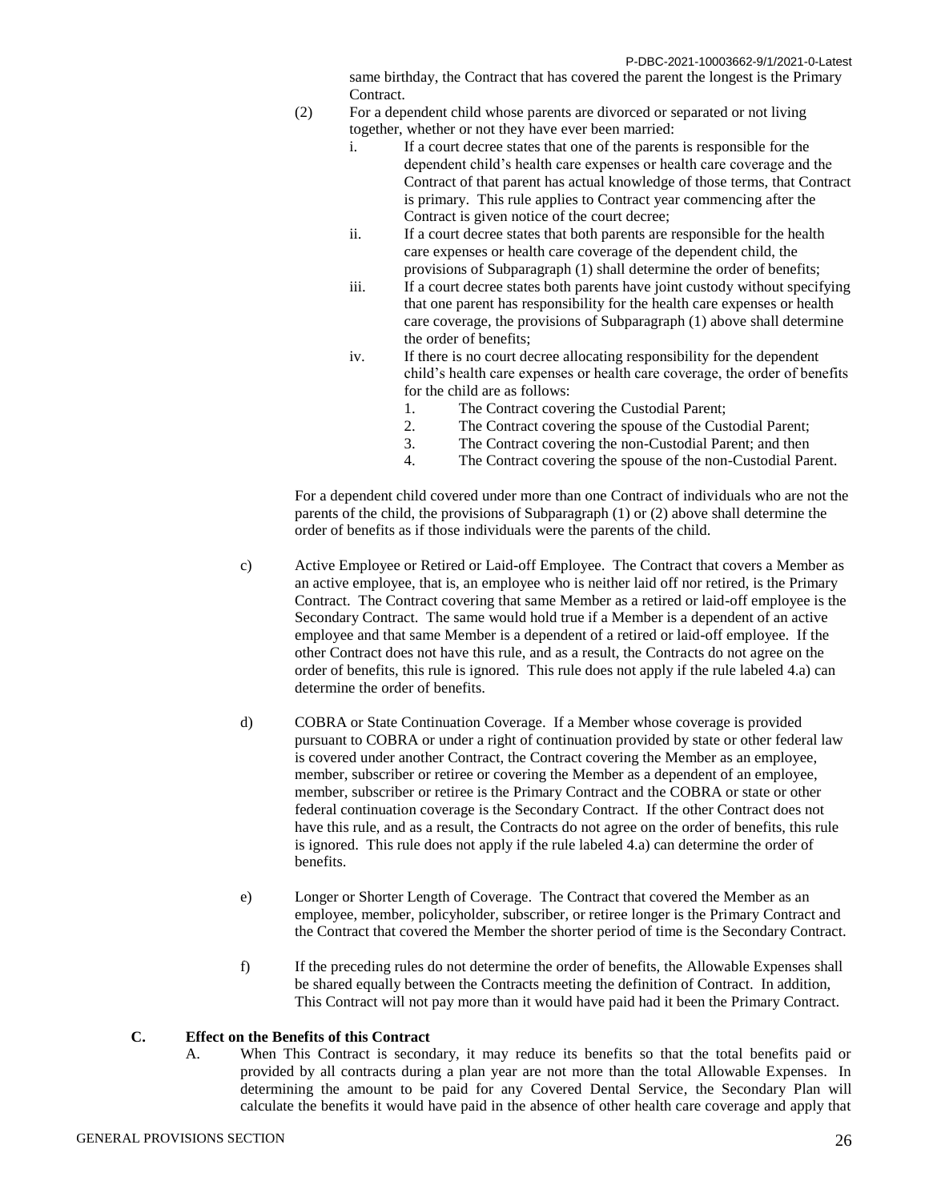same birthday, the Contract that has covered the parent the longest is the Primary Contract.

(2) For a dependent child whose parents are divorced or separated or not living together, whether or not they have ever been married:

i. If a court decree states that one of the parents is responsible for the dependent child's health care expenses or health care coverage and the Contract of that parent has actual knowledge of those terms, that Contract is primary. This rule applies to Contract year commencing after the Contract is given notice of the court decree;

ii. If a court decree states that both parents are responsible for the health care expenses or health care coverage of the dependent child, the provisions of Subparagraph (1) shall determine the order of benefits;

iii. If a court decree states both parents have joint custody without specifying that one parent has responsibility for the health care expenses or health care coverage, the provisions of Subparagraph (1) above shall determine the order of benefits;

iv. If there is no court decree allocating responsibility for the dependent child's health care expenses or health care coverage, the order of benefits for the child are as follows:

1. The Contract covering the Custodial Parent;
2. The Contract covering the spouse of the Custodial Parent;
3. The Contract covering the non-Custodial Parent; and then
4. The Contract covering the spouse of the non-Custodial Parent.

For a dependent child covered under more than one Contract of individuals who are not the parents of the child, the provisions of Subparagraph (1) or (2) above shall determine the order of benefits as if those individuals were the parents of the child.

c) Active Employee or Retired or Laid-off Employee. The Contract that covers a Member as an active employee, that is, an employee who is neither laid off nor retired, is the Primary Contract. The Contract covering that same Member as a retired or laid-off employee is the Secondary Contract. The same would hold true if a Member is a dependent of an active employee and that same Member is a dependent of a retired or laid-off employee. If the other Contract does not have this rule, and as a result, the Contracts do not agree on the order of benefits, this rule is ignored. This rule does not apply if the rule labeled 4.a) can determine the order of benefits.

d) COBRA or State Continuation Coverage. If a Member whose coverage is provided pursuant to COBRA or under a right of continuation provided by state or other federal law is covered under another Contract, the Contract covering the Member as an employee, member, subscriber or retiree or covering the Member as a dependent of an employee, member, subscriber or retiree is the Primary Contract and the COBRA or state or other federal continuation coverage is the Secondary Contract. If the other Contract does not have this rule, and as a result, the Contracts do not agree on the order of benefits, this rule is ignored. This rule does not apply if the rule labeled 4.a) can determine the order of benefits.

e) Longer or Shorter Length of Coverage. The Contract that covered the Member as an employee, member, policyholder, subscriber, or retiree longer is the Primary Contract and the Contract that covered the Member the shorter period of time is the Secondary Contract.

f) If the preceding rules do not determine the order of benefits, the Allowable Expenses shall be shared equally between the Contracts meeting the definition of Contract. In addition, This Contract will not pay more than it would have paid had it been the Primary Contract.

**C. Effect on the Benefits of this Contract**

A. When This Contract is secondary, it may reduce its benefits so that the total benefits paid or provided by all contracts during a plan year are not more than the total Allowable Expenses. In determining the amount to be paid for any Covered Dental Service, the Secondary Plan will calculate the benefits it would have paid in the absence of other health care coverage and apply that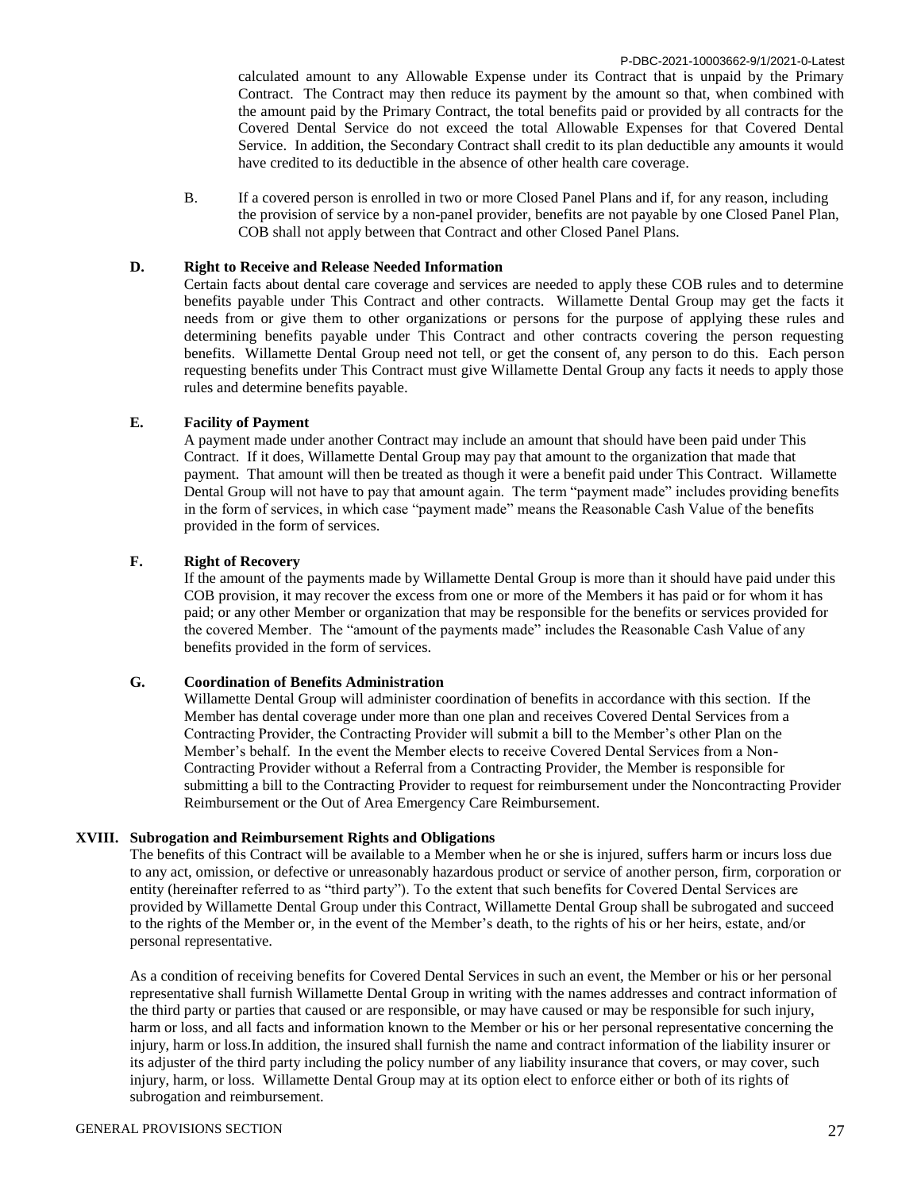calculated amount to any Allowable Expense under its Contract that is unpaid by the Primary Contract. The Contract may then reduce its payment by the amount so that, when combined with the amount paid by the Primary Contract, the total benefits paid or provided by all contracts for the Covered Dental Service do not exceed the total Allowable Expenses for that Covered Dental Service. In addition, the Secondary Contract shall credit to its plan deductible any amounts it would have credited to its deductible in the absence of other health care coverage.

B. If a covered person is enrolled in two or more Closed Panel Plans and if, for any reason, including the provision of service by a non-panel provider, benefits are not payable by one Closed Panel Plan, COB shall not apply between that Contract and other Closed Panel Plans.

**D. Right to Receive and Release Needed Information**

Certain facts about dental care coverage and services are needed to apply these COB rules and to determine benefits payable under This Contract and other contracts. Willamette Dental Group may get the facts it needs from or give them to other organizations or persons for the purpose of applying these rules and determining benefits payable under This Contract and other contracts covering the person requesting benefits. Willamette Dental Group need not tell, or get the consent of, any person to do this. Each person requesting benefits under This Contract must give Willamette Dental Group any facts it needs to apply those rules and determine benefits payable.

**E. Facility of Payment**

A payment made under another Contract may include an amount that should have been paid under This Contract. If it does, Willamette Dental Group may pay that amount to the organization that made that payment. That amount will then be treated as though it were a benefit paid under This Contract. Willamette Dental Group will not have to pay that amount again. The term "payment made" includes providing benefits in the form of services, in which case "payment made" means the Reasonable Cash Value of the benefits provided in the form of services.

**F. Right of Recovery**

If the amount of the payments made by Willamette Dental Group is more than it should have paid under this COB provision, it may recover the excess from one or more of the Members it has paid or for whom it has paid; or any other Member or organization that may be responsible for the benefits or services provided for the covered Member. The "amount of the payments made" includes the Reasonable Cash Value of any benefits provided in the form of services.

**G. Coordination of Benefits Administration**

Willamette Dental Group will administer coordination of benefits in accordance with this section. If the Member has dental coverage under more than one plan and receives Covered Dental Services from a Contracting Provider, the Contracting Provider will submit a bill to the Member's other Plan on the Member's behalf. In the event the Member elects to receive Covered Dental Services from a Non-Contracting Provider without a Referral from a Contracting Provider, the Member is responsible for submitting a bill to the Contracting Provider to request for reimbursement under the Noncontracting Provider Reimbursement or the Out of Area Emergency Care Reimbursement.

## XVIII. Subrogation and Reimbursement Rights and Obligations

The benefits of this Contract will be available to a Member when he or she is injured, suffers harm or incurs loss due to any act, omission, or defective or unreasonably hazardous product or service of another person, firm, corporation or entity (hereinafter referred to as "third party"). To the extent that such benefits for Covered Dental Services are provided by Willamette Dental Group under this Contract, Willamette Dental Group shall be subrogated and succeed to the rights of the Member or, in the event of the Member's death, to the rights of his or her heirs, estate, and/or personal representative.

As a condition of receiving benefits for Covered Dental Services in such an event, the Member or his or her personal representative shall furnish Willamette Dental Group in writing with the names addresses and contract information of the third party or parties that caused or are responsible, or may have caused or may be responsible for such injury, harm or loss, and all facts and information known to the Member or his or her personal representative concerning the injury, harm or loss.In addition, the insured shall furnish the name and contract information of the liability insurer or its adjuster of the third party including the policy number of any liability insurance that covers, or may cover, such injury, harm, or loss. Willamette Dental Group may at its option elect to enforce either or both of its rights of subrogation and reimbursement.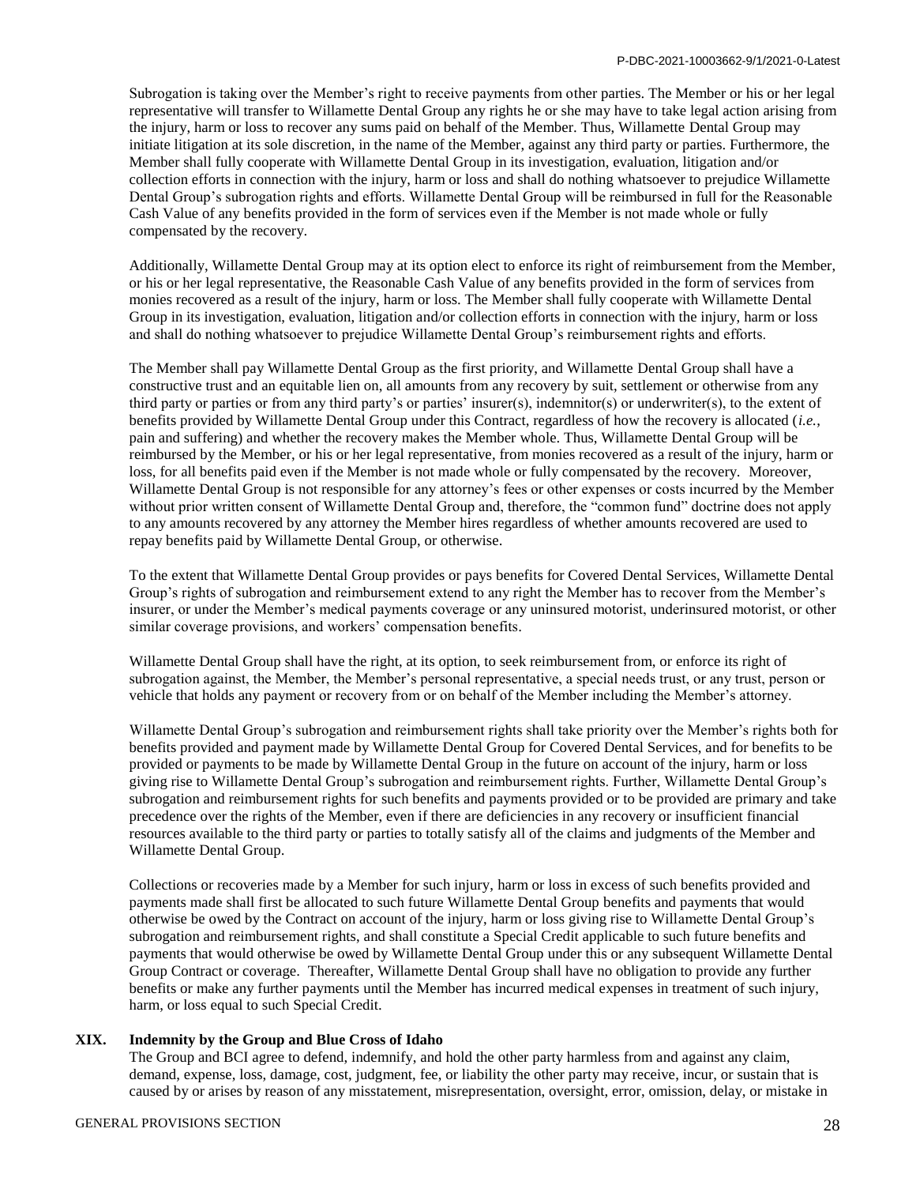Subrogation is taking over the Member's right to receive payments from other parties. The Member or his or her legal representative will transfer to Willamette Dental Group any rights he or she may have to take legal action arising from the injury, harm or loss to recover any sums paid on behalf of the Member. Thus, Willamette Dental Group may initiate litigation at its sole discretion, in the name of the Member, against any third party or parties. Furthermore, the Member shall fully cooperate with Willamette Dental Group in its investigation, evaluation, litigation and/or collection efforts in connection with the injury, harm or loss and shall do nothing whatsoever to prejudice Willamette Dental Group's subrogation rights and efforts. Willamette Dental Group will be reimbursed in full for the Reasonable Cash Value of any benefits provided in the form of services even if the Member is not made whole or fully compensated by the recovery.

Additionally, Willamette Dental Group may at its option elect to enforce its right of reimbursement from the Member, or his or her legal representative, the Reasonable Cash Value of any benefits provided in the form of services from monies recovered as a result of the injury, harm or loss. The Member shall fully cooperate with Willamette Dental Group in its investigation, evaluation, litigation and/or collection efforts in connection with the injury, harm or loss and shall do nothing whatsoever to prejudice Willamette Dental Group's reimbursement rights and efforts.

The Member shall pay Willamette Dental Group as the first priority, and Willamette Dental Group shall have a constructive trust and an equitable lien on, all amounts from any recovery by suit, settlement or otherwise from any third party or parties or from any third party's or parties' insurer(s), indemnitor(s) or underwriter(s), to the extent of benefits provided by Willamette Dental Group under this Contract, regardless of how the recovery is allocated (*i.e.*, pain and suffering) and whether the recovery makes the Member whole. Thus, Willamette Dental Group will be reimbursed by the Member, or his or her legal representative, from monies recovered as a result of the injury, harm or loss, for all benefits paid even if the Member is not made whole or fully compensated by the recovery. Moreover, Willamette Dental Group is not responsible for any attorney's fees or other expenses or costs incurred by the Member without prior written consent of Willamette Dental Group and, therefore, the "common fund" doctrine does not apply to any amounts recovered by any attorney the Member hires regardless of whether amounts recovered are used to repay benefits paid by Willamette Dental Group, or otherwise.

To the extent that Willamette Dental Group provides or pays benefits for Covered Dental Services, Willamette Dental Group's rights of subrogation and reimbursement extend to any right the Member has to recover from the Member's insurer, or under the Member's medical payments coverage or any uninsured motorist, underinsured motorist, or other similar coverage provisions, and workers' compensation benefits.

Willamette Dental Group shall have the right, at its option, to seek reimbursement from, or enforce its right of subrogation against, the Member, the Member's personal representative, a special needs trust, or any trust, person or vehicle that holds any payment or recovery from or on behalf of the Member including the Member's attorney.

Willamette Dental Group's subrogation and reimbursement rights shall take priority over the Member's rights both for benefits provided and payment made by Willamette Dental Group for Covered Dental Services, and for benefits to be provided or payments to be made by Willamette Dental Group in the future on account of the injury, harm or loss giving rise to Willamette Dental Group's subrogation and reimbursement rights. Further, Willamette Dental Group's subrogation and reimbursement rights for such benefits and payments provided or to be provided are primary and take precedence over the rights of the Member, even if there are deficiencies in any recovery or insufficient financial resources available to the third party or parties to totally satisfy all of the claims and judgments of the Member and Willamette Dental Group.

Collections or recoveries made by a Member for such injury, harm or loss in excess of such benefits provided and payments made shall first be allocated to such future Willamette Dental Group benefits and payments that would otherwise be owed by the Contract on account of the injury, harm or loss giving rise to Willamette Dental Group's subrogation and reimbursement rights, and shall constitute a Special Credit applicable to such future benefits and payments that would otherwise be owed by Willamette Dental Group under this or any subsequent Willamette Dental Group Contract or coverage. Thereafter, Willamette Dental Group shall have no obligation to provide any further benefits or make any further payments until the Member has incurred medical expenses in treatment of such injury, harm, or loss equal to such Special Credit.

## XIX. Indemnity by the Group and Blue Cross of Idaho

The Group and BCI agree to defend, indemnify, and hold the other party harmless from and against any claim, demand, expense, loss, damage, cost, judgment, fee, or liability the other party may receive, incur, or sustain that is caused by or arises by reason of any misstatement, misrepresentation, oversight, error, omission, delay, or mistake in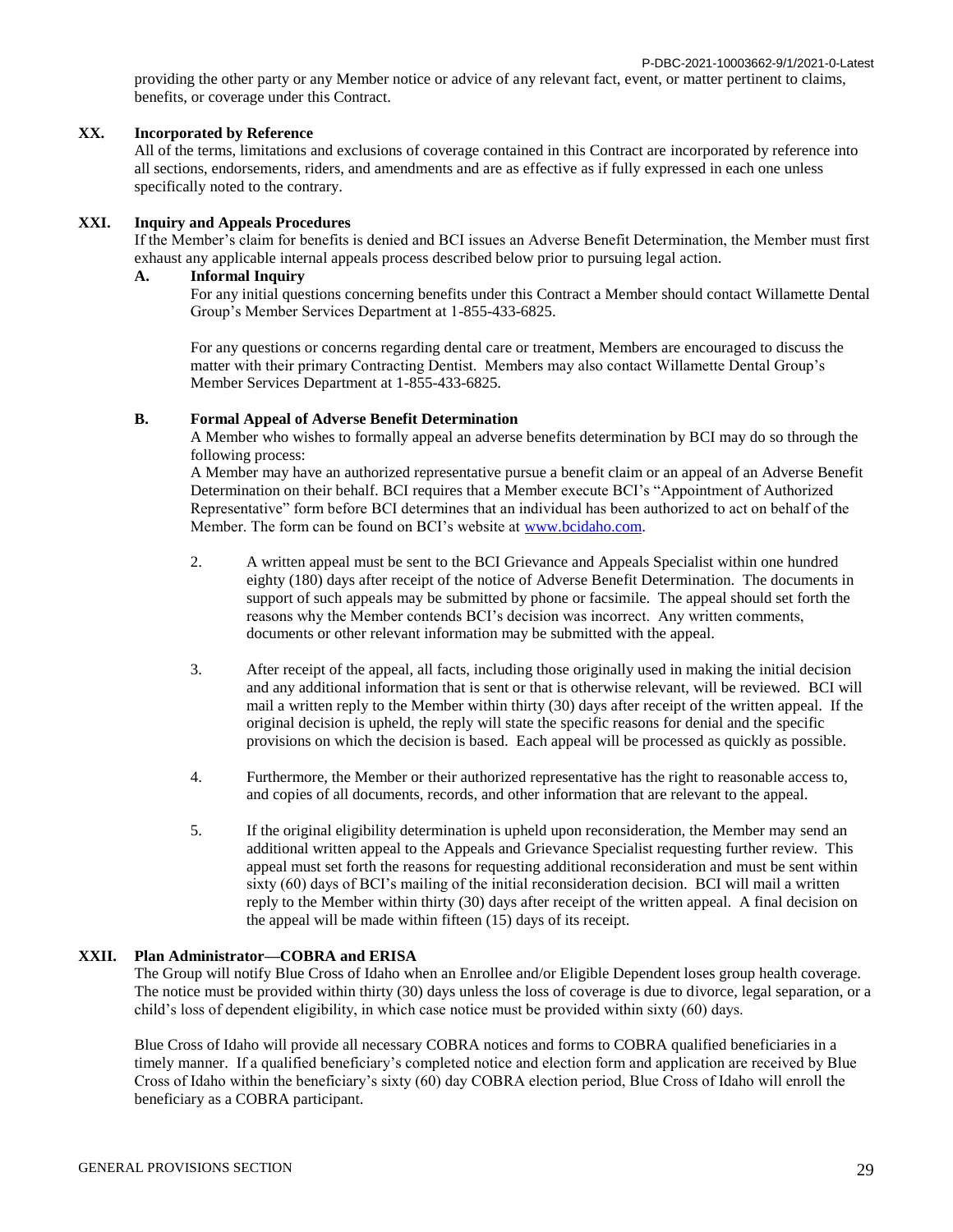providing the other party or any Member notice or advice of any relevant fact, event, or matter pertinent to claims, benefits, or coverage under this Contract.

## XX. Incorporated by Reference

All of the terms, limitations and exclusions of coverage contained in this Contract are incorporated by reference into all sections, endorsements, riders, and amendments and are as effective as if fully expressed in each one unless specifically noted to the contrary.

## XXI. Inquiry and Appeals Procedures

If the Member's claim for benefits is denied and BCI issues an Adverse Benefit Determination, the Member must first exhaust any applicable internal appeals process described below prior to pursuing legal action.

### A. Informal Inquiry

For any initial questions concerning benefits under this Contract a Member should contact Willamette Dental Group's Member Services Department at 1-855-433-6825.

For any questions or concerns regarding dental care or treatment, Members are encouraged to discuss the matter with their primary Contracting Dentist. Members may also contact Willamette Dental Group's Member Services Department at 1-855-433-6825.

### B. Formal Appeal of Adverse Benefit Determination

A Member who wishes to formally appeal an adverse benefits determination by BCI may do so through the following process:

A Member may have an authorized representative pursue a benefit claim or an appeal of an Adverse Benefit Determination on their behalf. BCI requires that a Member execute BCI's "Appointment of Authorized Representative" form before BCI determines that an individual has been authorized to act on behalf of the Member. The form can be found on BCI's website at www.bcidaho.com.

2. A written appeal must be sent to the BCI Grievance and Appeals Specialist within one hundred eighty (180) days after receipt of the notice of Adverse Benefit Determination. The documents in support of such appeals may be submitted by phone or facsimile. The appeal should set forth the reasons why the Member contends BCI's decision was incorrect. Any written comments, documents or other relevant information may be submitted with the appeal.

3. After receipt of the appeal, all facts, including those originally used in making the initial decision and any additional information that is sent or that is otherwise relevant, will be reviewed. BCI will mail a written reply to the Member within thirty (30) days after receipt of the written appeal. If the original decision is upheld, the reply will state the specific reasons for denial and the specific provisions on which the decision is based. Each appeal will be processed as quickly as possible.

4. Furthermore, the Member or their authorized representative has the right to reasonable access to, and copies of all documents, records, and other information that are relevant to the appeal.

5. If the original eligibility determination is upheld upon reconsideration, the Member may send an additional written appeal to the Appeals and Grievance Specialist requesting further review. This appeal must set forth the reasons for requesting additional reconsideration and must be sent within sixty (60) days of BCI's mailing of the initial reconsideration decision. BCI will mail a written reply to the Member within thirty (30) days after receipt of the written appeal. A final decision on the appeal will be made within fifteen (15) days of its receipt.

## XXII. Plan Administrator—COBRA and ERISA

The Group will notify Blue Cross of Idaho when an Enrollee and/or Eligible Dependent loses group health coverage. The notice must be provided within thirty (30) days unless the loss of coverage is due to divorce, legal separation, or a child's loss of dependent eligibility, in which case notice must be provided within sixty (60) days.

Blue Cross of Idaho will provide all necessary COBRA notices and forms to COBRA qualified beneficiaries in a timely manner. If a qualified beneficiary's completed notice and election form and application are received by Blue Cross of Idaho within the beneficiary's sixty (60) day COBRA election period, Blue Cross of Idaho will enroll the beneficiary as a COBRA participant.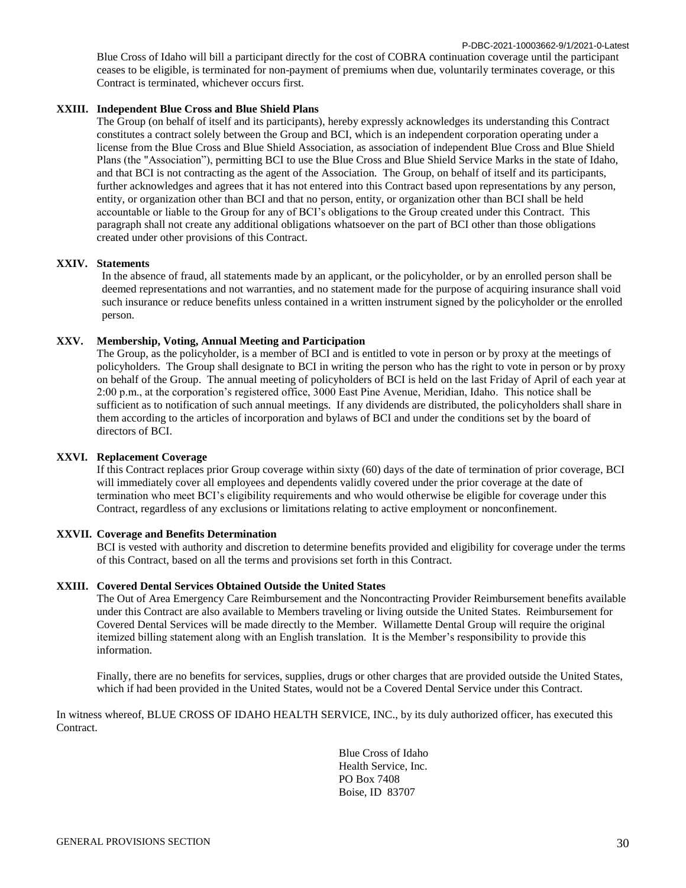Blue Cross of Idaho will bill a participant directly for the cost of COBRA continuation coverage until the participant ceases to be eligible, is terminated for non-payment of premiums when due, voluntarily terminates coverage, or this Contract is terminated, whichever occurs first.

**XXIII. Independent Blue Cross and Blue Shield Plans**

The Group (on behalf of itself and its participants), hereby expressly acknowledges its understanding this Contract constitutes a contract solely between the Group and BCI, which is an independent corporation operating under a license from the Blue Cross and Blue Shield Association, as association of independent Blue Cross and Blue Shield Plans (the "Association"), permitting BCI to use the Blue Cross and Blue Shield Service Marks in the state of Idaho, and that BCI is not contracting as the agent of the Association. The Group, on behalf of itself and its participants, further acknowledges and agrees that it has not entered into this Contract based upon representations by any person, entity, or organization other than BCI and that no person, entity, or organization other than BCI shall be held accountable or liable to the Group for any of BCI's obligations to the Group created under this Contract. This paragraph shall not create any additional obligations whatsoever on the part of BCI other than those obligations created under other provisions of this Contract.

**XXIV. Statements**

In the absence of fraud, all statements made by an applicant, or the policyholder, or by an enrolled person shall be deemed representations and not warranties, and no statement made for the purpose of acquiring insurance shall void such insurance or reduce benefits unless contained in a written instrument signed by the policyholder or the enrolled person.

**XXV. Membership, Voting, Annual Meeting and Participation**

The Group, as the policyholder, is a member of BCI and is entitled to vote in person or by proxy at the meetings of policyholders. The Group shall designate to BCI in writing the person who has the right to vote in person or by proxy on behalf of the Group. The annual meeting of policyholders of BCI is held on the last Friday of April of each year at 2:00 p.m., at the corporation's registered office, 3000 East Pine Avenue, Meridian, Idaho. This notice shall be sufficient as to notification of such annual meetings. If any dividends are distributed, the policyholders shall share in them according to the articles of incorporation and bylaws of BCI and under the conditions set by the board of directors of BCI.

**XXVI. Replacement Coverage**

If this Contract replaces prior Group coverage within sixty (60) days of the date of termination of prior coverage, BCI will immediately cover all employees and dependents validly covered under the prior coverage at the date of termination who meet BCI's eligibility requirements and who would otherwise be eligible for coverage under this Contract, regardless of any exclusions or limitations relating to active employment or nonconfinement.

**XXVII. Coverage and Benefits Determination**

BCI is vested with authority and discretion to determine benefits provided and eligibility for coverage under the terms of this Contract, based on all the terms and provisions set forth in this Contract.

**XXIII. Covered Dental Services Obtained Outside the United States**

The Out of Area Emergency Care Reimbursement and the Noncontracting Provider Reimbursement benefits available under this Contract are also available to Members traveling or living outside the United States. Reimbursement for Covered Dental Services will be made directly to the Member. Willamette Dental Group will require the original itemized billing statement along with an English translation. It is the Member's responsibility to provide this information.

Finally, there are no benefits for services, supplies, drugs or other charges that are provided outside the United States, which if had been provided in the United States, would not be a Covered Dental Service under this Contract.

In witness whereof, BLUE CROSS OF IDAHO HEALTH SERVICE, INC., by its duly authorized officer, has executed this Contract.

Blue Cross of Idaho
Health Service, Inc.
PO Box 7408
Boise, ID 83707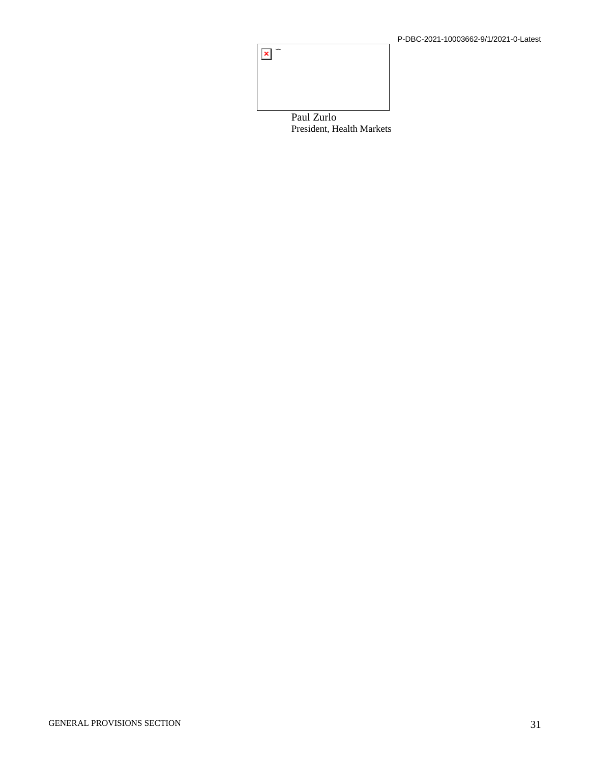Paul Zurlo
President, Health Markets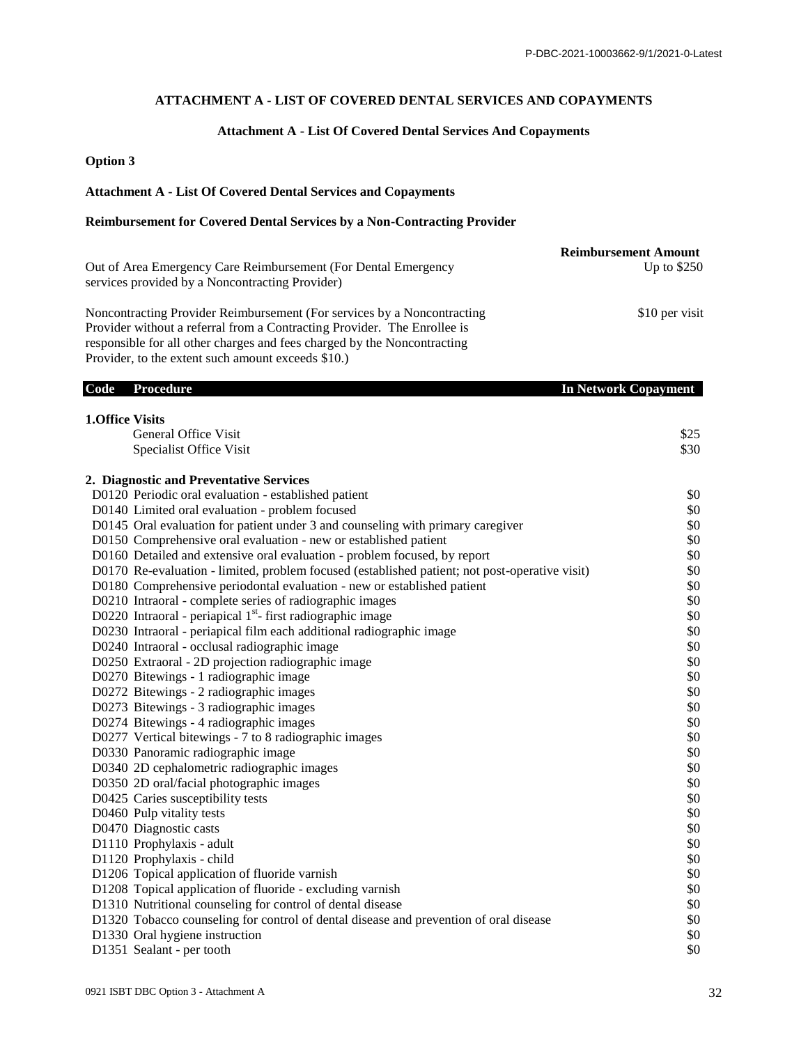# ATTACHMENT A - LIST OF COVERED DENTAL SERVICES AND COPAYMENTS

## Attachment A - List Of Covered Dental Services And Copayments

**Option 3**

**Attachment A - List Of Covered Dental Services and Copayments**

**Reimbursement for Covered Dental Services by a Non-Contracting Provider**

| | Reimbursement Amount |
|---|---|
| Out of Area Emergency Care Reimbursement (For Dental Emergency services provided by a Noncontracting Provider) | Up to $250 |
| Noncontracting Provider Reimbursement (For services by a Noncontracting Provider without a referral from a Contracting Provider. The Enrollee is responsible for all other charges and fees charged by the Noncontracting Provider, to the extent such amount exceeds $10.) | $10 per visit |

| Code | Procedure | In Network Copayment |
|---|---|---|
| **1.Office Visits** | | |
| | General Office Visit | $25 |
| | Specialist Office Visit | $30 |
| **2. Diagnostic and Preventative Services** | | |
| D0120 | Periodic oral evaluation - established patient | $0 |
| D0140 | Limited oral evaluation - problem focused | $0 |
| D0145 | Oral evaluation for patient under 3 and counseling with primary caregiver | $0 |
| D0150 | Comprehensive oral evaluation - new or established patient | $0 |
| D0160 | Detailed and extensive oral evaluation - problem focused, by report | $0 |
| D0170 | Re-evaluation - limited, problem focused (established patient; not post-operative visit) | $0 |
| D0180 | Comprehensive periodontal evaluation - new or established patient | $0 |
| D0210 | Intraoral - complete series of radiographic images | $0 |
| D0220 | Intraoral - periapical 1st- first radiographic image | $0 |
| D0230 | Intraoral - periapical film each additional radiographic image | $0 |
| D0240 | Intraoral - occlusal radiographic image | $0 |
| D0250 | Extraoral - 2D projection radiographic image | $0 |
| D0270 | Bitewings - 1 radiographic image | $0 |
| D0272 | Bitewings - 2 radiographic images | $0 |
| D0273 | Bitewings - 3 radiographic images | $0 |
| D0274 | Bitewings - 4 radiographic images | $0 |
| D0277 | Vertical bitewings - 7 to 8 radiographic images | $0 |
| D0330 | Panoramic radiographic image | $0 |
| D0340 | 2D cephalometric radiographic images | $0 |
| D0350 | 2D oral/facial photographic images | $0 |
| D0425 | Caries susceptibility tests | $0 |
| D0460 | Pulp vitality tests | $0 |
| D0470 | Diagnostic casts | $0 |
| D1110 | Prophylaxis - adult | $0 |
| D1120 | Prophylaxis - child | $0 |
| D1206 | Topical application of fluoride varnish | $0 |
| D1208 | Topical application of fluoride - excluding varnish | $0 |
| D1310 | Nutritional counseling for control of dental disease | $0 |
| D1320 | Tobacco counseling for control of dental disease and prevention of oral disease | $0 |
| D1330 | Oral hygiene instruction | $0 |
| D1351 | Sealant - per tooth | $0 |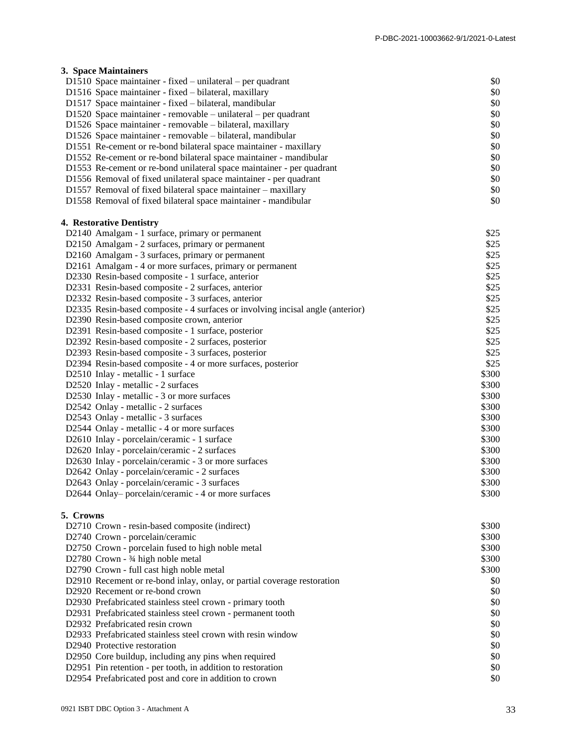### 3. Space Maintainers

| | |
|---|---|
| D1510 Space maintainer - fixed – unilateral – per quadrant | $0 |
| D1516 Space maintainer - fixed – bilateral, maxillary | $0 |
| D1517 Space maintainer - fixed – bilateral, mandibular | $0 |
| D1520 Space maintainer - removable – unilateral – per quadrant | $0 |
| D1526 Space maintainer - removable – bilateral, maxillary | $0 |
| D1526 Space maintainer - removable – bilateral, mandibular | $0 |
| D1551 Re-cement or re-bond bilateral space maintainer - maxillary | $0 |
| D1552 Re-cement or re-bond bilateral space maintainer - mandibular | $0 |
| D1553 Re-cement or re-bond unilateral space maintainer - per quadrant | $0 |
| D1556 Removal of fixed unilateral space maintainer - per quadrant | $0 |
| D1557 Removal of fixed bilateral space maintainer – maxillary | $0 |
| D1558 Removal of fixed bilateral space maintainer - mandibular | $0 |

### 4. Restorative Dentistry

| | |
|---|---|
| D2140 Amalgam - 1 surface, primary or permanent | $25 |
| D2150 Amalgam - 2 surfaces, primary or permanent | $25 |
| D2160 Amalgam - 3 surfaces, primary or permanent | $25 |
| D2161 Amalgam - 4 or more surfaces, primary or permanent | $25 |
| D2330 Resin-based composite - 1 surface, anterior | $25 |
| D2331 Resin-based composite - 2 surfaces, anterior | $25 |
| D2332 Resin-based composite - 3 surfaces, anterior | $25 |
| D2335 Resin-based composite - 4 surfaces or involving incisal angle (anterior) | $25 |
| D2390 Resin-based composite crown, anterior | $25 |
| D2391 Resin-based composite - 1 surface, posterior | $25 |
| D2392 Resin-based composite - 2 surfaces, posterior | $25 |
| D2393 Resin-based composite - 3 surfaces, posterior | $25 |
| D2394 Resin-based composite - 4 or more surfaces, posterior | $25 |
| D2510 Inlay - metallic - 1 surface | $300 |
| D2520 Inlay - metallic - 2 surfaces | $300 |
| D2530 Inlay - metallic - 3 or more surfaces | $300 |
| D2542 Onlay - metallic - 2 surfaces | $300 |
| D2543 Onlay - metallic - 3 surfaces | $300 |
| D2544 Onlay - metallic - 4 or more surfaces | $300 |
| D2610 Inlay - porcelain/ceramic - 1 surface | $300 |
| D2620 Inlay - porcelain/ceramic - 2 surfaces | $300 |
| D2630 Inlay - porcelain/ceramic - 3 or more surfaces | $300 |
| D2642 Onlay - porcelain/ceramic - 2 surfaces | $300 |
| D2643 Onlay - porcelain/ceramic - 3 surfaces | $300 |
| D2644 Onlay– porcelain/ceramic - 4 or more surfaces | $300 |

### 5. Crowns

| | |
|---|---|
| D2710 Crown - resin-based composite (indirect) | $300 |
| D2740 Crown - porcelain/ceramic | $300 |
| D2750 Crown - porcelain fused to high noble metal | $300 |
| D2780 Crown - ¾ high noble metal | $300 |
| D2790 Crown - full cast high noble metal | $300 |
| D2910 Recement or re-bond inlay, onlay, or partial coverage restoration | $0 |
| D2920 Recement or re-bond crown | $0 |
| D2930 Prefabricated stainless steel crown - primary tooth | $0 |
| D2931 Prefabricated stainless steel crown - permanent tooth | $0 |
| D2932 Prefabricated resin crown | $0 |
| D2933 Prefabricated stainless steel crown with resin window | $0 |
| D2940 Protective restoration | $0 |
| D2950 Core buildup, including any pins when required | $0 |
| D2951 Pin retention - per tooth, in addition to restoration | $0 |
| D2954 Prefabricated post and core in addition to crown | $0 |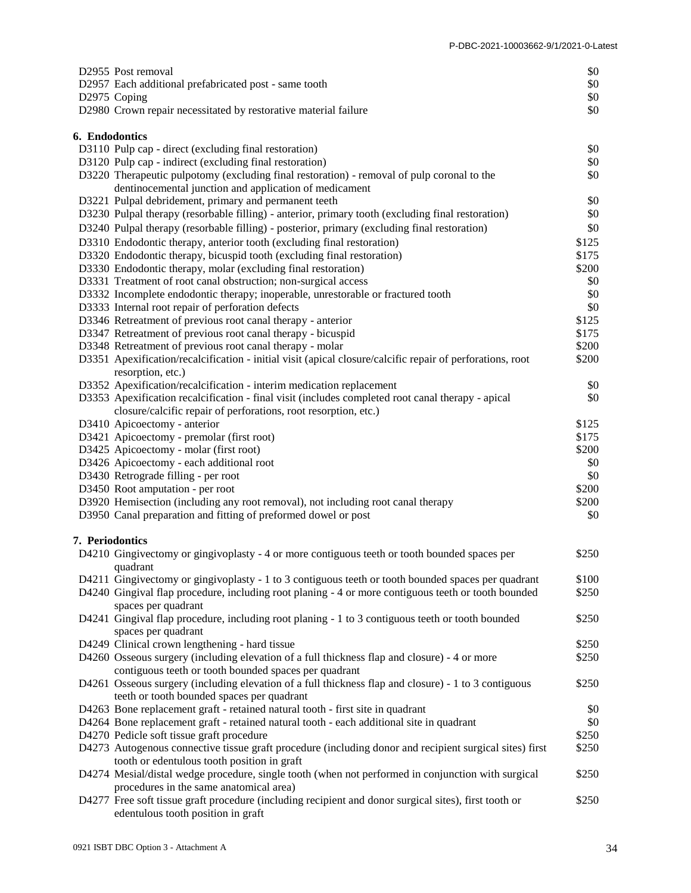| Code | Description | Amount |
|---|---|---|
| D2955 | Post removal | $0 |
| D2957 | Each additional prefabricated post - same tooth | $0 |
| D2975 | Coping | $0 |
| D2980 | Crown repair necessitated by restorative material failure | $0 |

**6. Endodontics**

| Code | Description | Amount |
|---|---|---|
| D3110 | Pulp cap - direct (excluding final restoration) | $0 |
| D3120 | Pulp cap - indirect (excluding final restoration) | $0 |
| D3220 | Therapeutic pulpotomy (excluding final restoration) - removal of pulp coronal to the dentinocemental junction and application of medicament | $0 |
| D3221 | Pulpal debridement, primary and permanent teeth | $0 |
| D3230 | Pulpal therapy (resorbable filling) - anterior, primary tooth (excluding final restoration) | $0 |
| D3240 | Pulpal therapy (resorbable filling) - posterior, primary (excluding final restoration) | $0 |
| D3310 | Endodontic therapy, anterior tooth (excluding final restoration) | $125 |
| D3320 | Endodontic therapy, bicuspid tooth (excluding final restoration) | $175 |
| D3330 | Endodontic therapy, molar (excluding final restoration) | $200 |
| D3331 | Treatment of root canal obstruction; non-surgical access | $0 |
| D3332 | Incomplete endodontic therapy; inoperable, unrestorable or fractured tooth | $0 |
| D3333 | Internal root repair of perforation defects | $0 |
| D3346 | Retreatment of previous root canal therapy - anterior | $125 |
| D3347 | Retreatment of previous root canal therapy - bicuspid | $175 |
| D3348 | Retreatment of previous root canal therapy - molar | $200 |
| D3351 | Apexification/recalcification - initial visit (apical closure/calcific repair of perforations, root resorption, etc.) | $200 |
| D3352 | Apexification/recalcification - interim medication replacement | $0 |
| D3353 | Apexification recalcification - final visit (includes completed root canal therapy - apical closure/calcific repair of perforations, root resorption, etc.) | $0 |
| D3410 | Apicoectomy - anterior | $125 |
| D3421 | Apicoectomy - premolar (first root) | $175 |
| D3425 | Apicoectomy - molar (first root) | $200 |
| D3426 | Apicoectomy - each additional root | $0 |
| D3430 | Retrograde filling - per root | $0 |
| D3450 | Root amputation - per root | $200 |
| D3920 | Hemisection (including any root removal), not including root canal therapy | $200 |
| D3950 | Canal preparation and fitting of preformed dowel or post | $0 |

**7. Periodontics**

| Code | Description | Amount |
|---|---|---|
| D4210 | Gingivectomy or gingivoplasty - 4 or more contiguous teeth or tooth bounded spaces per quadrant | $250 |
| D4211 | Gingivectomy or gingivoplasty - 1 to 3 contiguous teeth or tooth bounded spaces per quadrant | $100 |
| D4240 | Gingival flap procedure, including root planing - 4 or more contiguous teeth or tooth bounded spaces per quadrant | $250 |
| D4241 | Gingival flap procedure, including root planing - 1 to 3 contiguous teeth or tooth bounded spaces per quadrant | $250 |
| D4249 | Clinical crown lengthening - hard tissue | $250 |
| D4260 | Osseous surgery (including elevation of a full thickness flap and closure) - 4 or more contiguous teeth or tooth bounded spaces per quadrant | $250 |
| D4261 | Osseous surgery (including elevation of a full thickness flap and closure) - 1 to 3 contiguous teeth or tooth bounded spaces per quadrant | $250 |
| D4263 | Bone replacement graft - retained natural tooth - first site in quadrant | $0 |
| D4264 | Bone replacement graft - retained natural tooth - each additional site in quadrant | $0 |
| D4270 | Pedicle soft tissue graft procedure | $250 |
| D4273 | Autogenous connective tissue graft procedure (including donor and recipient surgical sites) first tooth or edentulous tooth position in graft | $250 |
| D4274 | Mesial/distal wedge procedure, single tooth (when not performed in conjunction with surgical procedures in the same anatomical area) | $250 |
| D4277 | Free soft tissue graft procedure (including recipient and donor surgical sites), first tooth or edentulous tooth position in graft | $250 |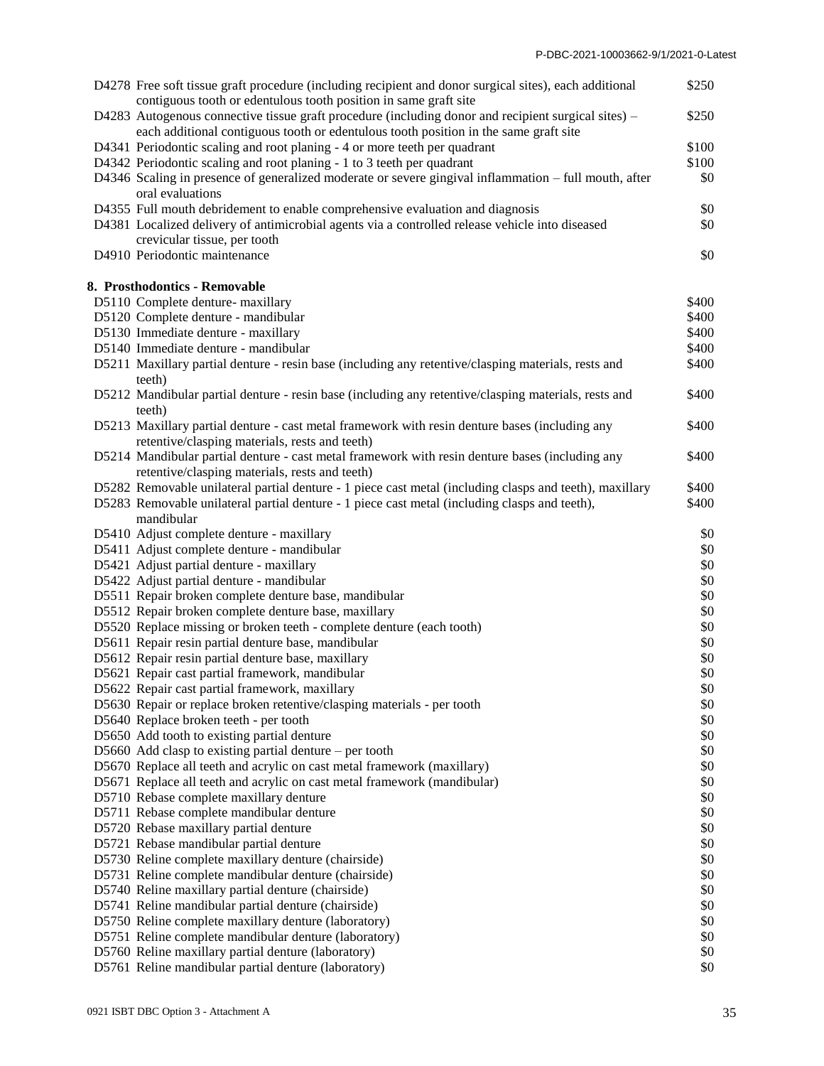| Code | Description | Amount |
|---|---|---|
| D4278 | Free soft tissue graft procedure (including recipient and donor surgical sites), each additional contiguous tooth or edentulous tooth position in same graft site | $250 |
| D4283 | Autogenous connective tissue graft procedure (including donor and recipient surgical sites) – each additional contiguous tooth or edentulous tooth position in the same graft site | $250 |
| D4341 | Periodontic scaling and root planing - 4 or more teeth per quadrant | $100 |
| D4342 | Periodontic scaling and root planing - 1 to 3 teeth per quadrant | $100 |
| D4346 | Scaling in presence of generalized moderate or severe gingival inflammation – full mouth, after oral evaluations | $0 |
| D4355 | Full mouth debridement to enable comprehensive evaluation and diagnosis | $0 |
| D4381 | Localized delivery of antimicrobial agents via a controlled release vehicle into diseased crevicular tissue, per tooth | $0 |
| D4910 | Periodontic maintenance | $0 |

**8. Prosthodontics - Removable**

| Code | Description | Amount |
|---|---|---|
| D5110 | Complete denture- maxillary | $400 |
| D5120 | Complete denture - mandibular | $400 |
| D5130 | Immediate denture - maxillary | $400 |
| D5140 | Immediate denture - mandibular | $400 |
| D5211 | Maxillary partial denture - resin base (including any retentive/clasping materials, rests and teeth) | $400 |
| D5212 | Mandibular partial denture - resin base (including any retentive/clasping materials, rests and teeth) | $400 |
| D5213 | Maxillary partial denture - cast metal framework with resin denture bases (including any retentive/clasping materials, rests and teeth) | $400 |
| D5214 | Mandibular partial denture - cast metal framework with resin denture bases (including any retentive/clasping materials, rests and teeth) | $400 |
| D5282 | Removable unilateral partial denture - 1 piece cast metal (including clasps and teeth), maxillary | $400 |
| D5283 | Removable unilateral partial denture - 1 piece cast metal (including clasps and teeth), mandibular | $400 |
| D5410 | Adjust complete denture - maxillary | $0 |
| D5411 | Adjust complete denture - mandibular | $0 |
| D5421 | Adjust partial denture - maxillary | $0 |
| D5422 | Adjust partial denture - mandibular | $0 |
| D5511 | Repair broken complete denture base, mandibular | $0 |
| D5512 | Repair broken complete denture base, maxillary | $0 |
| D5520 | Replace missing or broken teeth - complete denture (each tooth) | $0 |
| D5611 | Repair resin partial denture base, mandibular | $0 |
| D5612 | Repair resin partial denture base, maxillary | $0 |
| D5621 | Repair cast partial framework, mandibular | $0 |
| D5622 | Repair cast partial framework, maxillary | $0 |
| D5630 | Repair or replace broken retentive/clasping materials - per tooth | $0 |
| D5640 | Replace broken teeth - per tooth | $0 |
| D5650 | Add tooth to existing partial denture | $0 |
| D5660 | Add clasp to existing partial denture – per tooth | $0 |
| D5670 | Replace all teeth and acrylic on cast metal framework (maxillary) | $0 |
| D5671 | Replace all teeth and acrylic on cast metal framework (mandibular) | $0 |
| D5710 | Rebase complete maxillary denture | $0 |
| D5711 | Rebase complete mandibular denture | $0 |
| D5720 | Rebase maxillary partial denture | $0 |
| D5721 | Rebase mandibular partial denture | $0 |
| D5730 | Reline complete maxillary denture (chairside) | $0 |
| D5731 | Reline complete mandibular denture (chairside) | $0 |
| D5740 | Reline maxillary partial denture (chairside) | $0 |
| D5741 | Reline mandibular partial denture (chairside) | $0 |
| D5750 | Reline complete maxillary denture (laboratory) | $0 |
| D5751 | Reline complete mandibular denture (laboratory) | $0 |
| D5760 | Reline maxillary partial denture (laboratory) | $0 |
| D5761 | Reline mandibular partial denture (laboratory) | $0 |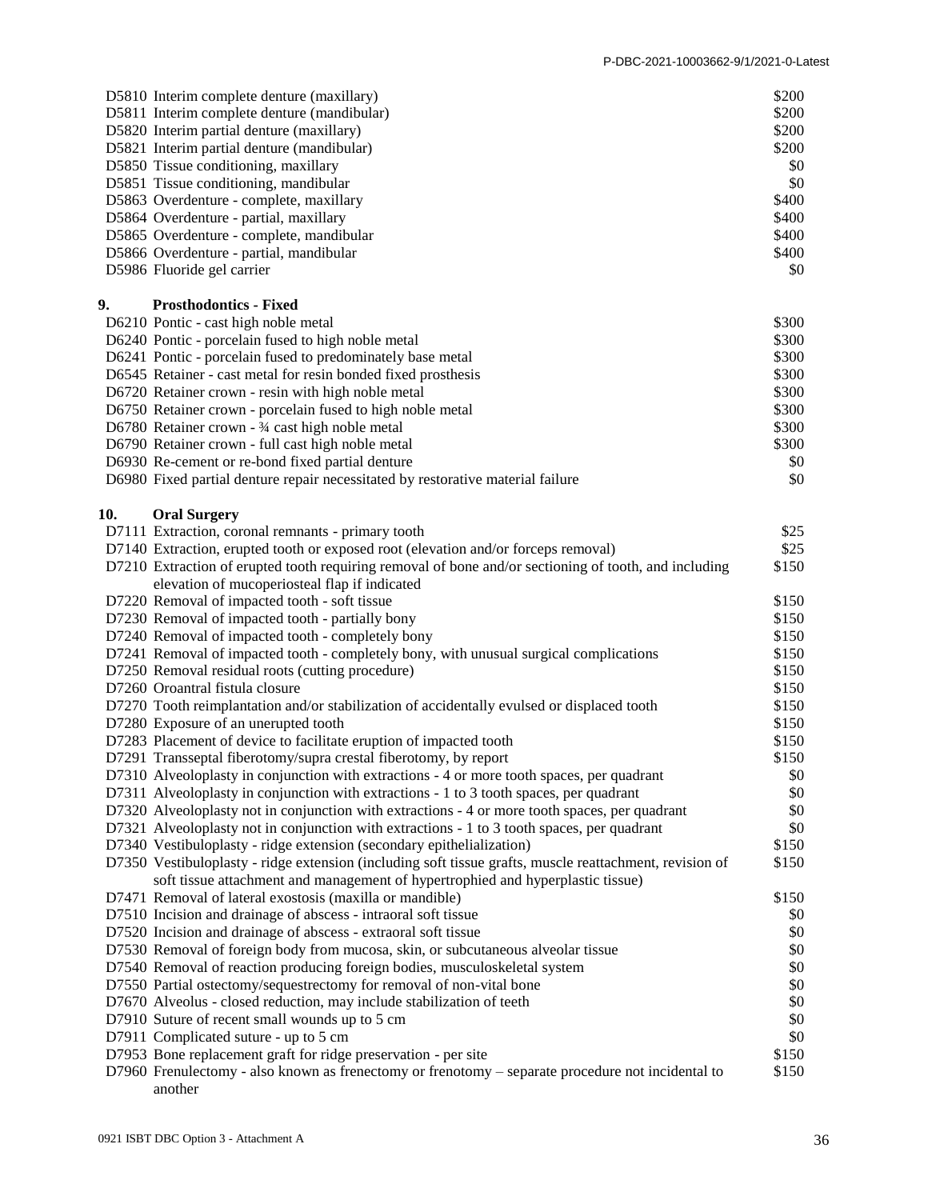| | |
|---|---|
| D5810 Interim complete denture (maxillary) | $200 |
| D5811 Interim complete denture (mandibular) | $200 |
| D5820 Interim partial denture (maxillary) | $200 |
| D5821 Interim partial denture (mandibular) | $200 |
| D5850 Tissue conditioning, maxillary | $0 |
| D5851 Tissue conditioning, mandibular | $0 |
| D5863 Overdenture - complete, maxillary | $400 |
| D5864 Overdenture - partial, maxillary | $400 |
| D5865 Overdenture - complete, mandibular | $400 |
| D5866 Overdenture - partial, mandibular | $400 |
| D5986 Fluoride gel carrier | $0 |

## 9. Prosthodontics - Fixed

| | |
|---|---|
| D6210 Pontic - cast high noble metal | $300 |
| D6240 Pontic - porcelain fused to high noble metal | $300 |
| D6241 Pontic - porcelain fused to predominately base metal | $300 |
| D6545 Retainer - cast metal for resin bonded fixed prosthesis | $300 |
| D6720 Retainer crown - resin with high noble metal | $300 |
| D6750 Retainer crown - porcelain fused to high noble metal | $300 |
| D6780 Retainer crown - ¾ cast high noble metal | $300 |
| D6790 Retainer crown - full cast high noble metal | $300 |
| D6930 Re-cement or re-bond fixed partial denture | $0 |
| D6980 Fixed partial denture repair necessitated by restorative material failure | $0 |

## 10. Oral Surgery

| | |
|---|---|
| D7111 Extraction, coronal remnants - primary tooth | $25 |
| D7140 Extraction, erupted tooth or exposed root (elevation and/or forceps removal) | $25 |
| D7210 Extraction of erupted tooth requiring removal of bone and/or sectioning of tooth, and including elevation of mucoperiosteal flap if indicated | $150 |
| D7220 Removal of impacted tooth - soft tissue | $150 |
| D7230 Removal of impacted tooth - partially bony | $150 |
| D7240 Removal of impacted tooth - completely bony | $150 |
| D7241 Removal of impacted tooth - completely bony, with unusual surgical complications | $150 |
| D7250 Removal residual roots (cutting procedure) | $150 |
| D7260 Oroantral fistula closure | $150 |
| D7270 Tooth reimplantation and/or stabilization of accidentally evulsed or displaced tooth | $150 |
| D7280 Exposure of an unerupted tooth | $150 |
| D7283 Placement of device to facilitate eruption of impacted tooth | $150 |
| D7291 Transseptal fiberotomy/supra crestal fiberotomy, by report | $150 |
| D7310 Alveoloplasty in conjunction with extractions - 4 or more tooth spaces, per quadrant | $0 |
| D7311 Alveoloplasty in conjunction with extractions - 1 to 3 tooth spaces, per quadrant | $0 |
| D7320 Alveoloplasty not in conjunction with extractions - 4 or more tooth spaces, per quadrant | $0 |
| D7321 Alveoloplasty not in conjunction with extractions - 1 to 3 tooth spaces, per quadrant | $0 |
| D7340 Vestibuloplasty - ridge extension (secondary epithelialization) | $150 |
| D7350 Vestibuloplasty - ridge extension (including soft tissue grafts, muscle reattachment, revision of soft tissue attachment and management of hypertrophied and hyperplastic tissue) | $150 |
| D7471 Removal of lateral exostosis (maxilla or mandible) | $150 |
| D7510 Incision and drainage of abscess - intraoral soft tissue | $0 |
| D7520 Incision and drainage of abscess - extraoral soft tissue | $0 |
| D7530 Removal of foreign body from mucosa, skin, or subcutaneous alveolar tissue | $0 |
| D7540 Removal of reaction producing foreign bodies, musculoskeletal system | $0 |
| D7550 Partial ostectomy/sequestrectomy for removal of non-vital bone | $0 |
| D7670 Alveolus - closed reduction, may include stabilization of teeth | $0 |
| D7910 Suture of recent small wounds up to 5 cm | $0 |
| D7911 Complicated suture - up to 5 cm | $0 |
| D7953 Bone replacement graft for ridge preservation - per site | $150 |
| D7960 Frenulectomy - also known as frenectomy or frenotomy – separate procedure not incidental to another | $150 |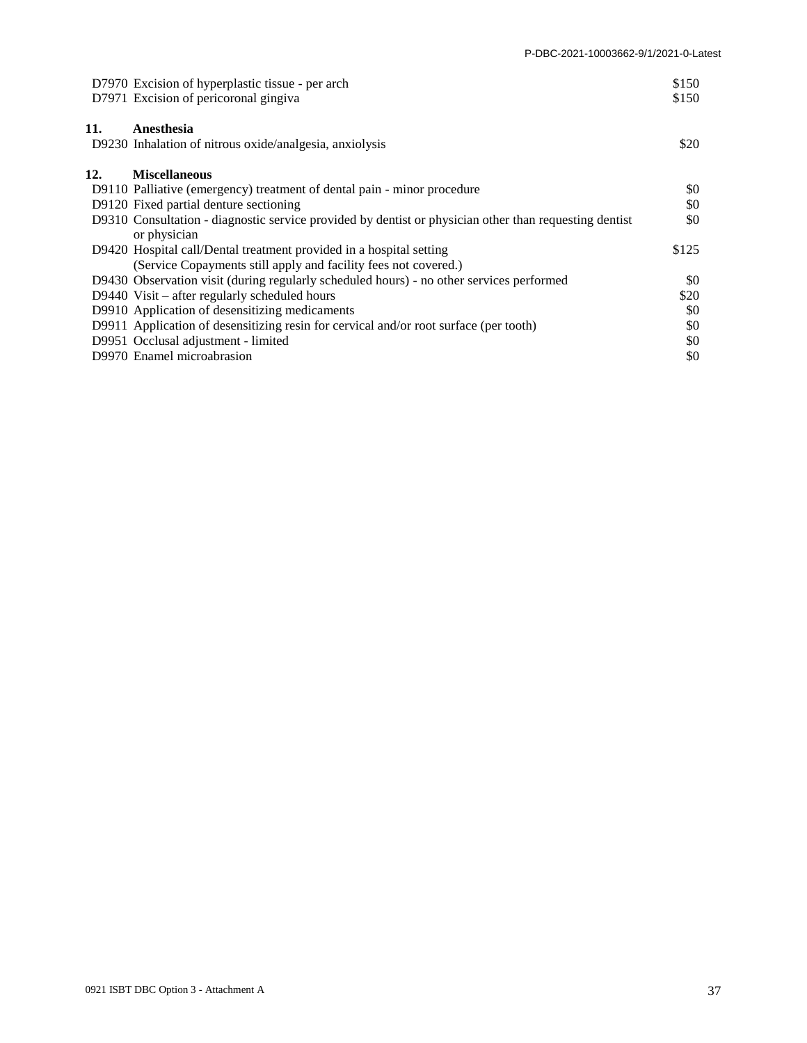| Code | Description | Copayment |
|---|---|---|
| D7970 | Excision of hyperplastic tissue - per arch | $150 |
| D7971 | Excision of pericoronal gingiva | $150 |

**11. Anesthesia**

| Code | Description | Copayment |
|---|---|---|
| D9230 | Inhalation of nitrous oxide/analgesia, anxiolysis | $20 |

**12. Miscellaneous**

| Code | Description | Copayment |
|---|---|---|
| D9110 | Palliative (emergency) treatment of dental pain - minor procedure | $0 |
| D9120 | Fixed partial denture sectioning | $0 |
| D9310 | Consultation - diagnostic service provided by dentist or physician other than requesting dentist or physician | $0 |
| D9420 | Hospital call/Dental treatment provided in a hospital setting (Service Copayments still apply and facility fees not covered.) | $125 |
| D9430 | Observation visit (during regularly scheduled hours) - no other services performed | $0 |
| D9440 | Visit – after regularly scheduled hours | $20 |
| D9910 | Application of desensitizing medicaments | $0 |
| D9911 | Application of desensitizing resin for cervical and/or root surface (per tooth) | $0 |
| D9951 | Occlusal adjustment - limited | $0 |
| D9970 | Enamel microabrasion | $0 |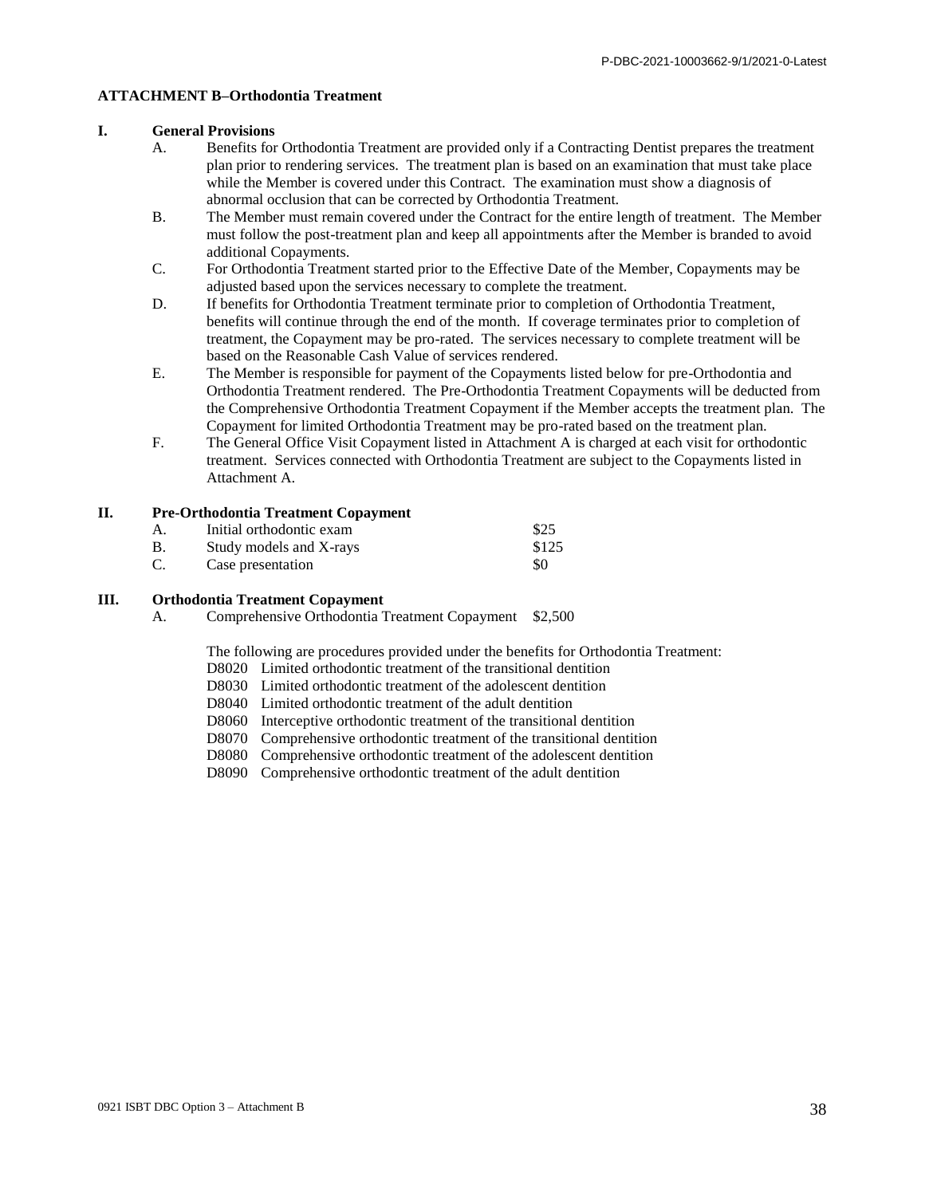## ATTACHMENT B–Orthodontia Treatment

### I. General Provisions

A. Benefits for Orthodontia Treatment are provided only if a Contracting Dentist prepares the treatment plan prior to rendering services. The treatment plan is based on an examination that must take place while the Member is covered under this Contract. The examination must show a diagnosis of abnormal occlusion that can be corrected by Orthodontia Treatment.

B. The Member must remain covered under the Contract for the entire length of treatment. The Member must follow the post-treatment plan and keep all appointments after the Member is branded to avoid additional Copayments.

C. For Orthodontia Treatment started prior to the Effective Date of the Member, Copayments may be adjusted based upon the services necessary to complete the treatment.

D. If benefits for Orthodontia Treatment terminate prior to completion of Orthodontia Treatment, benefits will continue through the end of the month. If coverage terminates prior to completion of treatment, the Copayment may be pro-rated. The services necessary to complete treatment will be based on the Reasonable Cash Value of services rendered.

E. The Member is responsible for payment of the Copayments listed below for pre-Orthodontia and Orthodontia Treatment rendered. The Pre-Orthodontia Treatment Copayments will be deducted from the Comprehensive Orthodontia Treatment Copayment if the Member accepts the treatment plan. The Copayment for limited Orthodontia Treatment may be pro-rated based on the treatment plan.

F. The General Office Visit Copayment listed in Attachment A is charged at each visit for orthodontic treatment. Services connected with Orthodontia Treatment are subject to the Copayments listed in Attachment A.

### II. Pre-Orthodontia Treatment Copayment

| | | |
|---|---|---|
| A. | Initial orthodontic exam | $25 |
| B. | Study models and X-rays | $125 |
| C. | Case presentation | $0 |

### III. Orthodontia Treatment Copayment

A. Comprehensive Orthodontia Treatment Copayment $2,500

The following are procedures provided under the benefits for Orthodontia Treatment:

- D8020 Limited orthodontic treatment of the transitional dentition
- D8030 Limited orthodontic treatment of the adolescent dentition
- D8040 Limited orthodontic treatment of the adult dentition
- D8060 Interceptive orthodontic treatment of the transitional dentition
- D8070 Comprehensive orthodontic treatment of the transitional dentition
- D8080 Comprehensive orthodontic treatment of the adolescent dentition
- D8090 Comprehensive orthodontic treatment of the adult dentition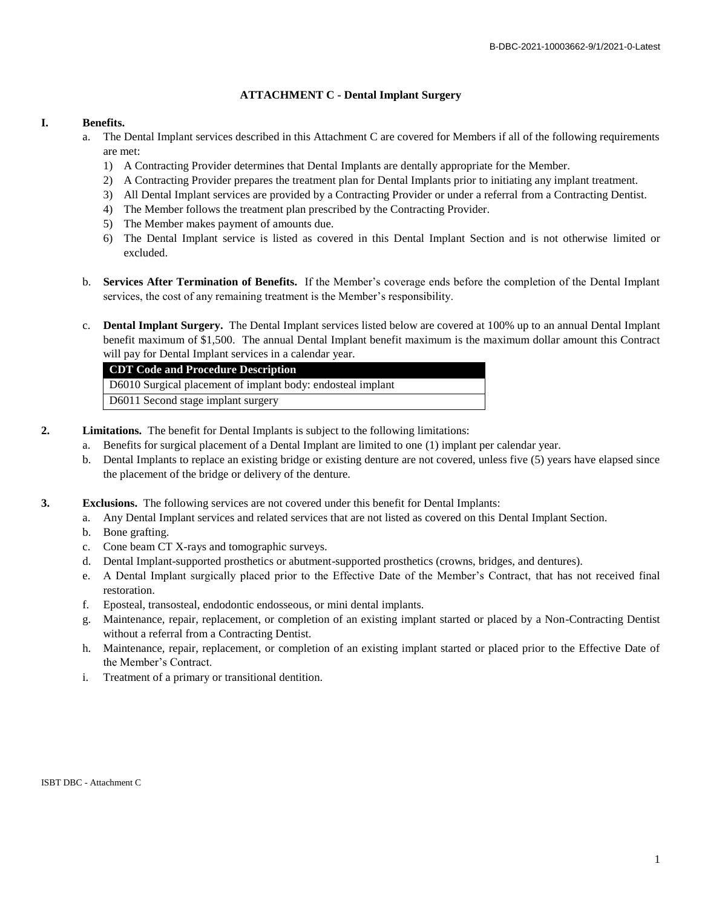# ATTACHMENT C - Dental Implant Surgery

**I. Benefits.**

a. The Dental Implant services described in this Attachment C are covered for Members if all of the following requirements are met:

1) A Contracting Provider determines that Dental Implants are dentally appropriate for the Member.
2) A Contracting Provider prepares the treatment plan for Dental Implants prior to initiating any implant treatment.
3) All Dental Implant services are provided by a Contracting Provider or under a referral from a Contracting Dentist.
4) The Member follows the treatment plan prescribed by the Contracting Provider.
5) The Member makes payment of amounts due.
6) The Dental Implant service is listed as covered in this Dental Implant Section and is not otherwise limited or excluded.

b. **Services After Termination of Benefits.** If the Member's coverage ends before the completion of the Dental Implant services, the cost of any remaining treatment is the Member's responsibility.

c. **Dental Implant Surgery.** The Dental Implant services listed below are covered at 100% up to an annual Dental Implant benefit maximum of $1,500. The annual Dental Implant benefit maximum is the maximum dollar amount this Contract will pay for Dental Implant services in a calendar year.

| CDT Code and Procedure Description |
|---|
| D6010 Surgical placement of implant body: endosteal implant |
| D6011 Second stage implant surgery |

**2. Limitations.** The benefit for Dental Implants is subject to the following limitations:

a. Benefits for surgical placement of a Dental Implant are limited to one (1) implant per calendar year.

b. Dental Implants to replace an existing bridge or existing denture are not covered, unless five (5) years have elapsed since the placement of the bridge or delivery of the denture.

**3. Exclusions.** The following services are not covered under this benefit for Dental Implants:

a. Any Dental Implant services and related services that are not listed as covered on this Dental Implant Section.

b. Bone grafting.

c. Cone beam CT X-rays and tomographic surveys.

d. Dental Implant-supported prosthetics or abutment-supported prosthetics (crowns, bridges, and dentures).

e. A Dental Implant surgically placed prior to the Effective Date of the Member's Contract, that has not received final restoration.

f. Eposteal, transosteal, endodontic endosseous, or mini dental implants.

g. Maintenance, repair, replacement, or completion of an existing implant started or placed by a Non-Contracting Dentist without a referral from a Contracting Dentist.

h. Maintenance, repair, replacement, or completion of an existing implant started or placed prior to the Effective Date of the Member's Contract.

i. Treatment of a primary or transitional dentition.